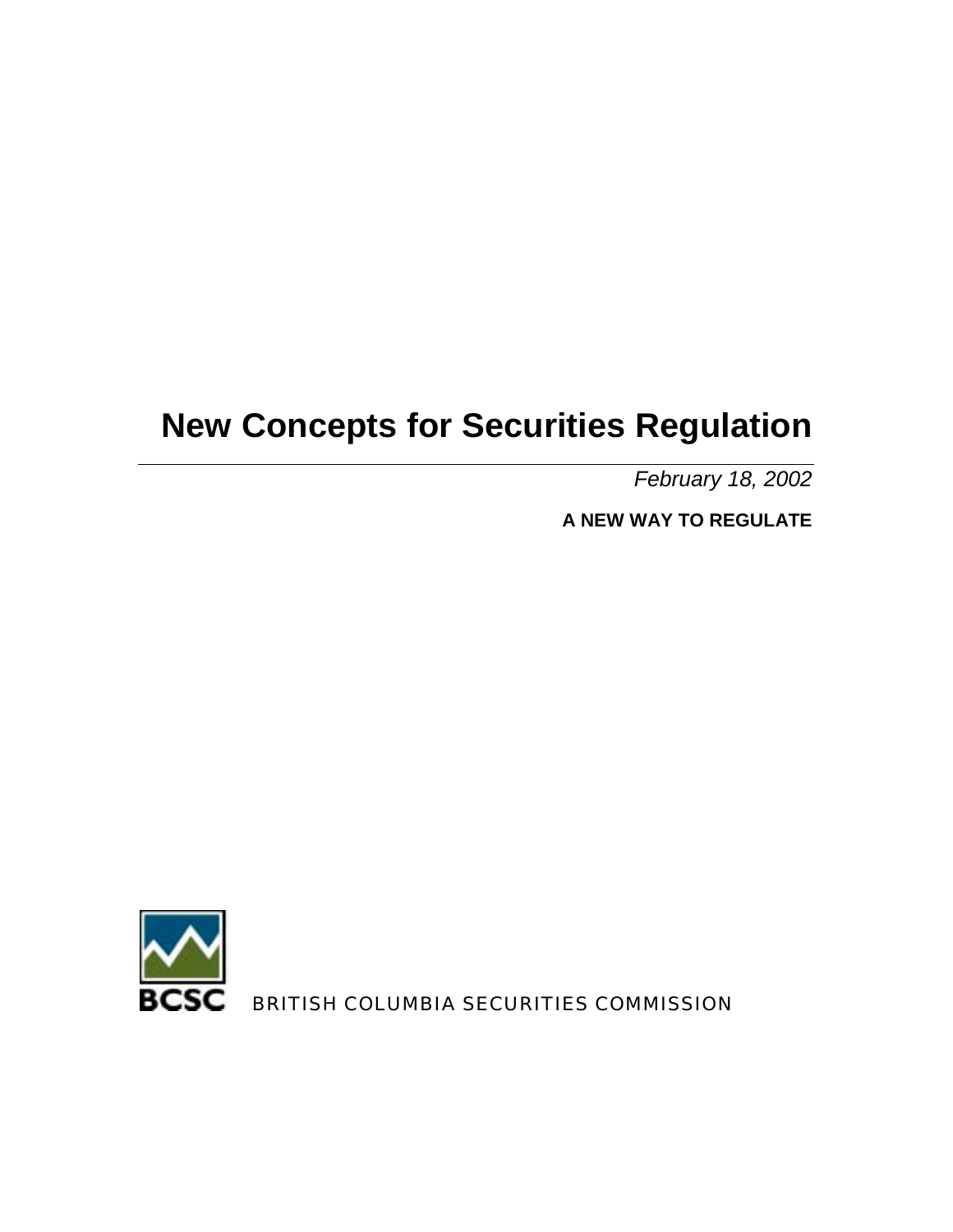# New Concepts for Securities Regulation

*February 18, 2002*

**A NEW WAY TO REGULATE**

BCSC BRITISH COLUMBIA SECURITIES COMMISSION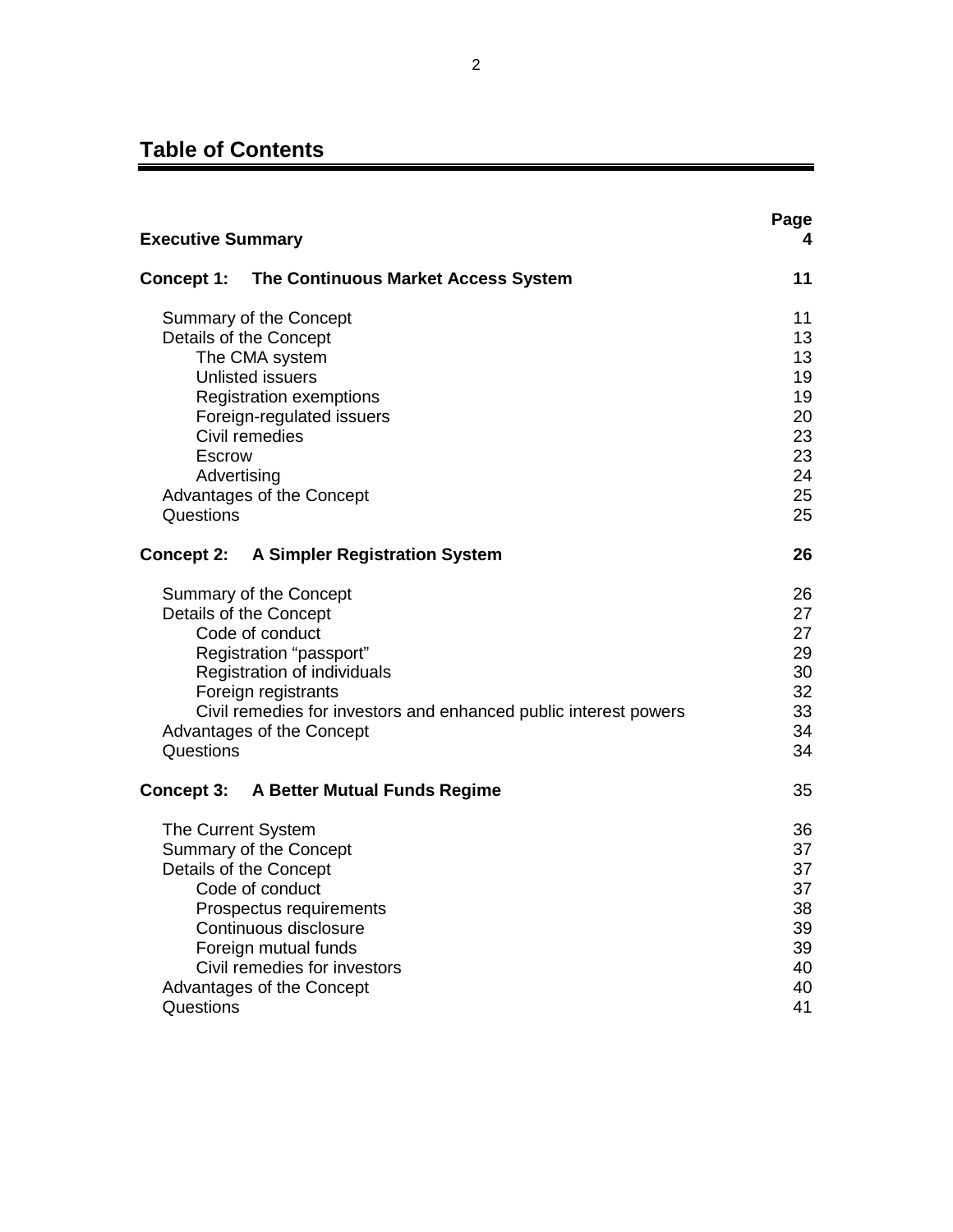## Table of Contents

| | Page |
|---|---|
| **Executive Summary** | **4** |
| **Concept 1: The Continuous Market Access System** | **11** |
| Summary of the Concept | 11 |
| Details of the Concept | 13 |
| The CMA system | 13 |
| Unlisted issuers | 19 |
| Registration exemptions | 19 |
| Foreign-regulated issuers | 20 |
| Civil remedies | 23 |
| Escrow | 23 |
| Advertising | 24 |
| Advantages of the Concept | 25 |
| Questions | 25 |
| **Concept 2: A Simpler Registration System** | **26** |
| Summary of the Concept | 26 |
| Details of the Concept | 27 |
| Code of conduct | 27 |
| Registration "passport" | 29 |
| Registration of individuals | 30 |
| Foreign registrants | 32 |
| Civil remedies for investors and enhanced public interest powers | 33 |
| Advantages of the Concept | 34 |
| Questions | 34 |
| **Concept 3: A Better Mutual Funds Regime** | 35 |
| The Current System | 36 |
| Summary of the Concept | 37 |
| Details of the Concept | 37 |
| Code of conduct | 37 |
| Prospectus requirements | 38 |
| Continuous disclosure | 39 |
| Foreign mutual funds | 39 |
| Civil remedies for investors | 40 |
| Advantages of the Concept | 40 |
| Questions | 41 |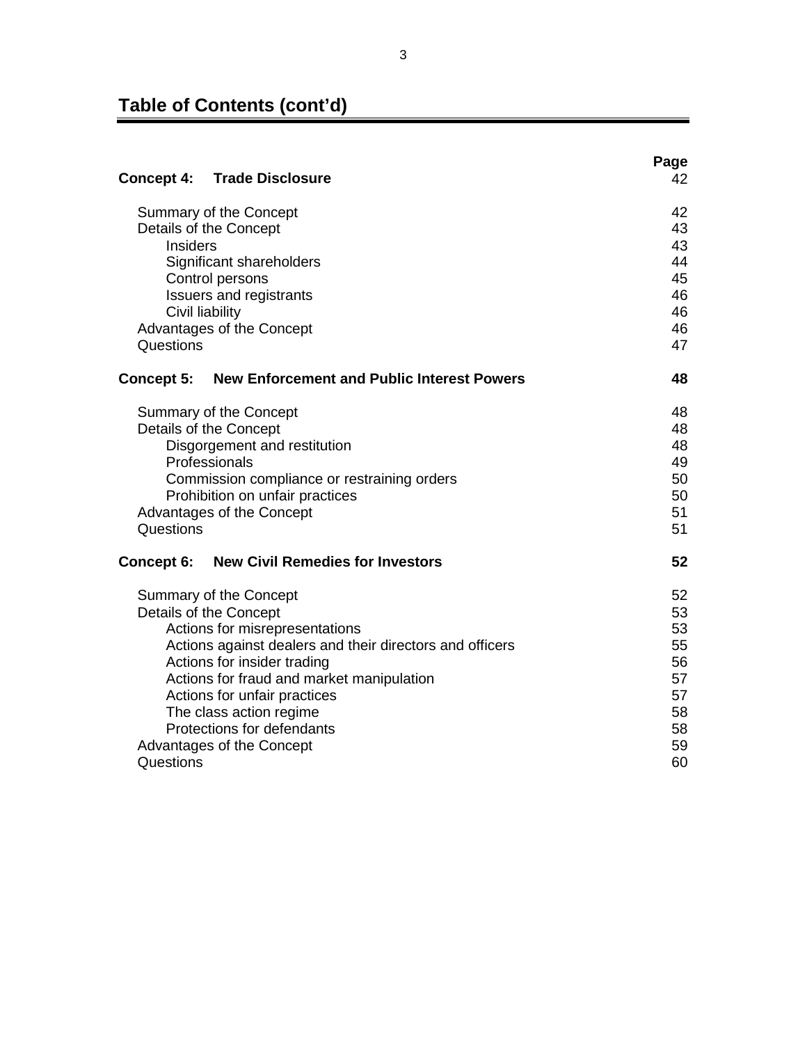## Table of Contents (cont'd)

| | Page |
|---|---|
| **Concept 4: Trade Disclosure** | 42 |
| Summary of the Concept | 42 |
| Details of the Concept | 43 |
| Insiders | 43 |
| Significant shareholders | 44 |
| Control persons | 45 |
| Issuers and registrants | 46 |
| Civil liability | 46 |
| Advantages of the Concept | 46 |
| Questions | 47 |
| **Concept 5: New Enforcement and Public Interest Powers** | **48** |
| Summary of the Concept | 48 |
| Details of the Concept | 48 |
| Disgorgement and restitution | 48 |
| Professionals | 49 |
| Commission compliance or restraining orders | 50 |
| Prohibition on unfair practices | 50 |
| Advantages of the Concept | 51 |
| Questions | 51 |
| **Concept 6: New Civil Remedies for Investors** | **52** |
| Summary of the Concept | 52 |
| Details of the Concept | 53 |
| Actions for misrepresentations | 53 |
| Actions against dealers and their directors and officers | 55 |
| Actions for insider trading | 56 |
| Actions for fraud and market manipulation | 57 |
| Actions for unfair practices | 57 |
| The class action regime | 58 |
| Protections for defendants | 58 |
| Advantages of the Concept | 59 |
| Questions | 60 |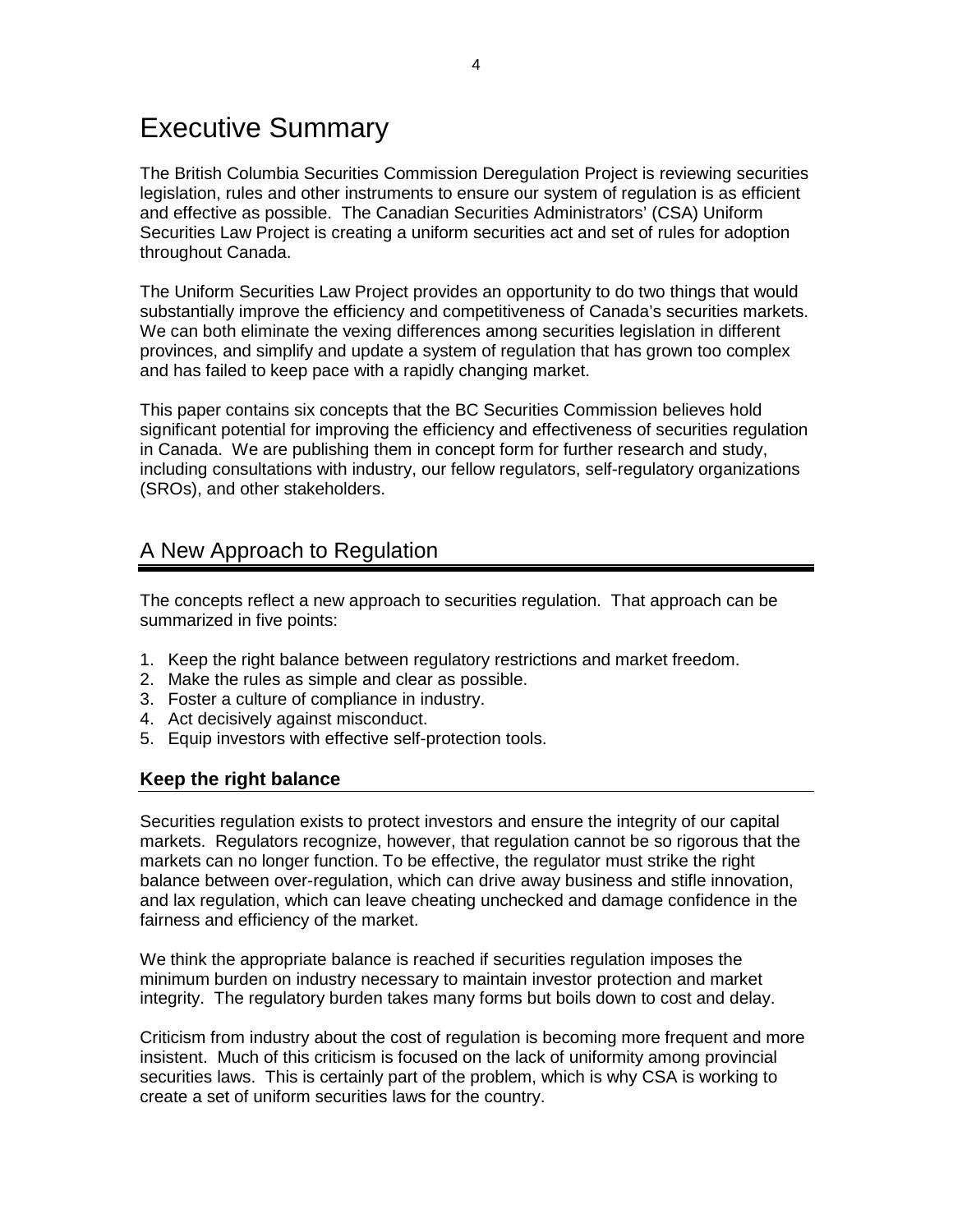# Executive Summary

The British Columbia Securities Commission Deregulation Project is reviewing securities legislation, rules and other instruments to ensure our system of regulation is as efficient and effective as possible. The Canadian Securities Administrators' (CSA) Uniform Securities Law Project is creating a uniform securities act and set of rules for adoption throughout Canada.

The Uniform Securities Law Project provides an opportunity to do two things that would substantially improve the efficiency and competitiveness of Canada's securities markets. We can both eliminate the vexing differences among securities legislation in different provinces, and simplify and update a system of regulation that has grown too complex and has failed to keep pace with a rapidly changing market.

This paper contains six concepts that the BC Securities Commission believes hold significant potential for improving the efficiency and effectiveness of securities regulation in Canada. We are publishing them in concept form for further research and study, including consultations with industry, our fellow regulators, self-regulatory organizations (SROs), and other stakeholders.

## A New Approach to Regulation

The concepts reflect a new approach to securities regulation. That approach can be summarized in five points:

1. Keep the right balance between regulatory restrictions and market freedom.
2. Make the rules as simple and clear as possible.
3. Foster a culture of compliance in industry.
4. Act decisively against misconduct.
5. Equip investors with effective self-protection tools.

### Keep the right balance

Securities regulation exists to protect investors and ensure the integrity of our capital markets. Regulators recognize, however, that regulation cannot be so rigorous that the markets can no longer function. To be effective, the regulator must strike the right balance between over-regulation, which can drive away business and stifle innovation, and lax regulation, which can leave cheating unchecked and damage confidence in the fairness and efficiency of the market.

We think the appropriate balance is reached if securities regulation imposes the minimum burden on industry necessary to maintain investor protection and market integrity. The regulatory burden takes many forms but boils down to cost and delay.

Criticism from industry about the cost of regulation is becoming more frequent and more insistent. Much of this criticism is focused on the lack of uniformity among provincial securities laws. This is certainly part of the problem, which is why CSA is working to create a set of uniform securities laws for the country.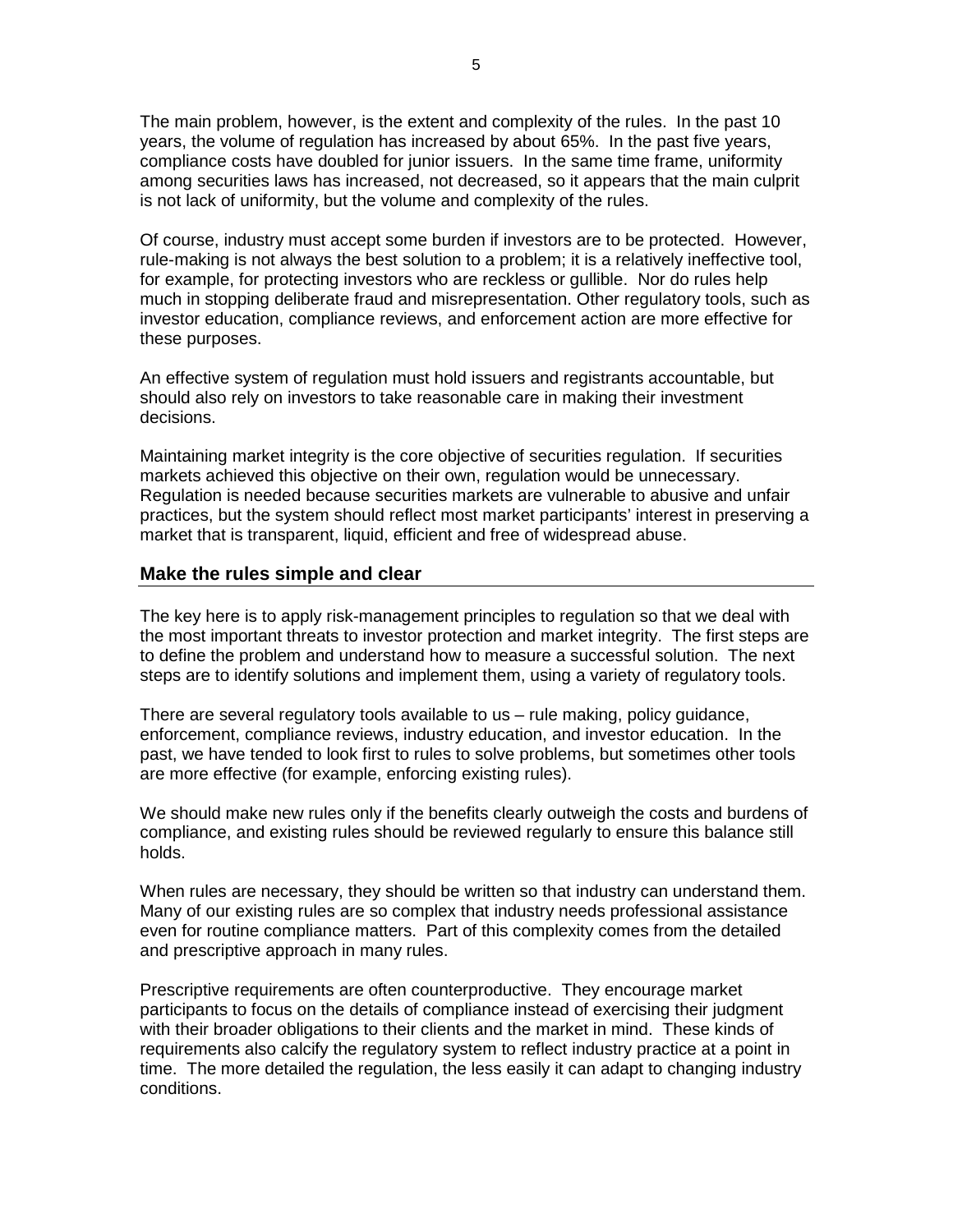The main problem, however, is the extent and complexity of the rules. In the past 10 years, the volume of regulation has increased by about 65%. In the past five years, compliance costs have doubled for junior issuers. In the same time frame, uniformity among securities laws has increased, not decreased, so it appears that the main culprit is not lack of uniformity, but the volume and complexity of the rules.

Of course, industry must accept some burden if investors are to be protected. However, rule-making is not always the best solution to a problem; it is a relatively ineffective tool, for example, for protecting investors who are reckless or gullible. Nor do rules help much in stopping deliberate fraud and misrepresentation. Other regulatory tools, such as investor education, compliance reviews, and enforcement action are more effective for these purposes.

An effective system of regulation must hold issuers and registrants accountable, but should also rely on investors to take reasonable care in making their investment decisions.

Maintaining market integrity is the core objective of securities regulation. If securities markets achieved this objective on their own, regulation would be unnecessary. Regulation is needed because securities markets are vulnerable to abusive and unfair practices, but the system should reflect most market participants' interest in preserving a market that is transparent, liquid, efficient and free of widespread abuse.

## Make the rules simple and clear

The key here is to apply risk-management principles to regulation so that we deal with the most important threats to investor protection and market integrity. The first steps are to define the problem and understand how to measure a successful solution. The next steps are to identify solutions and implement them, using a variety of regulatory tools.

There are several regulatory tools available to us – rule making, policy guidance, enforcement, compliance reviews, industry education, and investor education. In the past, we have tended to look first to rules to solve problems, but sometimes other tools are more effective (for example, enforcing existing rules).

We should make new rules only if the benefits clearly outweigh the costs and burdens of compliance, and existing rules should be reviewed regularly to ensure this balance still holds.

When rules are necessary, they should be written so that industry can understand them. Many of our existing rules are so complex that industry needs professional assistance even for routine compliance matters. Part of this complexity comes from the detailed and prescriptive approach in many rules.

Prescriptive requirements are often counterproductive. They encourage market participants to focus on the details of compliance instead of exercising their judgment with their broader obligations to their clients and the market in mind. These kinds of requirements also calcify the regulatory system to reflect industry practice at a point in time. The more detailed the regulation, the less easily it can adapt to changing industry conditions.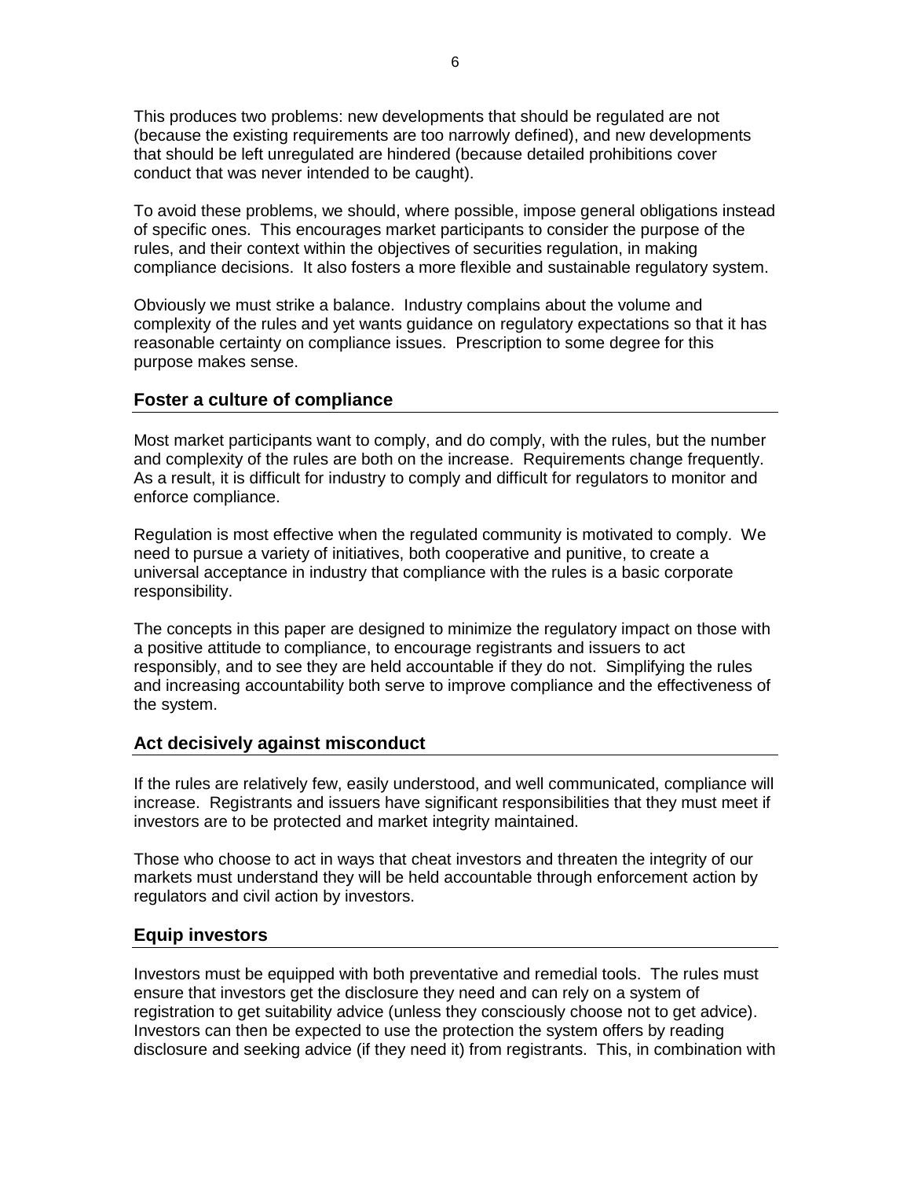This produces two problems: new developments that should be regulated are not (because the existing requirements are too narrowly defined), and new developments that should be left unregulated are hindered (because detailed prohibitions cover conduct that was never intended to be caught).

To avoid these problems, we should, where possible, impose general obligations instead of specific ones. This encourages market participants to consider the purpose of the rules, and their context within the objectives of securities regulation, in making compliance decisions. It also fosters a more flexible and sustainable regulatory system.

Obviously we must strike a balance. Industry complains about the volume and complexity of the rules and yet wants guidance on regulatory expectations so that it has reasonable certainty on compliance issues. Prescription to some degree for this purpose makes sense.

## Foster a culture of compliance

Most market participants want to comply, and do comply, with the rules, but the number and complexity of the rules are both on the increase. Requirements change frequently. As a result, it is difficult for industry to comply and difficult for regulators to monitor and enforce compliance.

Regulation is most effective when the regulated community is motivated to comply. We need to pursue a variety of initiatives, both cooperative and punitive, to create a universal acceptance in industry that compliance with the rules is a basic corporate responsibility.

The concepts in this paper are designed to minimize the regulatory impact on those with a positive attitude to compliance, to encourage registrants and issuers to act responsibly, and to see they are held accountable if they do not. Simplifying the rules and increasing accountability both serve to improve compliance and the effectiveness of the system.

## Act decisively against misconduct

If the rules are relatively few, easily understood, and well communicated, compliance will increase. Registrants and issuers have significant responsibilities that they must meet if investors are to be protected and market integrity maintained.

Those who choose to act in ways that cheat investors and threaten the integrity of our markets must understand they will be held accountable through enforcement action by regulators and civil action by investors.

## Equip investors

Investors must be equipped with both preventative and remedial tools. The rules must ensure that investors get the disclosure they need and can rely on a system of registration to get suitability advice (unless they consciously choose not to get advice). Investors can then be expected to use the protection the system offers by reading disclosure and seeking advice (if they need it) from registrants. This, in combination with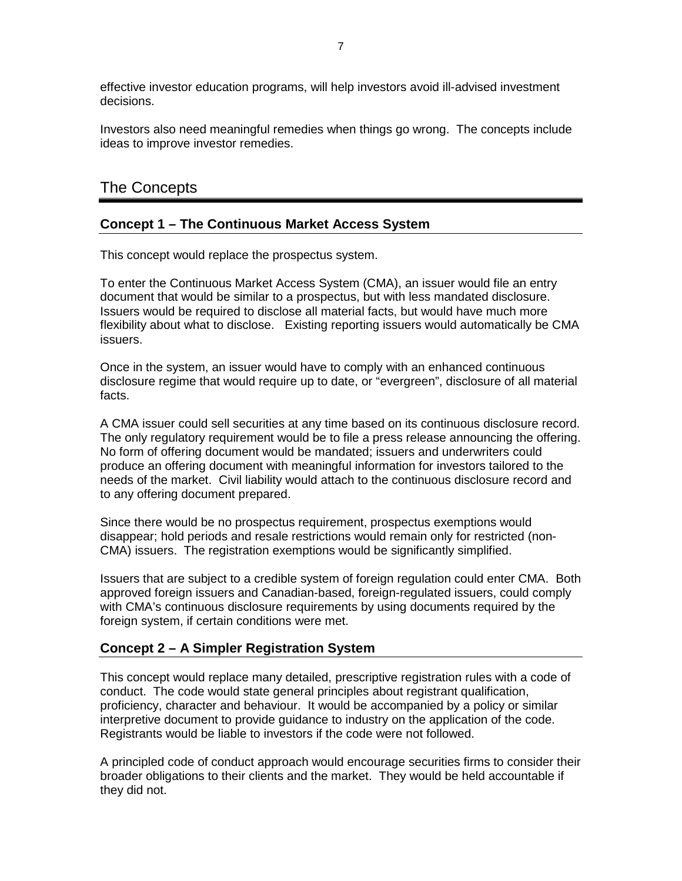effective investor education programs, will help investors avoid ill-advised investment decisions.

Investors also need meaningful remedies when things go wrong. The concepts include ideas to improve investor remedies.

## The Concepts

### Concept 1 – The Continuous Market Access System

This concept would replace the prospectus system.

To enter the Continuous Market Access System (CMA), an issuer would file an entry document that would be similar to a prospectus, but with less mandated disclosure. Issuers would be required to disclose all material facts, but would have much more flexibility about what to disclose. Existing reporting issuers would automatically be CMA issuers.

Once in the system, an issuer would have to comply with an enhanced continuous disclosure regime that would require up to date, or "evergreen", disclosure of all material facts.

A CMA issuer could sell securities at any time based on its continuous disclosure record. The only regulatory requirement would be to file a press release announcing the offering. No form of offering document would be mandated; issuers and underwriters could produce an offering document with meaningful information for investors tailored to the needs of the market. Civil liability would attach to the continuous disclosure record and to any offering document prepared.

Since there would be no prospectus requirement, prospectus exemptions would disappear; hold periods and resale restrictions would remain only for restricted (non-CMA) issuers. The registration exemptions would be significantly simplified.

Issuers that are subject to a credible system of foreign regulation could enter CMA. Both approved foreign issuers and Canadian-based, foreign-regulated issuers, could comply with CMA's continuous disclosure requirements by using documents required by the foreign system, if certain conditions were met.

### Concept 2 – A Simpler Registration System

This concept would replace many detailed, prescriptive registration rules with a code of conduct. The code would state general principles about registrant qualification, proficiency, character and behaviour. It would be accompanied by a policy or similar interpretive document to provide guidance to industry on the application of the code. Registrants would be liable to investors if the code were not followed.

A principled code of conduct approach would encourage securities firms to consider their broader obligations to their clients and the market. They would be held accountable if they did not.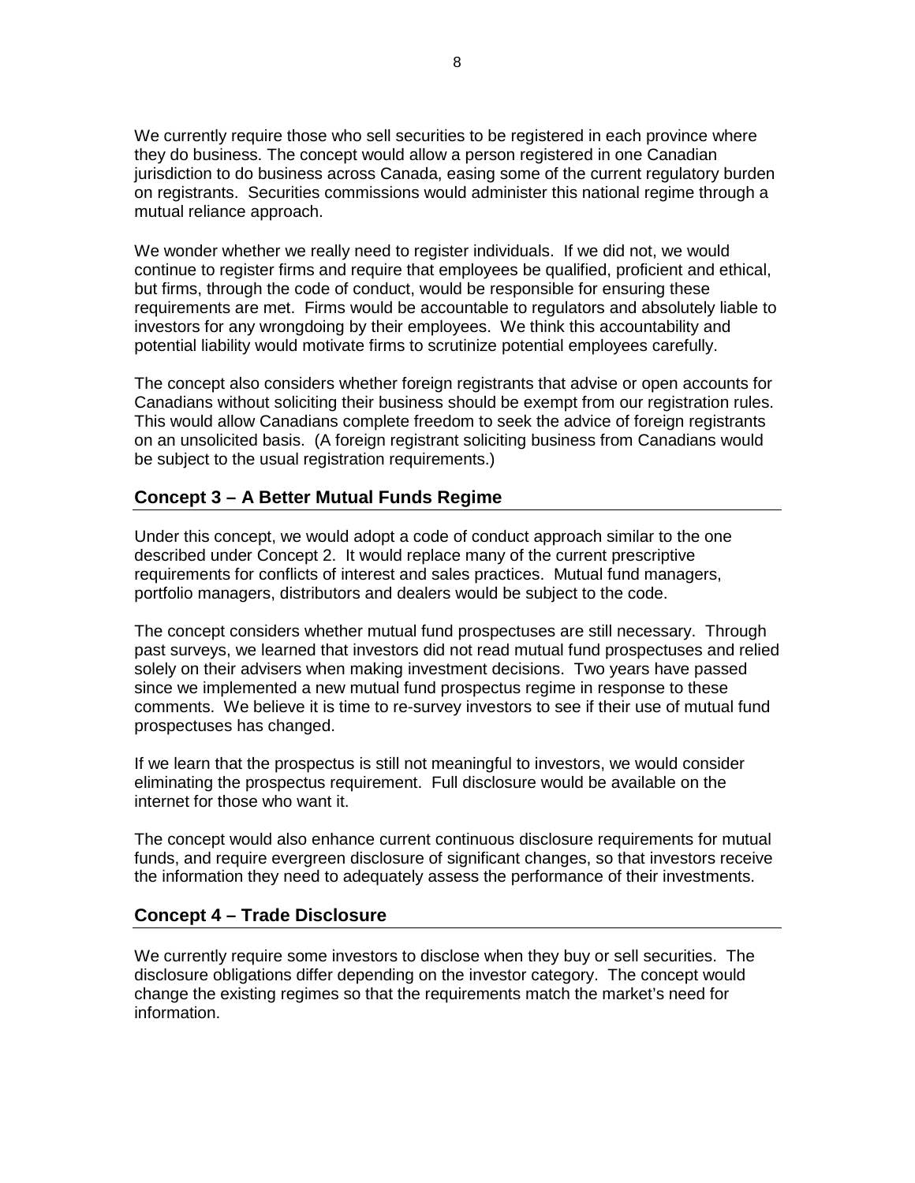We currently require those who sell securities to be registered in each province where they do business. The concept would allow a person registered in one Canadian jurisdiction to do business across Canada, easing some of the current regulatory burden on registrants. Securities commissions would administer this national regime through a mutual reliance approach.

We wonder whether we really need to register individuals. If we did not, we would continue to register firms and require that employees be qualified, proficient and ethical, but firms, through the code of conduct, would be responsible for ensuring these requirements are met. Firms would be accountable to regulators and absolutely liable to investors for any wrongdoing by their employees. We think this accountability and potential liability would motivate firms to scrutinize potential employees carefully.

The concept also considers whether foreign registrants that advise or open accounts for Canadians without soliciting their business should be exempt from our registration rules. This would allow Canadians complete freedom to seek the advice of foreign registrants on an unsolicited basis. (A foreign registrant soliciting business from Canadians would be subject to the usual registration requirements.)

## Concept 3 – A Better Mutual Funds Regime

Under this concept, we would adopt a code of conduct approach similar to the one described under Concept 2. It would replace many of the current prescriptive requirements for conflicts of interest and sales practices. Mutual fund managers, portfolio managers, distributors and dealers would be subject to the code.

The concept considers whether mutual fund prospectuses are still necessary. Through past surveys, we learned that investors did not read mutual fund prospectuses and relied solely on their advisers when making investment decisions. Two years have passed since we implemented a new mutual fund prospectus regime in response to these comments. We believe it is time to re-survey investors to see if their use of mutual fund prospectuses has changed.

If we learn that the prospectus is still not meaningful to investors, we would consider eliminating the prospectus requirement. Full disclosure would be available on the internet for those who want it.

The concept would also enhance current continuous disclosure requirements for mutual funds, and require evergreen disclosure of significant changes, so that investors receive the information they need to adequately assess the performance of their investments.

## Concept 4 – Trade Disclosure

We currently require some investors to disclose when they buy or sell securities. The disclosure obligations differ depending on the investor category. The concept would change the existing regimes so that the requirements match the market's need for information.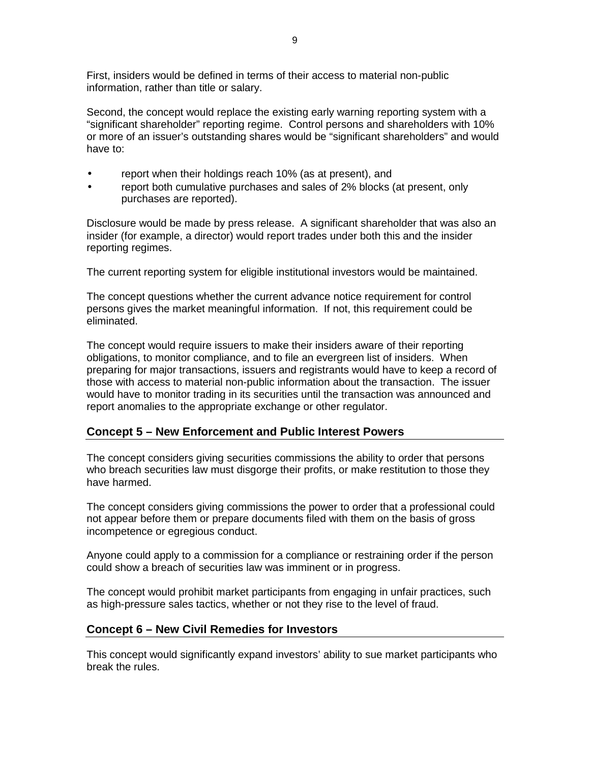First, insiders would be defined in terms of their access to material non-public information, rather than title or salary.

Second, the concept would replace the existing early warning reporting system with a "significant shareholder" reporting regime. Control persons and shareholders with 10% or more of an issuer's outstanding shares would be "significant shareholders" and would have to:

- report when their holdings reach 10% (as at present), and
- report both cumulative purchases and sales of 2% blocks (at present, only purchases are reported).

Disclosure would be made by press release. A significant shareholder that was also an insider (for example, a director) would report trades under both this and the insider reporting regimes.

The current reporting system for eligible institutional investors would be maintained.

The concept questions whether the current advance notice requirement for control persons gives the market meaningful information. If not, this requirement could be eliminated.

The concept would require issuers to make their insiders aware of their reporting obligations, to monitor compliance, and to file an evergreen list of insiders. When preparing for major transactions, issuers and registrants would have to keep a record of those with access to material non-public information about the transaction. The issuer would have to monitor trading in its securities until the transaction was announced and report anomalies to the appropriate exchange or other regulator.

## Concept 5 – New Enforcement and Public Interest Powers

The concept considers giving securities commissions the ability to order that persons who breach securities law must disgorge their profits, or make restitution to those they have harmed.

The concept considers giving commissions the power to order that a professional could not appear before them or prepare documents filed with them on the basis of gross incompetence or egregious conduct.

Anyone could apply to a commission for a compliance or restraining order if the person could show a breach of securities law was imminent or in progress.

The concept would prohibit market participants from engaging in unfair practices, such as high-pressure sales tactics, whether or not they rise to the level of fraud.

## Concept 6 – New Civil Remedies for Investors

This concept would significantly expand investors' ability to sue market participants who break the rules.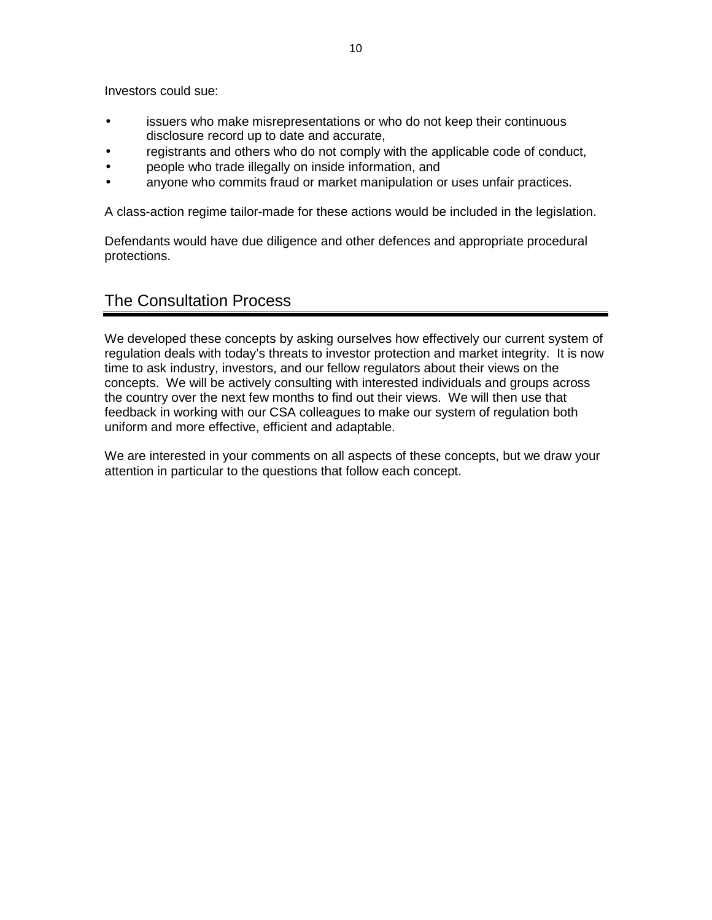Investors could sue:

- issuers who make misrepresentations or who do not keep their continuous disclosure record up to date and accurate,
- registrants and others who do not comply with the applicable code of conduct,
- people who trade illegally on inside information, and
- anyone who commits fraud or market manipulation or uses unfair practices.

A class-action regime tailor-made for these actions would be included in the legislation.

Defendants would have due diligence and other defences and appropriate procedural protections.

## The Consultation Process

We developed these concepts by asking ourselves how effectively our current system of regulation deals with today's threats to investor protection and market integrity. It is now time to ask industry, investors, and our fellow regulators about their views on the concepts. We will be actively consulting with interested individuals and groups across the country over the next few months to find out their views. We will then use that feedback in working with our CSA colleagues to make our system of regulation both uniform and more effective, efficient and adaptable.

We are interested in your comments on all aspects of these concepts, but we draw your attention in particular to the questions that follow each concept.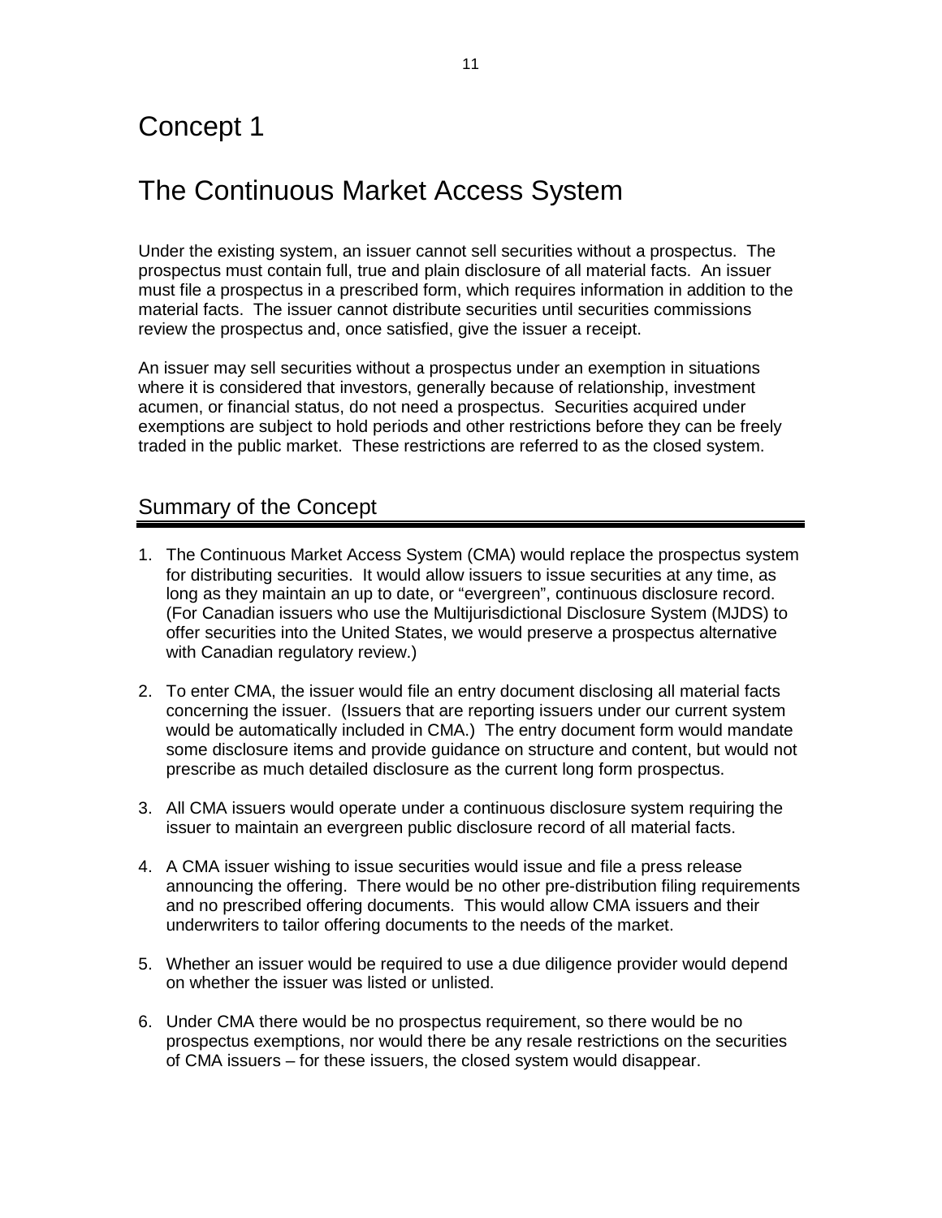# Concept 1

# The Continuous Market Access System

Under the existing system, an issuer cannot sell securities without a prospectus. The prospectus must contain full, true and plain disclosure of all material facts. An issuer must file a prospectus in a prescribed form, which requires information in addition to the material facts. The issuer cannot distribute securities until securities commissions review the prospectus and, once satisfied, give the issuer a receipt.

An issuer may sell securities without a prospectus under an exemption in situations where it is considered that investors, generally because of relationship, investment acumen, or financial status, do not need a prospectus. Securities acquired under exemptions are subject to hold periods and other restrictions before they can be freely traded in the public market. These restrictions are referred to as the closed system.

## Summary of the Concept

1. The Continuous Market Access System (CMA) would replace the prospectus system for distributing securities. It would allow issuers to issue securities at any time, as long as they maintain an up to date, or "evergreen", continuous disclosure record. (For Canadian issuers who use the Multijurisdictional Disclosure System (MJDS) to offer securities into the United States, we would preserve a prospectus alternative with Canadian regulatory review.)

2. To enter CMA, the issuer would file an entry document disclosing all material facts concerning the issuer. (Issuers that are reporting issuers under our current system would be automatically included in CMA.) The entry document form would mandate some disclosure items and provide guidance on structure and content, but would not prescribe as much detailed disclosure as the current long form prospectus.

3. All CMA issuers would operate under a continuous disclosure system requiring the issuer to maintain an evergreen public disclosure record of all material facts.

4. A CMA issuer wishing to issue securities would issue and file a press release announcing the offering. There would be no other pre-distribution filing requirements and no prescribed offering documents. This would allow CMA issuers and their underwriters to tailor offering documents to the needs of the market.

5. Whether an issuer would be required to use a due diligence provider would depend on whether the issuer was listed or unlisted.

6. Under CMA there would be no prospectus requirement, so there would be no prospectus exemptions, nor would there be any resale restrictions on the securities of CMA issuers – for these issuers, the closed system would disappear.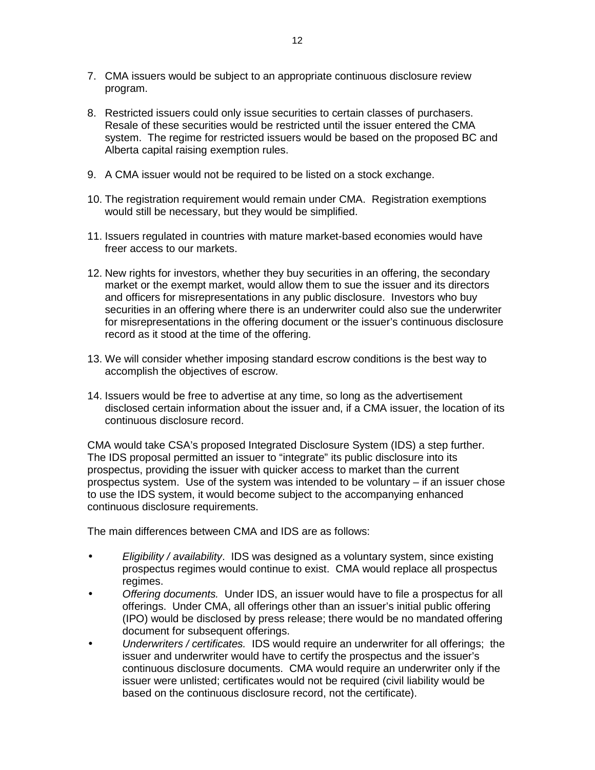7. CMA issuers would be subject to an appropriate continuous disclosure review program.

8. Restricted issuers could only issue securities to certain classes of purchasers. Resale of these securities would be restricted until the issuer entered the CMA system. The regime for restricted issuers would be based on the proposed BC and Alberta capital raising exemption rules.

9. A CMA issuer would not be required to be listed on a stock exchange.

10. The registration requirement would remain under CMA. Registration exemptions would still be necessary, but they would be simplified.

11. Issuers regulated in countries with mature market-based economies would have freer access to our markets.

12. New rights for investors, whether they buy securities in an offering, the secondary market or the exempt market, would allow them to sue the issuer and its directors and officers for misrepresentations in any public disclosure. Investors who buy securities in an offering where there is an underwriter could also sue the underwriter for misrepresentations in the offering document or the issuer's continuous disclosure record as it stood at the time of the offering.

13. We will consider whether imposing standard escrow conditions is the best way to accomplish the objectives of escrow.

14. Issuers would be free to advertise at any time, so long as the advertisement disclosed certain information about the issuer and, if a CMA issuer, the location of its continuous disclosure record.

CMA would take CSA's proposed Integrated Disclosure System (IDS) a step further. The IDS proposal permitted an issuer to "integrate" its public disclosure into its prospectus, providing the issuer with quicker access to market than the current prospectus system. Use of the system was intended to be voluntary – if an issuer chose to use the IDS system, it would become subject to the accompanying enhanced continuous disclosure requirements.

The main differences between CMA and IDS are as follows:

- *Eligibility / availability*. IDS was designed as a voluntary system, since existing prospectus regimes would continue to exist. CMA would replace all prospectus regimes.
- *Offering documents.* Under IDS, an issuer would have to file a prospectus for all offerings. Under CMA, all offerings other than an issuer's initial public offering (IPO) would be disclosed by press release; there would be no mandated offering document for subsequent offerings.
- *Underwriters / certificates.* IDS would require an underwriter for all offerings; the issuer and underwriter would have to certify the prospectus and the issuer's continuous disclosure documents. CMA would require an underwriter only if the issuer were unlisted; certificates would not be required (civil liability would be based on the continuous disclosure record, not the certificate).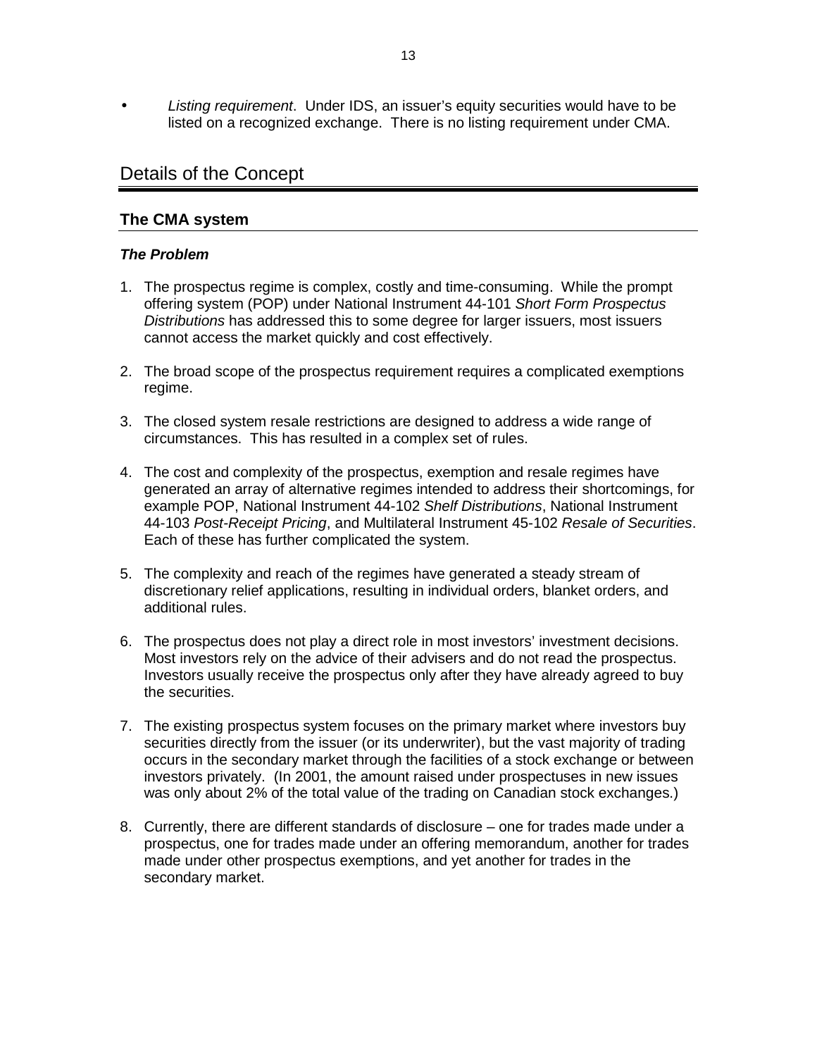- *Listing requirement*. Under IDS, an issuer's equity securities would have to be listed on a recognized exchange. There is no listing requirement under CMA.

# Details of the Concept

## The CMA system

### *The Problem*

1. The prospectus regime is complex, costly and time-consuming. While the prompt offering system (POP) under National Instrument 44-101 *Short Form Prospectus Distributions* has addressed this to some degree for larger issuers, most issuers cannot access the market quickly and cost effectively.

2. The broad scope of the prospectus requirement requires a complicated exemptions regime.

3. The closed system resale restrictions are designed to address a wide range of circumstances. This has resulted in a complex set of rules.

4. The cost and complexity of the prospectus, exemption and resale regimes have generated an array of alternative regimes intended to address their shortcomings, for example POP, National Instrument 44-102 *Shelf Distributions*, National Instrument 44-103 *Post-Receipt Pricing*, and Multilateral Instrument 45-102 *Resale of Securities*. Each of these has further complicated the system.

5. The complexity and reach of the regimes have generated a steady stream of discretionary relief applications, resulting in individual orders, blanket orders, and additional rules.

6. The prospectus does not play a direct role in most investors' investment decisions. Most investors rely on the advice of their advisers and do not read the prospectus. Investors usually receive the prospectus only after they have already agreed to buy the securities.

7. The existing prospectus system focuses on the primary market where investors buy securities directly from the issuer (or its underwriter), but the vast majority of trading occurs in the secondary market through the facilities of a stock exchange or between investors privately. (In 2001, the amount raised under prospectuses in new issues was only about 2% of the total value of the trading on Canadian stock exchanges.)

8. Currently, there are different standards of disclosure – one for trades made under a prospectus, one for trades made under an offering memorandum, another for trades made under other prospectus exemptions, and yet another for trades in the secondary market.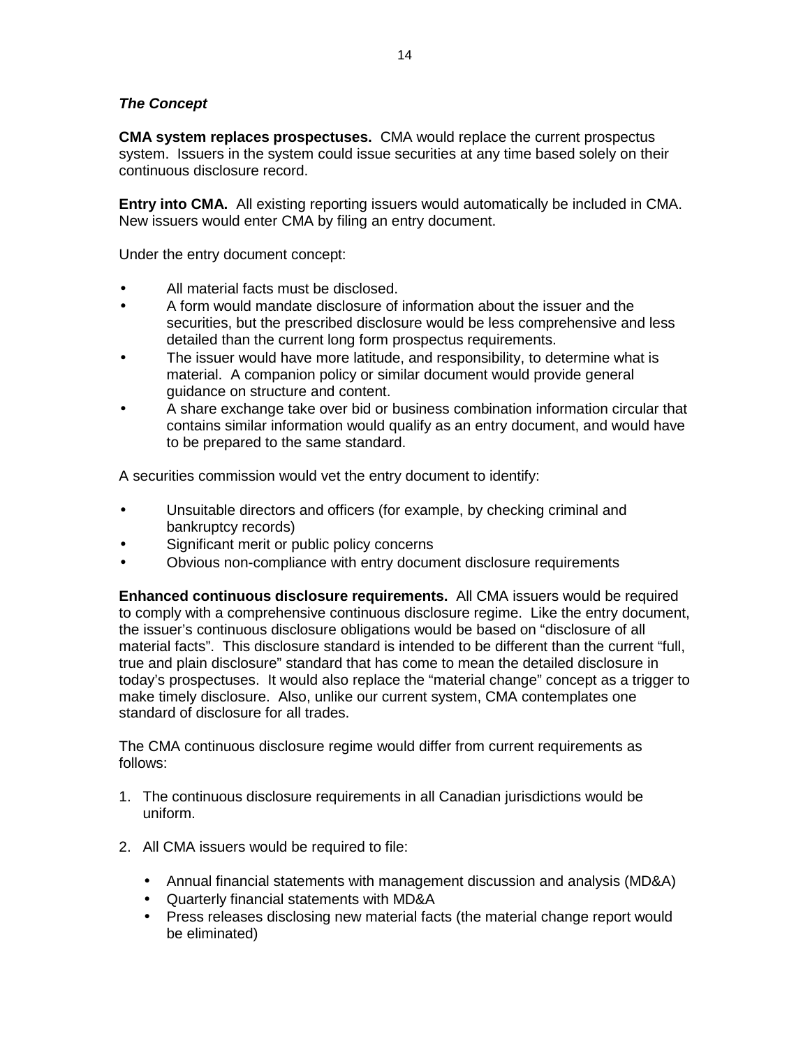### *The Concept*

**CMA system replaces prospectuses.** CMA would replace the current prospectus system. Issuers in the system could issue securities at any time based solely on their continuous disclosure record.

**Entry into CMA.** All existing reporting issuers would automatically be included in CMA. New issuers would enter CMA by filing an entry document.

Under the entry document concept:

- All material facts must be disclosed.
- A form would mandate disclosure of information about the issuer and the securities, but the prescribed disclosure would be less comprehensive and less detailed than the current long form prospectus requirements.
- The issuer would have more latitude, and responsibility, to determine what is material. A companion policy or similar document would provide general guidance on structure and content.
- A share exchange take over bid or business combination information circular that contains similar information would qualify as an entry document, and would have to be prepared to the same standard.

A securities commission would vet the entry document to identify:

- Unsuitable directors and officers (for example, by checking criminal and bankruptcy records)
- Significant merit or public policy concerns
- Obvious non-compliance with entry document disclosure requirements

**Enhanced continuous disclosure requirements.** All CMA issuers would be required to comply with a comprehensive continuous disclosure regime. Like the entry document, the issuer's continuous disclosure obligations would be based on "disclosure of all material facts". This disclosure standard is intended to be different than the current "full, true and plain disclosure" standard that has come to mean the detailed disclosure in today's prospectuses. It would also replace the "material change" concept as a trigger to make timely disclosure. Also, unlike our current system, CMA contemplates one standard of disclosure for all trades.

The CMA continuous disclosure regime would differ from current requirements as follows:

1. The continuous disclosure requirements in all Canadian jurisdictions would be uniform.

2. All CMA issuers would be required to file:

   - Annual financial statements with management discussion and analysis (MD&A)
   - Quarterly financial statements with MD&A
   - Press releases disclosing new material facts (the material change report would be eliminated)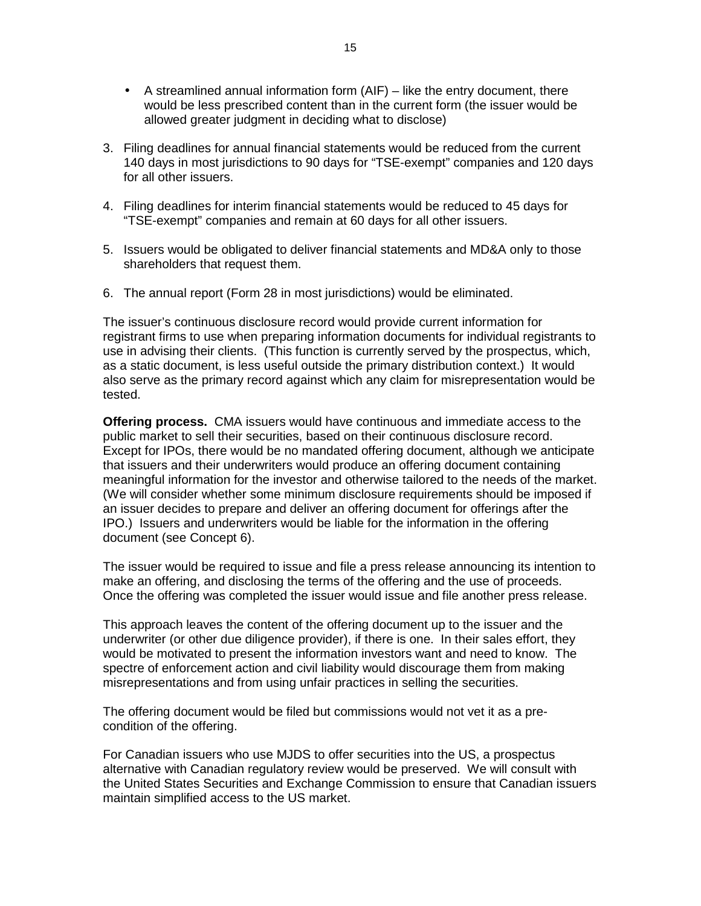- A streamlined annual information form (AIF) – like the entry document, there would be less prescribed content than in the current form (the issuer would be allowed greater judgment in deciding what to disclose)

3. Filing deadlines for annual financial statements would be reduced from the current 140 days in most jurisdictions to 90 days for "TSE-exempt" companies and 120 days for all other issuers.

4. Filing deadlines for interim financial statements would be reduced to 45 days for "TSE-exempt" companies and remain at 60 days for all other issuers.

5. Issuers would be obligated to deliver financial statements and MD&A only to those shareholders that request them.

6. The annual report (Form 28 in most jurisdictions) would be eliminated.

The issuer's continuous disclosure record would provide current information for registrant firms to use when preparing information documents for individual registrants to use in advising their clients. (This function is currently served by the prospectus, which, as a static document, is less useful outside the primary distribution context.) It would also serve as the primary record against which any claim for misrepresentation would be tested.

**Offering process.** CMA issuers would have continuous and immediate access to the public market to sell their securities, based on their continuous disclosure record. Except for IPOs, there would be no mandated offering document, although we anticipate that issuers and their underwriters would produce an offering document containing meaningful information for the investor and otherwise tailored to the needs of the market. (We will consider whether some minimum disclosure requirements should be imposed if an issuer decides to prepare and deliver an offering document for offerings after the IPO.) Issuers and underwriters would be liable for the information in the offering document (see Concept 6).

The issuer would be required to issue and file a press release announcing its intention to make an offering, and disclosing the terms of the offering and the use of proceeds. Once the offering was completed the issuer would issue and file another press release.

This approach leaves the content of the offering document up to the issuer and the underwriter (or other due diligence provider), if there is one. In their sales effort, they would be motivated to present the information investors want and need to know. The spectre of enforcement action and civil liability would discourage them from making misrepresentations and from using unfair practices in selling the securities.

The offering document would be filed but commissions would not vet it as a pre-condition of the offering.

For Canadian issuers who use MJDS to offer securities into the US, a prospectus alternative with Canadian regulatory review would be preserved. We will consult with the United States Securities and Exchange Commission to ensure that Canadian issuers maintain simplified access to the US market.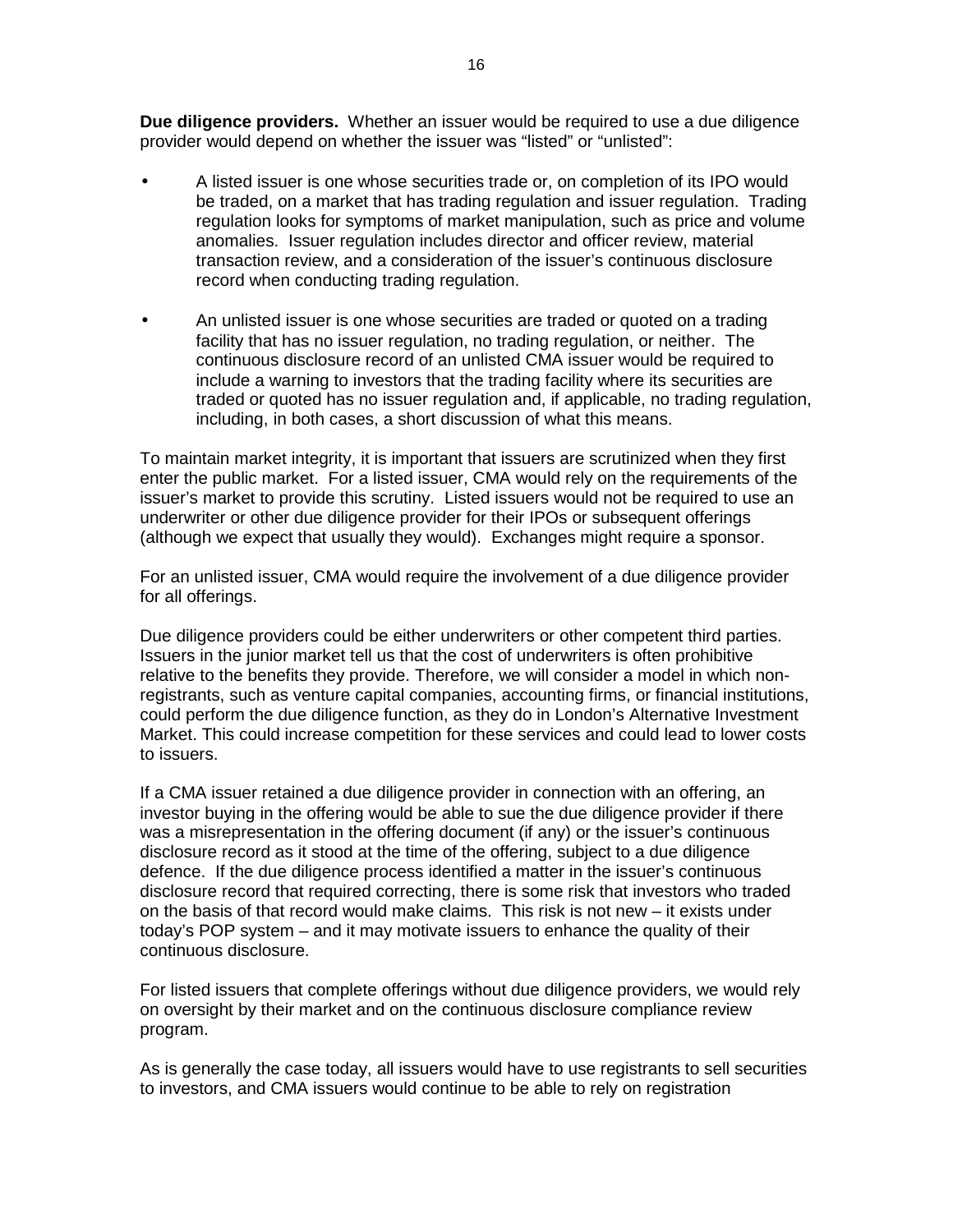**Due diligence providers.** Whether an issuer would be required to use a due diligence provider would depend on whether the issuer was "listed" or "unlisted":

- A listed issuer is one whose securities trade or, on completion of its IPO would be traded, on a market that has trading regulation and issuer regulation. Trading regulation looks for symptoms of market manipulation, such as price and volume anomalies. Issuer regulation includes director and officer review, material transaction review, and a consideration of the issuer's continuous disclosure record when conducting trading regulation.
- An unlisted issuer is one whose securities are traded or quoted on a trading facility that has no issuer regulation, no trading regulation, or neither. The continuous disclosure record of an unlisted CMA issuer would be required to include a warning to investors that the trading facility where its securities are traded or quoted has no issuer regulation and, if applicable, no trading regulation, including, in both cases, a short discussion of what this means.

To maintain market integrity, it is important that issuers are scrutinized when they first enter the public market. For a listed issuer, CMA would rely on the requirements of the issuer's market to provide this scrutiny. Listed issuers would not be required to use an underwriter or other due diligence provider for their IPOs or subsequent offerings (although we expect that usually they would). Exchanges might require a sponsor.

For an unlisted issuer, CMA would require the involvement of a due diligence provider for all offerings.

Due diligence providers could be either underwriters or other competent third parties. Issuers in the junior market tell us that the cost of underwriters is often prohibitive relative to the benefits they provide. Therefore, we will consider a model in which non-registrants, such as venture capital companies, accounting firms, or financial institutions, could perform the due diligence function, as they do in London's Alternative Investment Market. This could increase competition for these services and could lead to lower costs to issuers.

If a CMA issuer retained a due diligence provider in connection with an offering, an investor buying in the offering would be able to sue the due diligence provider if there was a misrepresentation in the offering document (if any) or the issuer's continuous disclosure record as it stood at the time of the offering, subject to a due diligence defence. If the due diligence process identified a matter in the issuer's continuous disclosure record that required correcting, there is some risk that investors who traded on the basis of that record would make claims. This risk is not new – it exists under today's POP system – and it may motivate issuers to enhance the quality of their continuous disclosure.

For listed issuers that complete offerings without due diligence providers, we would rely on oversight by their market and on the continuous disclosure compliance review program.

As is generally the case today, all issuers would have to use registrants to sell securities to investors, and CMA issuers would continue to be able to rely on registration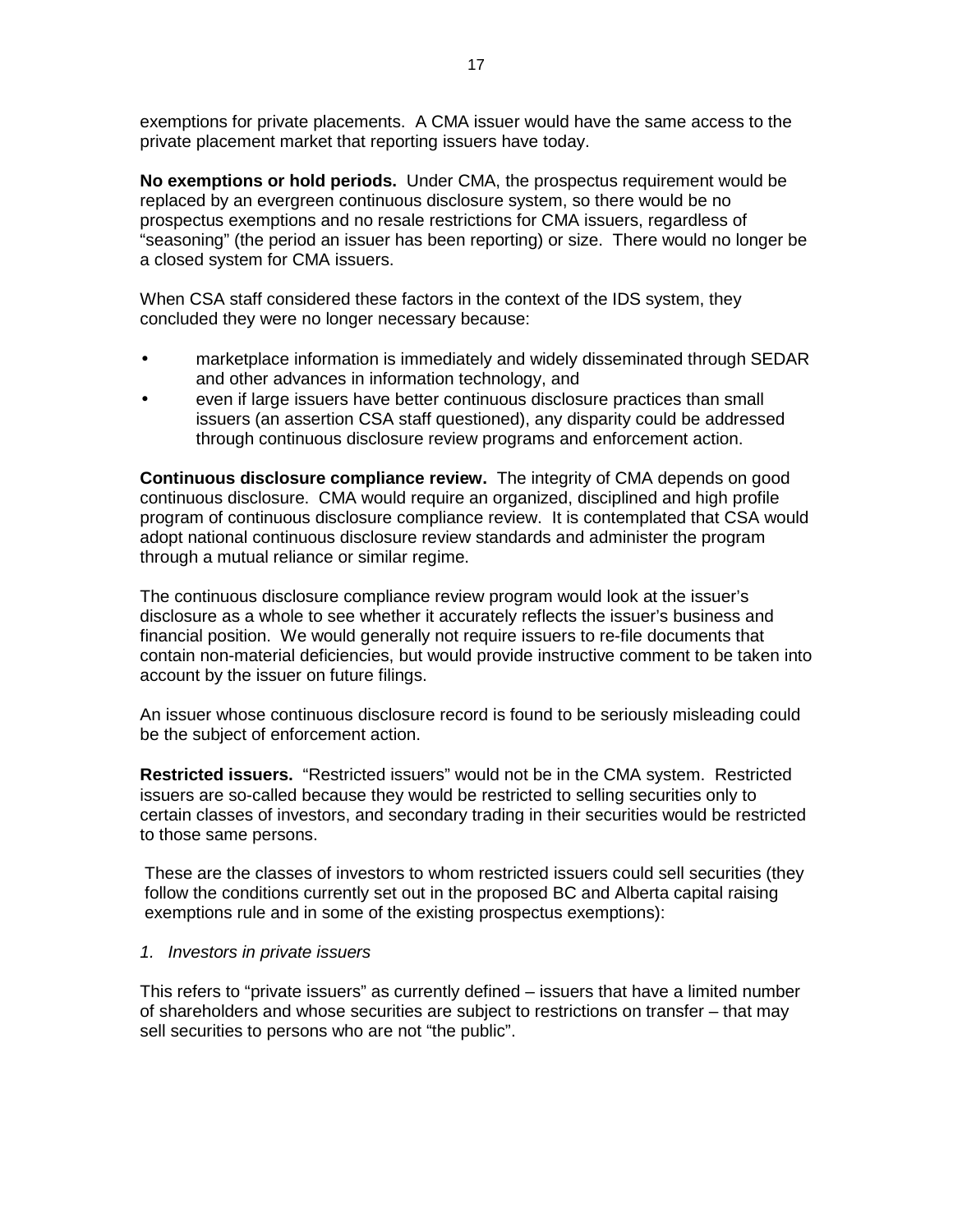exemptions for private placements. A CMA issuer would have the same access to the private placement market that reporting issuers have today.

**No exemptions or hold periods.** Under CMA, the prospectus requirement would be replaced by an evergreen continuous disclosure system, so there would be no prospectus exemptions and no resale restrictions for CMA issuers, regardless of "seasoning" (the period an issuer has been reporting) or size. There would no longer be a closed system for CMA issuers.

When CSA staff considered these factors in the context of the IDS system, they concluded they were no longer necessary because:

- marketplace information is immediately and widely disseminated through SEDAR and other advances in information technology, and
- even if large issuers have better continuous disclosure practices than small issuers (an assertion CSA staff questioned), any disparity could be addressed through continuous disclosure review programs and enforcement action.

**Continuous disclosure compliance review.** The integrity of CMA depends on good continuous disclosure. CMA would require an organized, disciplined and high profile program of continuous disclosure compliance review. It is contemplated that CSA would adopt national continuous disclosure review standards and administer the program through a mutual reliance or similar regime.

The continuous disclosure compliance review program would look at the issuer's disclosure as a whole to see whether it accurately reflects the issuer's business and financial position. We would generally not require issuers to re-file documents that contain non-material deficiencies, but would provide instructive comment to be taken into account by the issuer on future filings.

An issuer whose continuous disclosure record is found to be seriously misleading could be the subject of enforcement action.

**Restricted issuers.** "Restricted issuers" would not be in the CMA system. Restricted issuers are so-called because they would be restricted to selling securities only to certain classes of investors, and secondary trading in their securities would be restricted to those same persons.

These are the classes of investors to whom restricted issuers could sell securities (they follow the conditions currently set out in the proposed BC and Alberta capital raising exemptions rule and in some of the existing prospectus exemptions):

*1. Investors in private issuers*

This refers to "private issuers" as currently defined – issuers that have a limited number of shareholders and whose securities are subject to restrictions on transfer – that may sell securities to persons who are not "the public".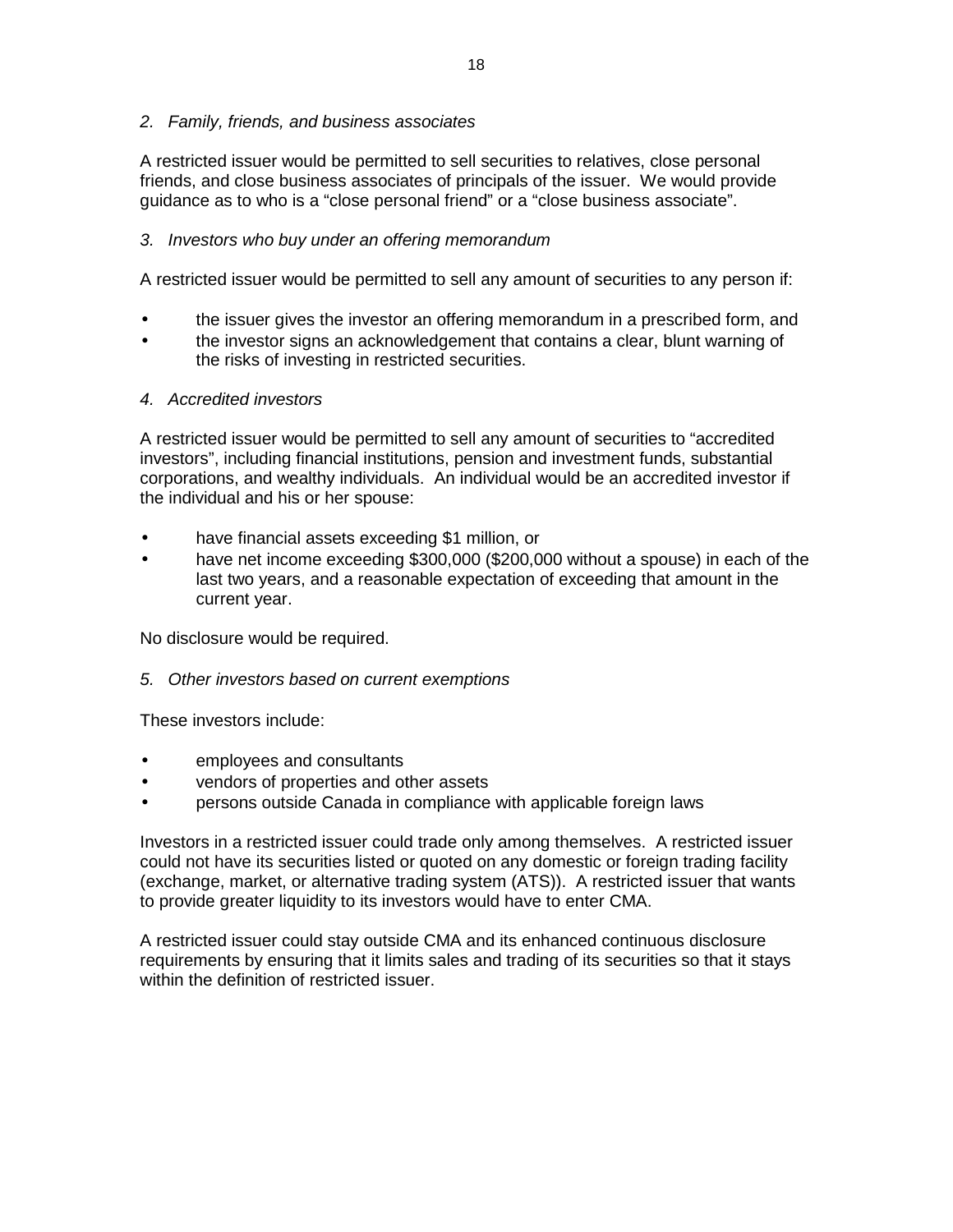*2. Family, friends, and business associates*

A restricted issuer would be permitted to sell securities to relatives, close personal friends, and close business associates of principals of the issuer. We would provide guidance as to who is a "close personal friend" or a "close business associate".

*3. Investors who buy under an offering memorandum*

A restricted issuer would be permitted to sell any amount of securities to any person if:

- the issuer gives the investor an offering memorandum in a prescribed form, and
- the investor signs an acknowledgement that contains a clear, blunt warning of the risks of investing in restricted securities.

*4. Accredited investors*

A restricted issuer would be permitted to sell any amount of securities to "accredited investors", including financial institutions, pension and investment funds, substantial corporations, and wealthy individuals. An individual would be an accredited investor if the individual and his or her spouse:

- have financial assets exceeding $1 million, or
- have net income exceeding $300,000 ($200,000 without a spouse) in each of the last two years, and a reasonable expectation of exceeding that amount in the current year.

No disclosure would be required.

*5. Other investors based on current exemptions*

These investors include:

- employees and consultants
- vendors of properties and other assets
- persons outside Canada in compliance with applicable foreign laws

Investors in a restricted issuer could trade only among themselves. A restricted issuer could not have its securities listed or quoted on any domestic or foreign trading facility (exchange, market, or alternative trading system (ATS)). A restricted issuer that wants to provide greater liquidity to its investors would have to enter CMA.

A restricted issuer could stay outside CMA and its enhanced continuous disclosure requirements by ensuring that it limits sales and trading of its securities so that it stays within the definition of restricted issuer.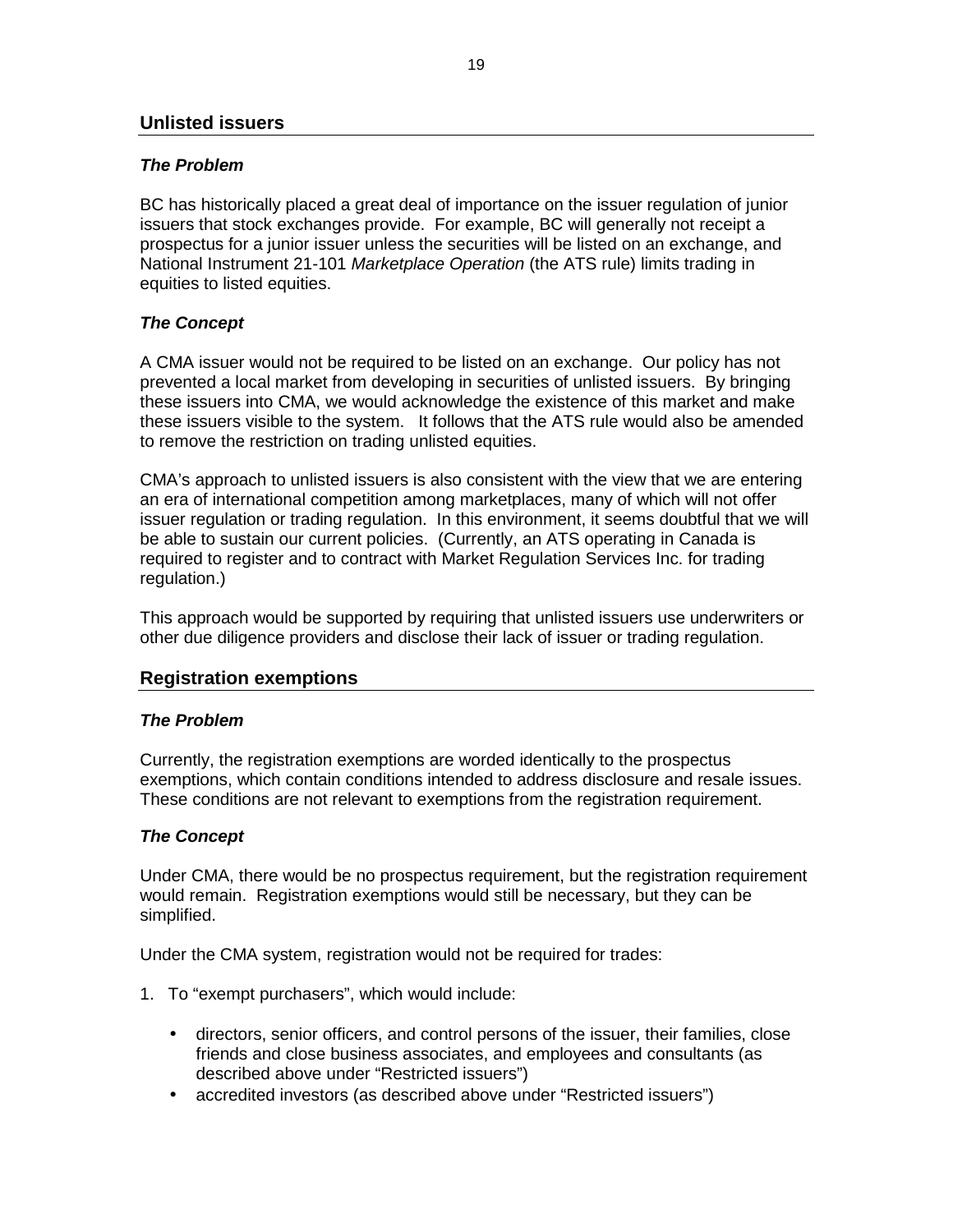## Unlisted issuers

### *The Problem*

BC has historically placed a great deal of importance on the issuer regulation of junior issuers that stock exchanges provide. For example, BC will generally not receipt a prospectus for a junior issuer unless the securities will be listed on an exchange, and National Instrument 21-101 *Marketplace Operation* (the ATS rule) limits trading in equities to listed equities.

### *The Concept*

A CMA issuer would not be required to be listed on an exchange. Our policy has not prevented a local market from developing in securities of unlisted issuers. By bringing these issuers into CMA, we would acknowledge the existence of this market and make these issuers visible to the system. It follows that the ATS rule would also be amended to remove the restriction on trading unlisted equities.

CMA's approach to unlisted issuers is also consistent with the view that we are entering an era of international competition among marketplaces, many of which will not offer issuer regulation or trading regulation. In this environment, it seems doubtful that we will be able to sustain our current policies. (Currently, an ATS operating in Canada is required to register and to contract with Market Regulation Services Inc. for trading regulation.)

This approach would be supported by requiring that unlisted issuers use underwriters or other due diligence providers and disclose their lack of issuer or trading regulation.

## Registration exemptions

### *The Problem*

Currently, the registration exemptions are worded identically to the prospectus exemptions, which contain conditions intended to address disclosure and resale issues. These conditions are not relevant to exemptions from the registration requirement.

### *The Concept*

Under CMA, there would be no prospectus requirement, but the registration requirement would remain. Registration exemptions would still be necessary, but they can be simplified.

Under the CMA system, registration would not be required for trades:

1. To "exempt purchasers", which would include:

   - directors, senior officers, and control persons of the issuer, their families, close friends and close business associates, and employees and consultants (as described above under "Restricted issuers")
   - accredited investors (as described above under "Restricted issuers")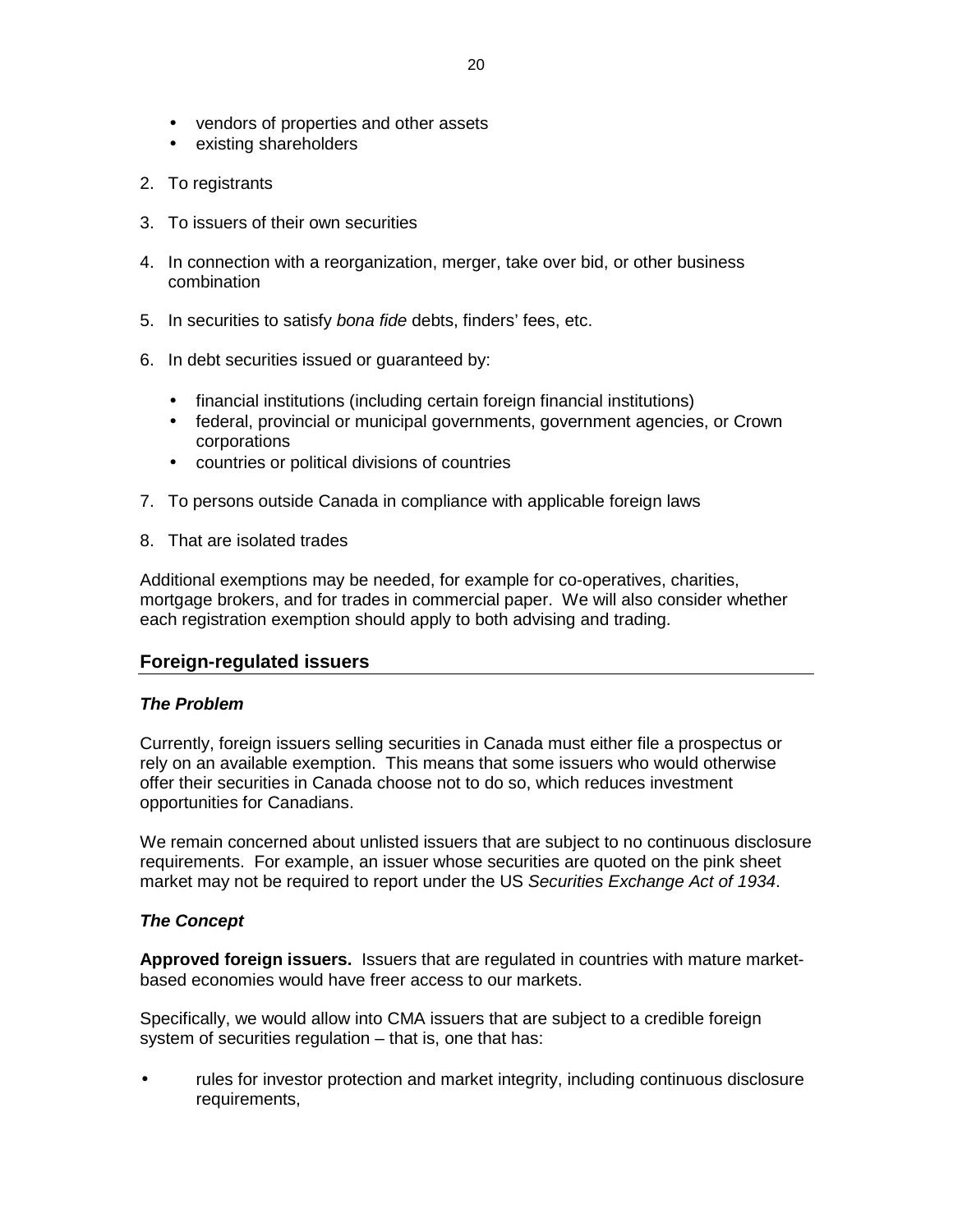- vendors of properties and other assets
- existing shareholders

2. To registrants

3. To issuers of their own securities

4. In connection with a reorganization, merger, take over bid, or other business combination

5. In securities to satisfy *bona fide* debts, finders' fees, etc.

6. In debt securities issued or guaranteed by:

   - financial institutions (including certain foreign financial institutions)
   - federal, provincial or municipal governments, government agencies, or Crown corporations
   - countries or political divisions of countries

7. To persons outside Canada in compliance with applicable foreign laws

8. That are isolated trades

Additional exemptions may be needed, for example for co-operatives, charities, mortgage brokers, and for trades in commercial paper. We will also consider whether each registration exemption should apply to both advising and trading.

## Foreign-regulated issuers

### *The Problem*

Currently, foreign issuers selling securities in Canada must either file a prospectus or rely on an available exemption. This means that some issuers who would otherwise offer their securities in Canada choose not to do so, which reduces investment opportunities for Canadians.

We remain concerned about unlisted issuers that are subject to no continuous disclosure requirements. For example, an issuer whose securities are quoted on the pink sheet market may not be required to report under the US *Securities Exchange Act of 1934*.

### *The Concept*

**Approved foreign issuers.** Issuers that are regulated in countries with mature market-based economies would have freer access to our markets.

Specifically, we would allow into CMA issuers that are subject to a credible foreign system of securities regulation – that is, one that has:

- rules for investor protection and market integrity, including continuous disclosure requirements,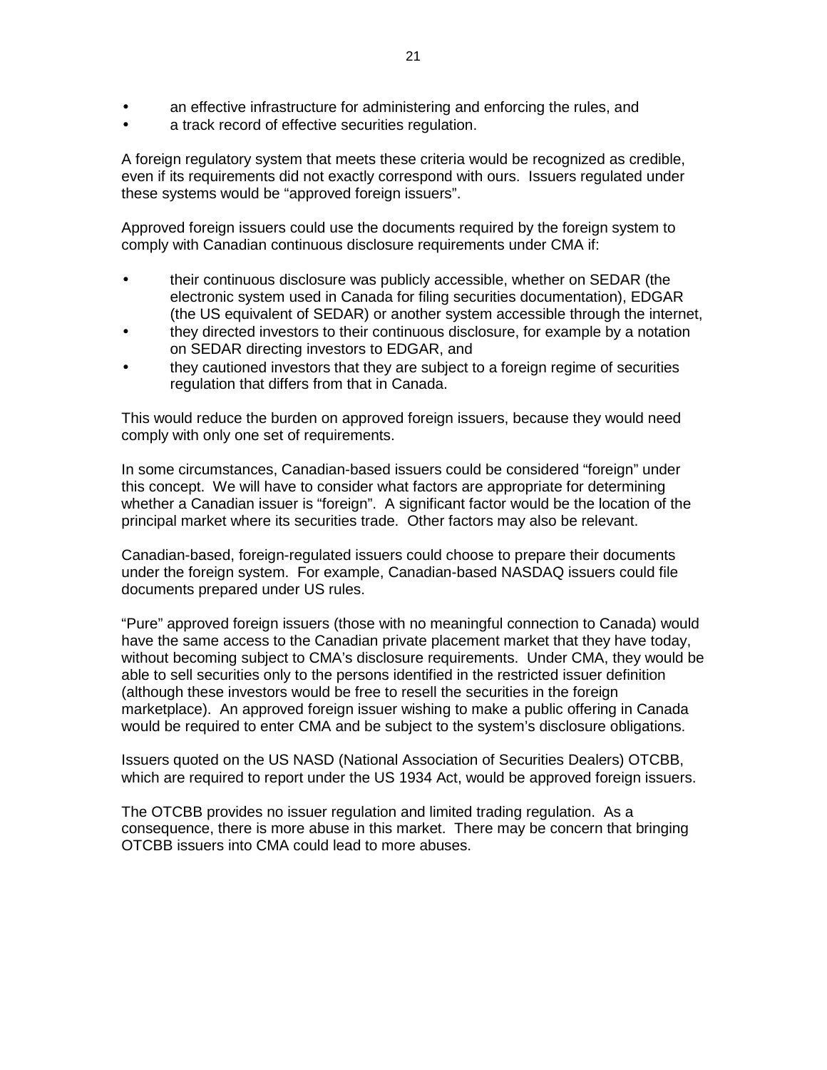- an effective infrastructure for administering and enforcing the rules, and
- a track record of effective securities regulation.

A foreign regulatory system that meets these criteria would be recognized as credible, even if its requirements did not exactly correspond with ours. Issuers regulated under these systems would be "approved foreign issuers".

Approved foreign issuers could use the documents required by the foreign system to comply with Canadian continuous disclosure requirements under CMA if:

- their continuous disclosure was publicly accessible, whether on SEDAR (the electronic system used in Canada for filing securities documentation), EDGAR (the US equivalent of SEDAR) or another system accessible through the internet,
- they directed investors to their continuous disclosure, for example by a notation on SEDAR directing investors to EDGAR, and
- they cautioned investors that they are subject to a foreign regime of securities regulation that differs from that in Canada.

This would reduce the burden on approved foreign issuers, because they would need comply with only one set of requirements.

In some circumstances, Canadian-based issuers could be considered "foreign" under this concept. We will have to consider what factors are appropriate for determining whether a Canadian issuer is "foreign". A significant factor would be the location of the principal market where its securities trade. Other factors may also be relevant.

Canadian-based, foreign-regulated issuers could choose to prepare their documents under the foreign system. For example, Canadian-based NASDAQ issuers could file documents prepared under US rules.

"Pure" approved foreign issuers (those with no meaningful connection to Canada) would have the same access to the Canadian private placement market that they have today, without becoming subject to CMA's disclosure requirements. Under CMA, they would be able to sell securities only to the persons identified in the restricted issuer definition (although these investors would be free to resell the securities in the foreign marketplace). An approved foreign issuer wishing to make a public offering in Canada would be required to enter CMA and be subject to the system's disclosure obligations.

Issuers quoted on the US NASD (National Association of Securities Dealers) OTCBB, which are required to report under the US 1934 Act, would be approved foreign issuers.

The OTCBB provides no issuer regulation and limited trading regulation. As a consequence, there is more abuse in this market. There may be concern that bringing OTCBB issuers into CMA could lead to more abuses.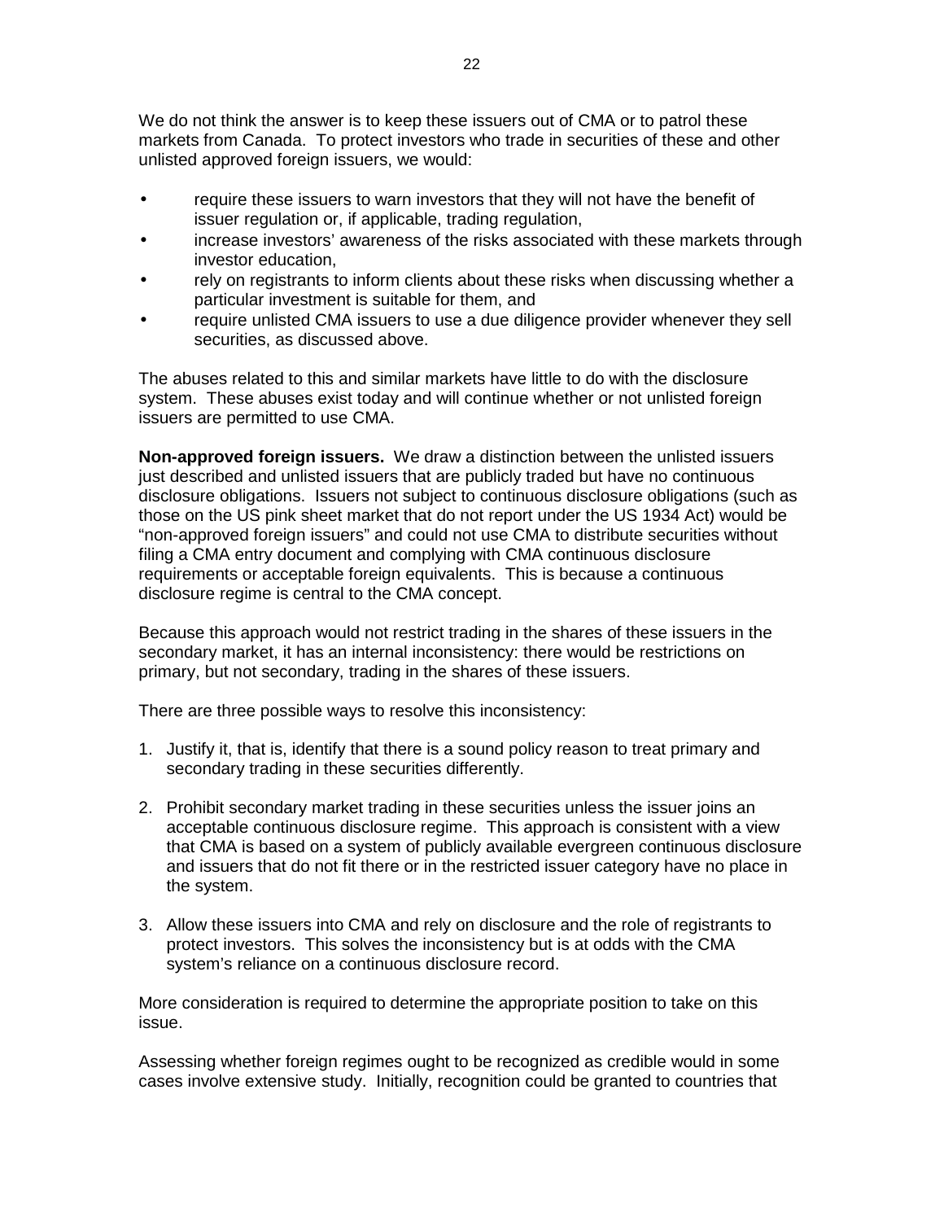We do not think the answer is to keep these issuers out of CMA or to patrol these markets from Canada. To protect investors who trade in securities of these and other unlisted approved foreign issuers, we would:

- require these issuers to warn investors that they will not have the benefit of issuer regulation or, if applicable, trading regulation,
- increase investors' awareness of the risks associated with these markets through investor education,
- rely on registrants to inform clients about these risks when discussing whether a particular investment is suitable for them, and
- require unlisted CMA issuers to use a due diligence provider whenever they sell securities, as discussed above.

The abuses related to this and similar markets have little to do with the disclosure system. These abuses exist today and will continue whether or not unlisted foreign issuers are permitted to use CMA.

**Non-approved foreign issuers.** We draw a distinction between the unlisted issuers just described and unlisted issuers that are publicly traded but have no continuous disclosure obligations. Issuers not subject to continuous disclosure obligations (such as those on the US pink sheet market that do not report under the US 1934 Act) would be "non-approved foreign issuers" and could not use CMA to distribute securities without filing a CMA entry document and complying with CMA continuous disclosure requirements or acceptable foreign equivalents. This is because a continuous disclosure regime is central to the CMA concept.

Because this approach would not restrict trading in the shares of these issuers in the secondary market, it has an internal inconsistency: there would be restrictions on primary, but not secondary, trading in the shares of these issuers.

There are three possible ways to resolve this inconsistency:

1. Justify it, that is, identify that there is a sound policy reason to treat primary and secondary trading in these securities differently.

2. Prohibit secondary market trading in these securities unless the issuer joins an acceptable continuous disclosure regime. This approach is consistent with a view that CMA is based on a system of publicly available evergreen continuous disclosure and issuers that do not fit there or in the restricted issuer category have no place in the system.

3. Allow these issuers into CMA and rely on disclosure and the role of registrants to protect investors. This solves the inconsistency but is at odds with the CMA system's reliance on a continuous disclosure record.

More consideration is required to determine the appropriate position to take on this issue.

Assessing whether foreign regimes ought to be recognized as credible would in some cases involve extensive study. Initially, recognition could be granted to countries that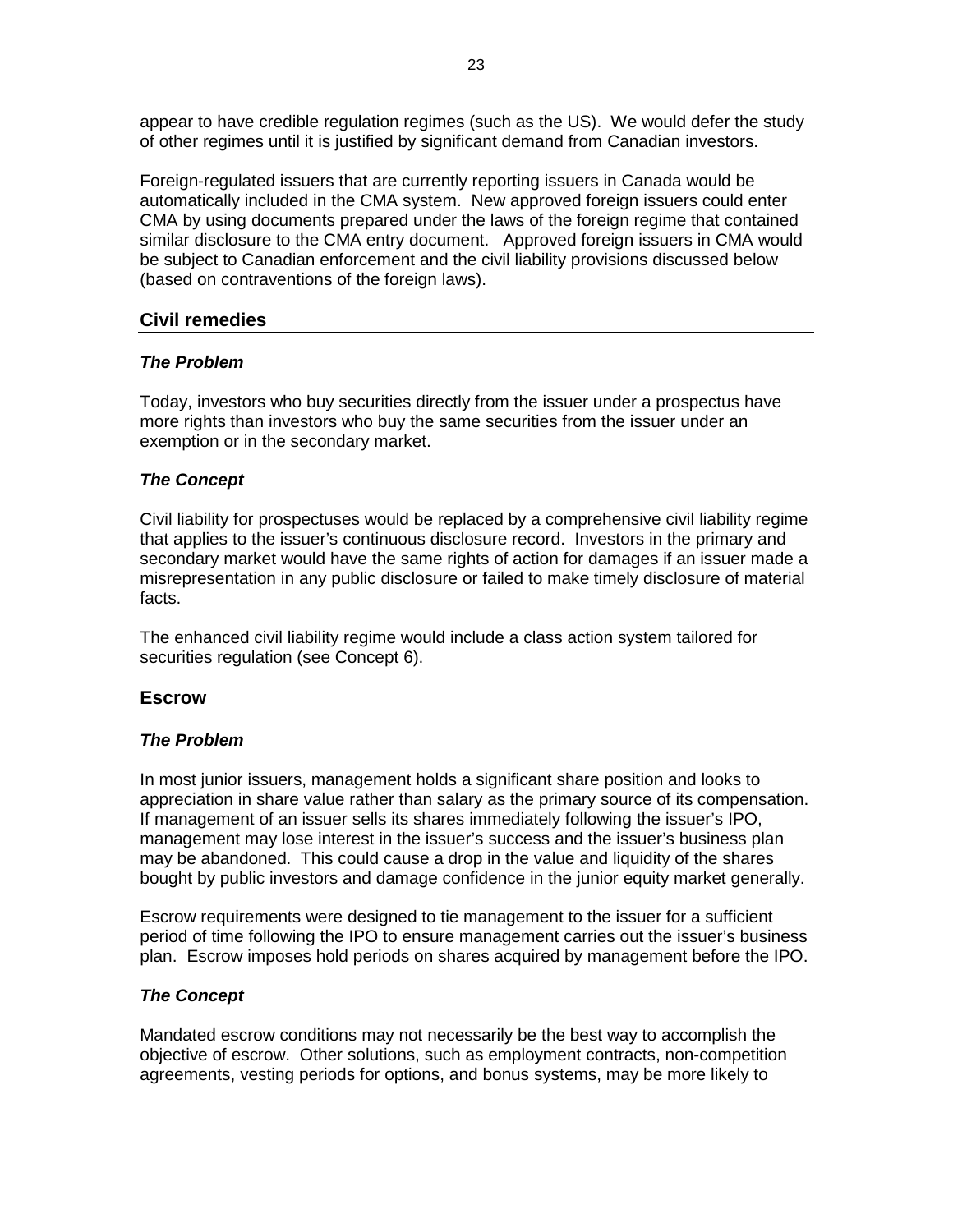appear to have credible regulation regimes (such as the US). We would defer the study of other regimes until it is justified by significant demand from Canadian investors.

Foreign-regulated issuers that are currently reporting issuers in Canada would be automatically included in the CMA system. New approved foreign issuers could enter CMA by using documents prepared under the laws of the foreign regime that contained similar disclosure to the CMA entry document. Approved foreign issuers in CMA would be subject to Canadian enforcement and the civil liability provisions discussed below (based on contraventions of the foreign laws).

## Civil remedies

### *The Problem*

Today, investors who buy securities directly from the issuer under a prospectus have more rights than investors who buy the same securities from the issuer under an exemption or in the secondary market.

### *The Concept*

Civil liability for prospectuses would be replaced by a comprehensive civil liability regime that applies to the issuer's continuous disclosure record. Investors in the primary and secondary market would have the same rights of action for damages if an issuer made a misrepresentation in any public disclosure or failed to make timely disclosure of material facts.

The enhanced civil liability regime would include a class action system tailored for securities regulation (see Concept 6).

## Escrow

### *The Problem*

In most junior issuers, management holds a significant share position and looks to appreciation in share value rather than salary as the primary source of its compensation. If management of an issuer sells its shares immediately following the issuer's IPO, management may lose interest in the issuer's success and the issuer's business plan may be abandoned. This could cause a drop in the value and liquidity of the shares bought by public investors and damage confidence in the junior equity market generally.

Escrow requirements were designed to tie management to the issuer for a sufficient period of time following the IPO to ensure management carries out the issuer's business plan. Escrow imposes hold periods on shares acquired by management before the IPO.

### *The Concept*

Mandated escrow conditions may not necessarily be the best way to accomplish the objective of escrow. Other solutions, such as employment contracts, non-competition agreements, vesting periods for options, and bonus systems, may be more likely to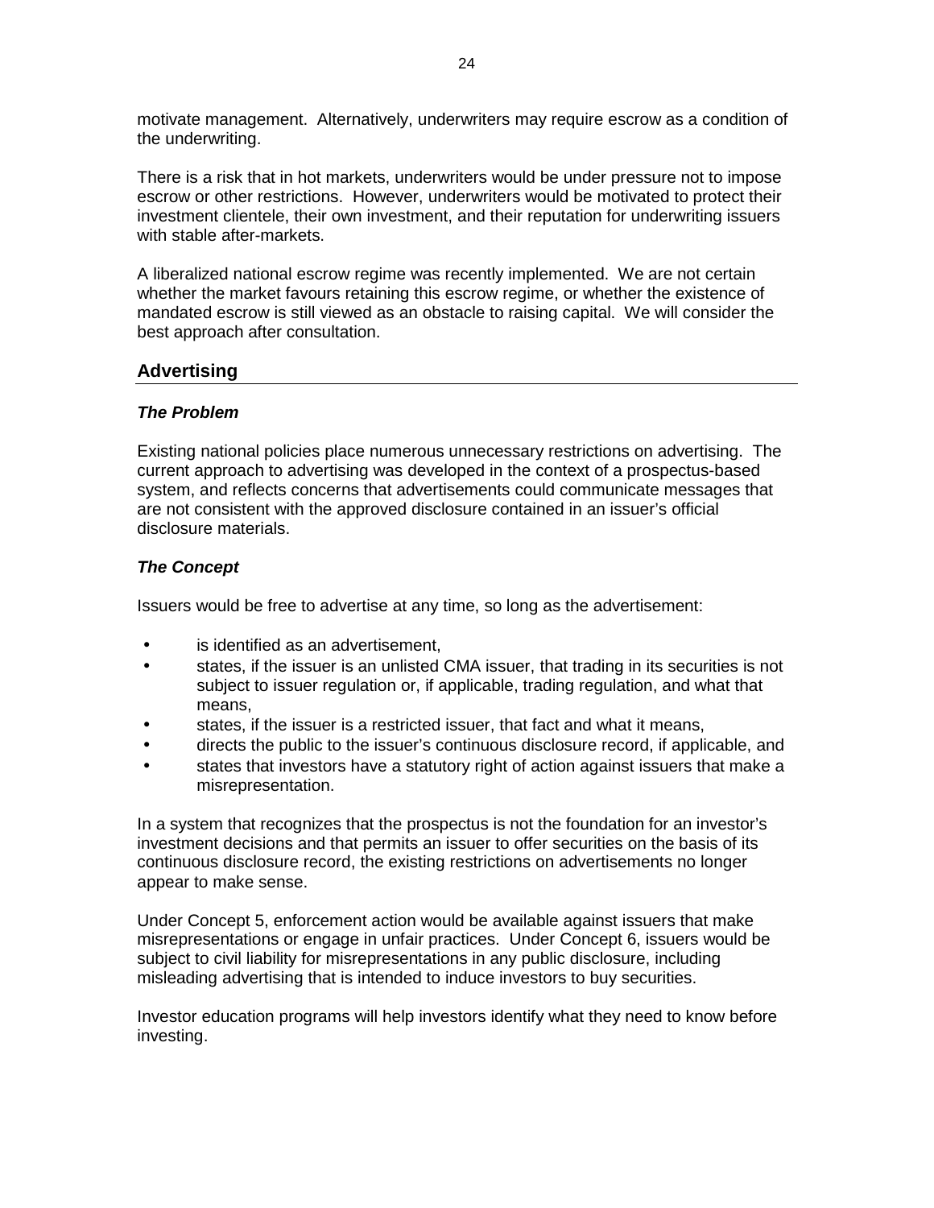motivate management. Alternatively, underwriters may require escrow as a condition of the underwriting.

There is a risk that in hot markets, underwriters would be under pressure not to impose escrow or other restrictions. However, underwriters would be motivated to protect their investment clientele, their own investment, and their reputation for underwriting issuers with stable after-markets.

A liberalized national escrow regime was recently implemented. We are not certain whether the market favours retaining this escrow regime, or whether the existence of mandated escrow is still viewed as an obstacle to raising capital. We will consider the best approach after consultation.

## Advertising

### *The Problem*

Existing national policies place numerous unnecessary restrictions on advertising. The current approach to advertising was developed in the context of a prospectus-based system, and reflects concerns that advertisements could communicate messages that are not consistent with the approved disclosure contained in an issuer's official disclosure materials.

### *The Concept*

Issuers would be free to advertise at any time, so long as the advertisement:

- is identified as an advertisement,
- states, if the issuer is an unlisted CMA issuer, that trading in its securities is not subject to issuer regulation or, if applicable, trading regulation, and what that means,
- states, if the issuer is a restricted issuer, that fact and what it means,
- directs the public to the issuer's continuous disclosure record, if applicable, and
- states that investors have a statutory right of action against issuers that make a misrepresentation.

In a system that recognizes that the prospectus is not the foundation for an investor's investment decisions and that permits an issuer to offer securities on the basis of its continuous disclosure record, the existing restrictions on advertisements no longer appear to make sense.

Under Concept 5, enforcement action would be available against issuers that make misrepresentations or engage in unfair practices. Under Concept 6, issuers would be subject to civil liability for misrepresentations in any public disclosure, including misleading advertising that is intended to induce investors to buy securities.

Investor education programs will help investors identify what they need to know before investing.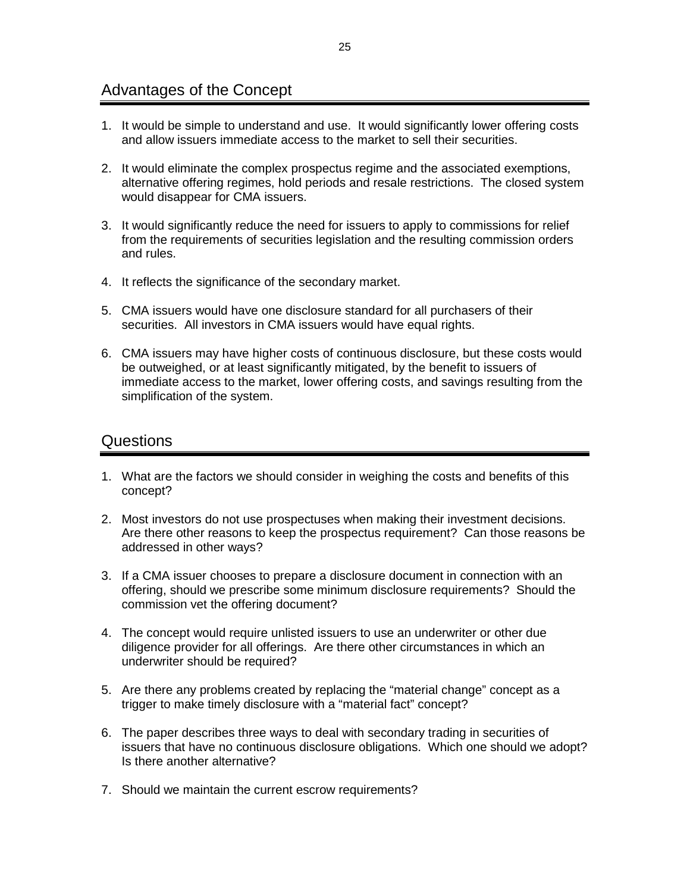## Advantages of the Concept

1. It would be simple to understand and use. It would significantly lower offering costs and allow issuers immediate access to the market to sell their securities.

2. It would eliminate the complex prospectus regime and the associated exemptions, alternative offering regimes, hold periods and resale restrictions. The closed system would disappear for CMA issuers.

3. It would significantly reduce the need for issuers to apply to commissions for relief from the requirements of securities legislation and the resulting commission orders and rules.

4. It reflects the significance of the secondary market.

5. CMA issuers would have one disclosure standard for all purchasers of their securities. All investors in CMA issuers would have equal rights.

6. CMA issuers may have higher costs of continuous disclosure, but these costs would be outweighed, or at least significantly mitigated, by the benefit to issuers of immediate access to the market, lower offering costs, and savings resulting from the simplification of the system.

## Questions

1. What are the factors we should consider in weighing the costs and benefits of this concept?

2. Most investors do not use prospectuses when making their investment decisions. Are there other reasons to keep the prospectus requirement? Can those reasons be addressed in other ways?

3. If a CMA issuer chooses to prepare a disclosure document in connection with an offering, should we prescribe some minimum disclosure requirements? Should the commission vet the offering document?

4. The concept would require unlisted issuers to use an underwriter or other due diligence provider for all offerings. Are there other circumstances in which an underwriter should be required?

5. Are there any problems created by replacing the "material change" concept as a trigger to make timely disclosure with a "material fact" concept?

6. The paper describes three ways to deal with secondary trading in securities of issuers that have no continuous disclosure obligations. Which one should we adopt? Is there another alternative?

7. Should we maintain the current escrow requirements?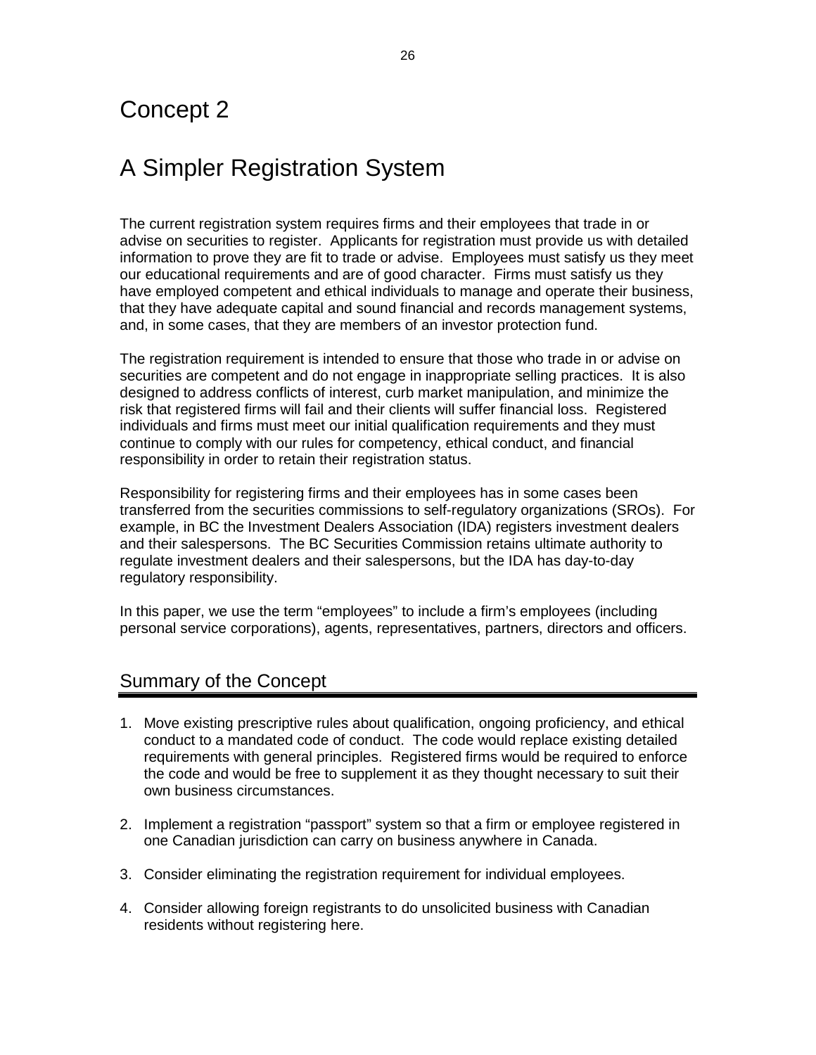# Concept 2

# A Simpler Registration System

The current registration system requires firms and their employees that trade in or advise on securities to register. Applicants for registration must provide us with detailed information to prove they are fit to trade or advise. Employees must satisfy us they meet our educational requirements and are of good character. Firms must satisfy us they have employed competent and ethical individuals to manage and operate their business, that they have adequate capital and sound financial and records management systems, and, in some cases, that they are members of an investor protection fund.

The registration requirement is intended to ensure that those who trade in or advise on securities are competent and do not engage in inappropriate selling practices. It is also designed to address conflicts of interest, curb market manipulation, and minimize the risk that registered firms will fail and their clients will suffer financial loss. Registered individuals and firms must meet our initial qualification requirements and they must continue to comply with our rules for competency, ethical conduct, and financial responsibility in order to retain their registration status.

Responsibility for registering firms and their employees has in some cases been transferred from the securities commissions to self-regulatory organizations (SROs). For example, in BC the Investment Dealers Association (IDA) registers investment dealers and their salespersons. The BC Securities Commission retains ultimate authority to regulate investment dealers and their salespersons, but the IDA has day-to-day regulatory responsibility.

In this paper, we use the term “employees” to include a firm’s employees (including personal service corporations), agents, representatives, partners, directors and officers.

## Summary of the Concept

1. Move existing prescriptive rules about qualification, ongoing proficiency, and ethical conduct to a mandated code of conduct. The code would replace existing detailed requirements with general principles. Registered firms would be required to enforce the code and would be free to supplement it as they thought necessary to suit their own business circumstances.
2. Implement a registration “passport” system so that a firm or employee registered in one Canadian jurisdiction can carry on business anywhere in Canada.
3. Consider eliminating the registration requirement for individual employees.
4. Consider allowing foreign registrants to do unsolicited business with Canadian residents without registering here.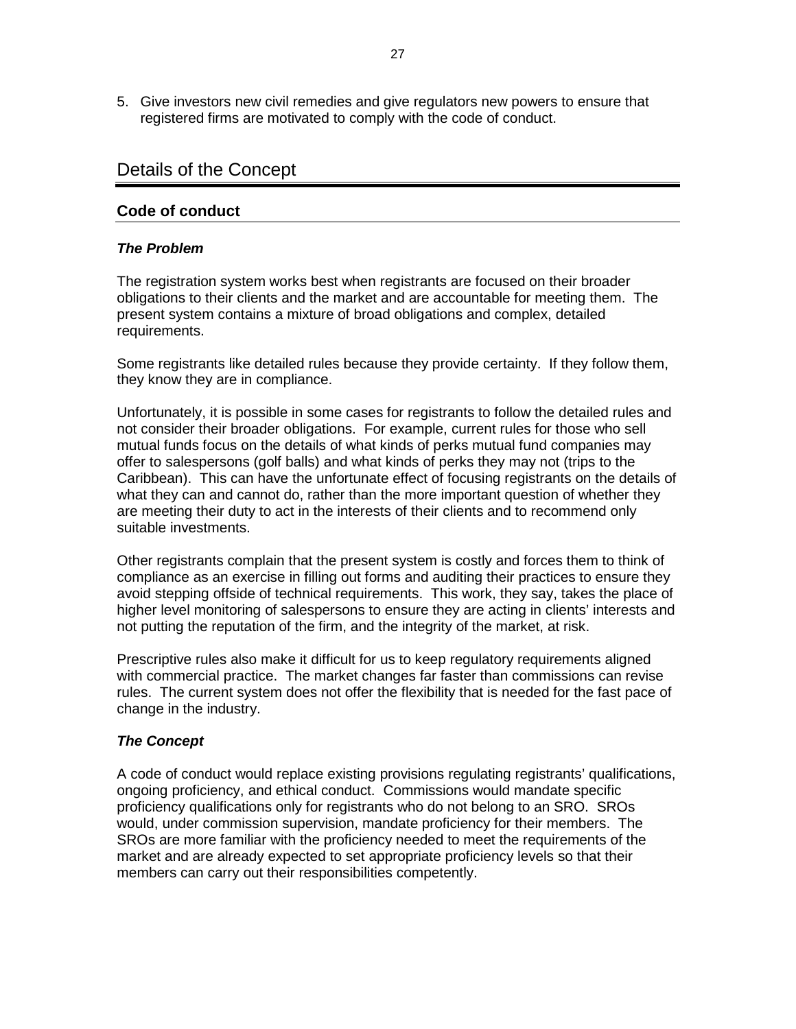5. Give investors new civil remedies and give regulators new powers to ensure that registered firms are motivated to comply with the code of conduct.

## Details of the Concept

### Code of conduct

#### *The Problem*

The registration system works best when registrants are focused on their broader obligations to their clients and the market and are accountable for meeting them. The present system contains a mixture of broad obligations and complex, detailed requirements.

Some registrants like detailed rules because they provide certainty. If they follow them, they know they are in compliance.

Unfortunately, it is possible in some cases for registrants to follow the detailed rules and not consider their broader obligations. For example, current rules for those who sell mutual funds focus on the details of what kinds of perks mutual fund companies may offer to salespersons (golf balls) and what kinds of perks they may not (trips to the Caribbean). This can have the unfortunate effect of focusing registrants on the details of what they can and cannot do, rather than the more important question of whether they are meeting their duty to act in the interests of their clients and to recommend only suitable investments.

Other registrants complain that the present system is costly and forces them to think of compliance as an exercise in filling out forms and auditing their practices to ensure they avoid stepping offside of technical requirements. This work, they say, takes the place of higher level monitoring of salespersons to ensure they are acting in clients' interests and not putting the reputation of the firm, and the integrity of the market, at risk.

Prescriptive rules also make it difficult for us to keep regulatory requirements aligned with commercial practice. The market changes far faster than commissions can revise rules. The current system does not offer the flexibility that is needed for the fast pace of change in the industry.

#### *The Concept*

A code of conduct would replace existing provisions regulating registrants' qualifications, ongoing proficiency, and ethical conduct. Commissions would mandate specific proficiency qualifications only for registrants who do not belong to an SRO. SROs would, under commission supervision, mandate proficiency for their members. The SROs are more familiar with the proficiency needed to meet the requirements of the market and are already expected to set appropriate proficiency levels so that their members can carry out their responsibilities competently.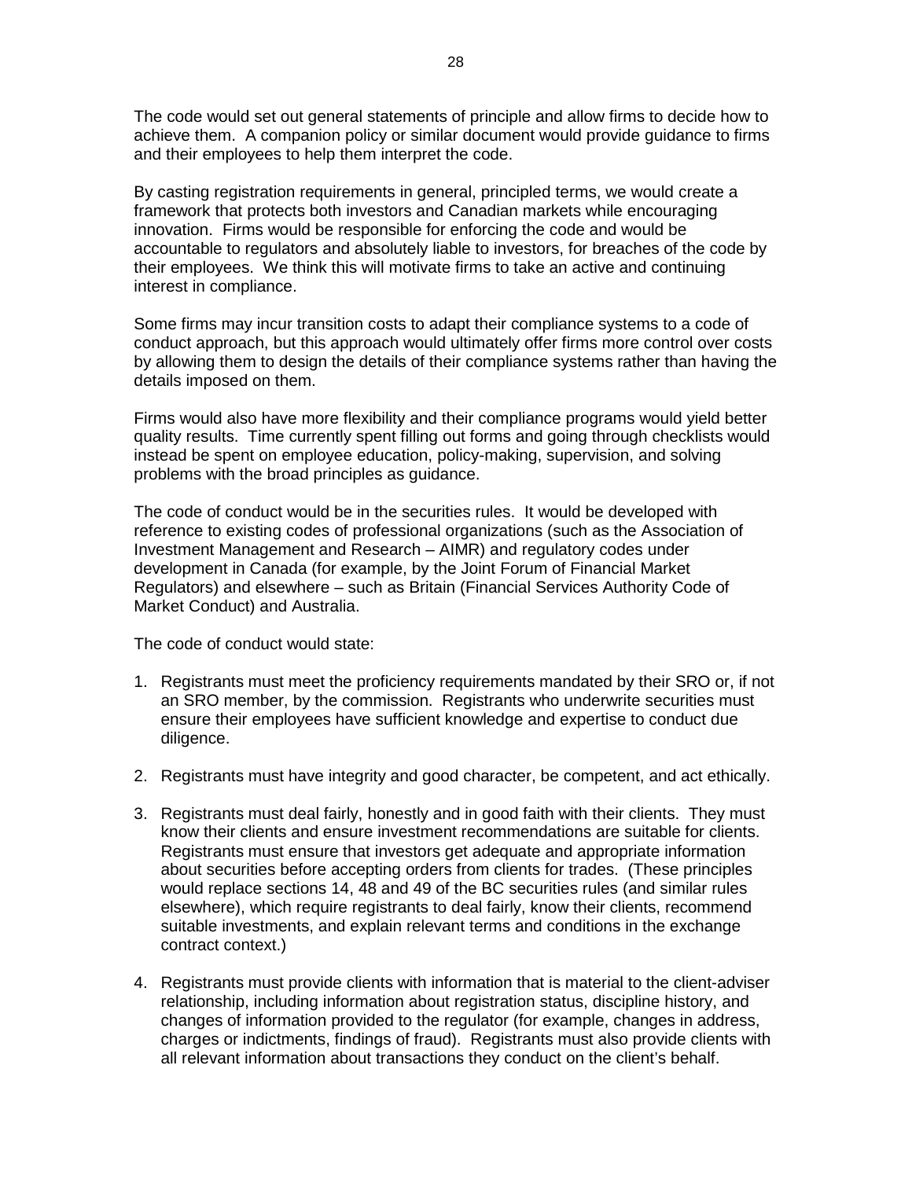The code would set out general statements of principle and allow firms to decide how to achieve them. A companion policy or similar document would provide guidance to firms and their employees to help them interpret the code.

By casting registration requirements in general, principled terms, we would create a framework that protects both investors and Canadian markets while encouraging innovation. Firms would be responsible for enforcing the code and would be accountable to regulators and absolutely liable to investors, for breaches of the code by their employees. We think this will motivate firms to take an active and continuing interest in compliance.

Some firms may incur transition costs to adapt their compliance systems to a code of conduct approach, but this approach would ultimately offer firms more control over costs by allowing them to design the details of their compliance systems rather than having the details imposed on them.

Firms would also have more flexibility and their compliance programs would yield better quality results. Time currently spent filling out forms and going through checklists would instead be spent on employee education, policy-making, supervision, and solving problems with the broad principles as guidance.

The code of conduct would be in the securities rules. It would be developed with reference to existing codes of professional organizations (such as the Association of Investment Management and Research – AIMR) and regulatory codes under development in Canada (for example, by the Joint Forum of Financial Market Regulators) and elsewhere – such as Britain (Financial Services Authority Code of Market Conduct) and Australia.

The code of conduct would state:

1. Registrants must meet the proficiency requirements mandated by their SRO or, if not an SRO member, by the commission. Registrants who underwrite securities must ensure their employees have sufficient knowledge and expertise to conduct due diligence.

2. Registrants must have integrity and good character, be competent, and act ethically.

3. Registrants must deal fairly, honestly and in good faith with their clients. They must know their clients and ensure investment recommendations are suitable for clients. Registrants must ensure that investors get adequate and appropriate information about securities before accepting orders from clients for trades. (These principles would replace sections 14, 48 and 49 of the BC securities rules (and similar rules elsewhere), which require registrants to deal fairly, know their clients, recommend suitable investments, and explain relevant terms and conditions in the exchange contract context.)

4. Registrants must provide clients with information that is material to the client-adviser relationship, including information about registration status, discipline history, and changes of information provided to the regulator (for example, changes in address, charges or indictments, findings of fraud). Registrants must also provide clients with all relevant information about transactions they conduct on the client's behalf.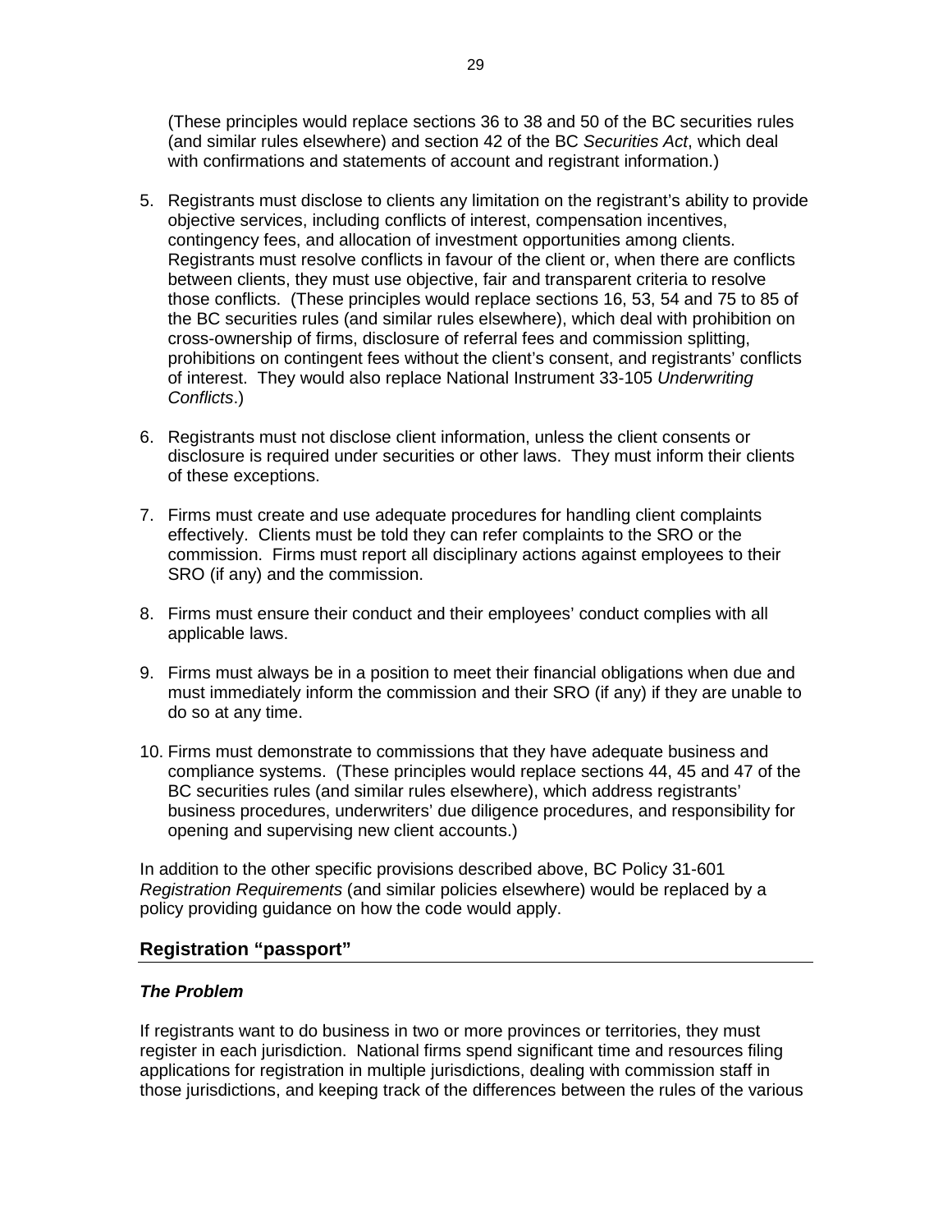(These principles would replace sections 36 to 38 and 50 of the BC securities rules (and similar rules elsewhere) and section 42 of the BC *Securities Act*, which deal with confirmations and statements of account and registrant information.)

5. Registrants must disclose to clients any limitation on the registrant's ability to provide objective services, including conflicts of interest, compensation incentives, contingency fees, and allocation of investment opportunities among clients. Registrants must resolve conflicts in favour of the client or, when there are conflicts between clients, they must use objective, fair and transparent criteria to resolve those conflicts. (These principles would replace sections 16, 53, 54 and 75 to 85 of the BC securities rules (and similar rules elsewhere), which deal with prohibition on cross-ownership of firms, disclosure of referral fees and commission splitting, prohibitions on contingent fees without the client's consent, and registrants' conflicts of interest. They would also replace National Instrument 33-105 *Underwriting Conflicts*.)

6. Registrants must not disclose client information, unless the client consents or disclosure is required under securities or other laws. They must inform their clients of these exceptions.

7. Firms must create and use adequate procedures for handling client complaints effectively. Clients must be told they can refer complaints to the SRO or the commission. Firms must report all disciplinary actions against employees to their SRO (if any) and the commission.

8. Firms must ensure their conduct and their employees' conduct complies with all applicable laws.

9. Firms must always be in a position to meet their financial obligations when due and must immediately inform the commission and their SRO (if any) if they are unable to do so at any time.

10. Firms must demonstrate to commissions that they have adequate business and compliance systems. (These principles would replace sections 44, 45 and 47 of the BC securities rules (and similar rules elsewhere), which address registrants' business procedures, underwriters' due diligence procedures, and responsibility for opening and supervising new client accounts.)

In addition to the other specific provisions described above, BC Policy 31-601 *Registration Requirements* (and similar policies elsewhere) would be replaced by a policy providing guidance on how the code would apply.

## Registration "passport"

### *The Problem*

If registrants want to do business in two or more provinces or territories, they must register in each jurisdiction. National firms spend significant time and resources filing applications for registration in multiple jurisdictions, dealing with commission staff in those jurisdictions, and keeping track of the differences between the rules of the various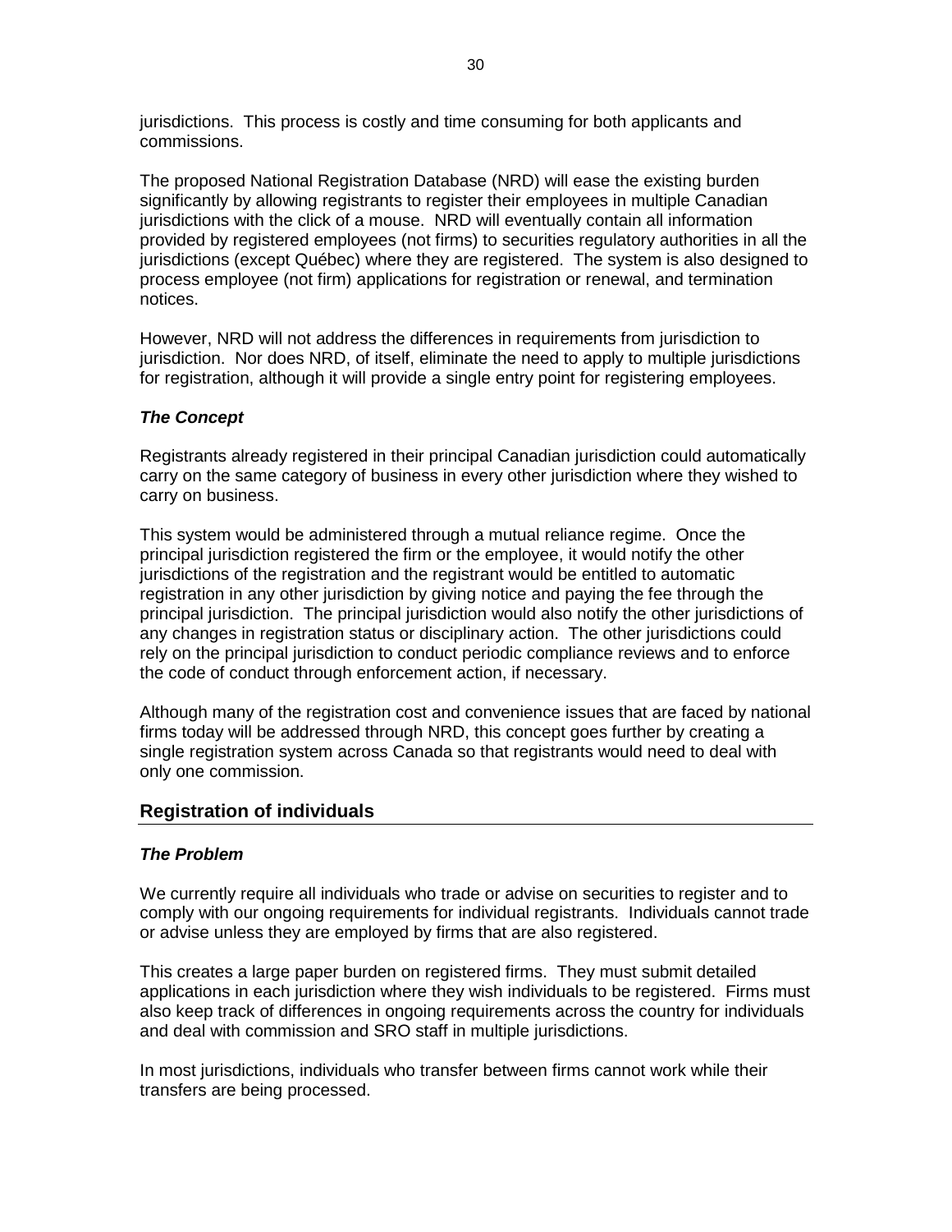jurisdictions. This process is costly and time consuming for both applicants and commissions.

The proposed National Registration Database (NRD) will ease the existing burden significantly by allowing registrants to register their employees in multiple Canadian jurisdictions with the click of a mouse. NRD will eventually contain all information provided by registered employees (not firms) to securities regulatory authorities in all the jurisdictions (except Québec) where they are registered. The system is also designed to process employee (not firm) applications for registration or renewal, and termination notices.

However, NRD will not address the differences in requirements from jurisdiction to jurisdiction. Nor does NRD, of itself, eliminate the need to apply to multiple jurisdictions for registration, although it will provide a single entry point for registering employees.

### *The Concept*

Registrants already registered in their principal Canadian jurisdiction could automatically carry on the same category of business in every other jurisdiction where they wished to carry on business.

This system would be administered through a mutual reliance regime. Once the principal jurisdiction registered the firm or the employee, it would notify the other jurisdictions of the registration and the registrant would be entitled to automatic registration in any other jurisdiction by giving notice and paying the fee through the principal jurisdiction. The principal jurisdiction would also notify the other jurisdictions of any changes in registration status or disciplinary action. The other jurisdictions could rely on the principal jurisdiction to conduct periodic compliance reviews and to enforce the code of conduct through enforcement action, if necessary.

Although many of the registration cost and convenience issues that are faced by national firms today will be addressed through NRD, this concept goes further by creating a single registration system across Canada so that registrants would need to deal with only one commission.

## Registration of individuals

### *The Problem*

We currently require all individuals who trade or advise on securities to register and to comply with our ongoing requirements for individual registrants. Individuals cannot trade or advise unless they are employed by firms that are also registered.

This creates a large paper burden on registered firms. They must submit detailed applications in each jurisdiction where they wish individuals to be registered. Firms must also keep track of differences in ongoing requirements across the country for individuals and deal with commission and SRO staff in multiple jurisdictions.

In most jurisdictions, individuals who transfer between firms cannot work while their transfers are being processed.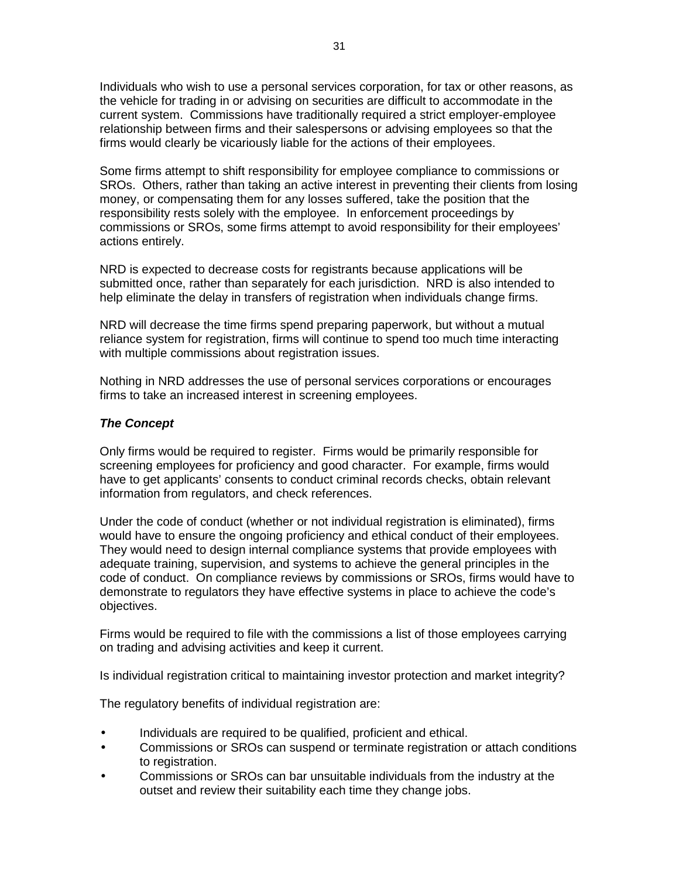Individuals who wish to use a personal services corporation, for tax or other reasons, as the vehicle for trading in or advising on securities are difficult to accommodate in the current system. Commissions have traditionally required a strict employer-employee relationship between firms and their salespersons or advising employees so that the firms would clearly be vicariously liable for the actions of their employees.

Some firms attempt to shift responsibility for employee compliance to commissions or SROs. Others, rather than taking an active interest in preventing their clients from losing money, or compensating them for any losses suffered, take the position that the responsibility rests solely with the employee. In enforcement proceedings by commissions or SROs, some firms attempt to avoid responsibility for their employees' actions entirely.

NRD is expected to decrease costs for registrants because applications will be submitted once, rather than separately for each jurisdiction. NRD is also intended to help eliminate the delay in transfers of registration when individuals change firms.

NRD will decrease the time firms spend preparing paperwork, but without a mutual reliance system for registration, firms will continue to spend too much time interacting with multiple commissions about registration issues.

Nothing in NRD addresses the use of personal services corporations or encourages firms to take an increased interest in screening employees.

***The Concept***

Only firms would be required to register. Firms would be primarily responsible for screening employees for proficiency and good character. For example, firms would have to get applicants' consents to conduct criminal records checks, obtain relevant information from regulators, and check references.

Under the code of conduct (whether or not individual registration is eliminated), firms would have to ensure the ongoing proficiency and ethical conduct of their employees. They would need to design internal compliance systems that provide employees with adequate training, supervision, and systems to achieve the general principles in the code of conduct. On compliance reviews by commissions or SROs, firms would have to demonstrate to regulators they have effective systems in place to achieve the code's objectives.

Firms would be required to file with the commissions a list of those employees carrying on trading and advising activities and keep it current.

Is individual registration critical to maintaining investor protection and market integrity?

The regulatory benefits of individual registration are:

- Individuals are required to be qualified, proficient and ethical.
- Commissions or SROs can suspend or terminate registration or attach conditions to registration.
- Commissions or SROs can bar unsuitable individuals from the industry at the outset and review their suitability each time they change jobs.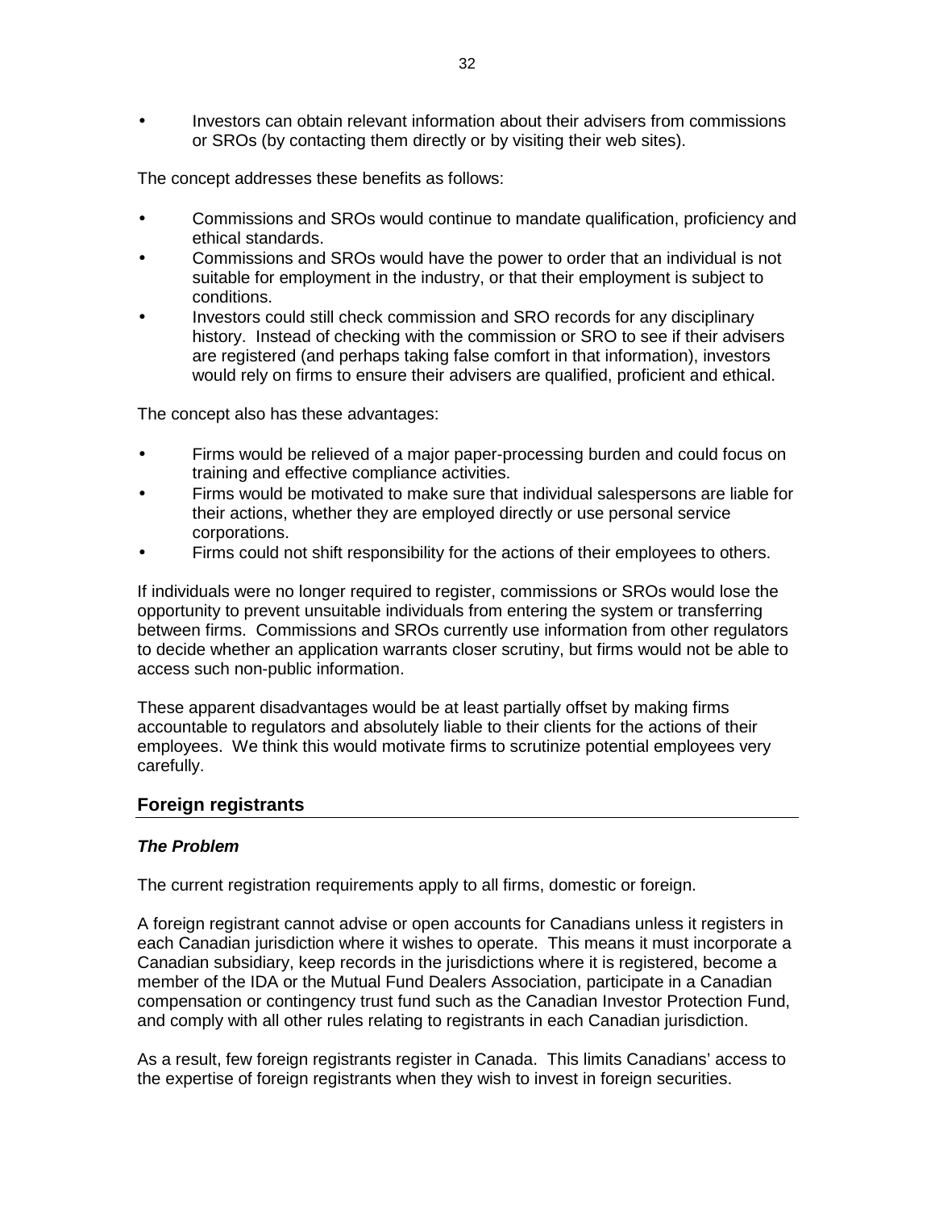- Investors can obtain relevant information about their advisers from commissions or SROs (by contacting them directly or by visiting their web sites).

The concept addresses these benefits as follows:

- Commissions and SROs would continue to mandate qualification, proficiency and ethical standards.
- Commissions and SROs would have the power to order that an individual is not suitable for employment in the industry, or that their employment is subject to conditions.
- Investors could still check commission and SRO records for any disciplinary history. Instead of checking with the commission or SRO to see if their advisers are registered (and perhaps taking false comfort in that information), investors would rely on firms to ensure their advisers are qualified, proficient and ethical.

The concept also has these advantages:

- Firms would be relieved of a major paper-processing burden and could focus on training and effective compliance activities.
- Firms would be motivated to make sure that individual salespersons are liable for their actions, whether they are employed directly or use personal service corporations.
- Firms could not shift responsibility for the actions of their employees to others.

If individuals were no longer required to register, commissions or SROs would lose the opportunity to prevent unsuitable individuals from entering the system or transferring between firms. Commissions and SROs currently use information from other regulators to decide whether an application warrants closer scrutiny, but firms would not be able to access such non-public information.

These apparent disadvantages would be at least partially offset by making firms accountable to regulators and absolutely liable to their clients for the actions of their employees. We think this would motivate firms to scrutinize potential employees very carefully.

## Foreign registrants

### *The Problem*

The current registration requirements apply to all firms, domestic or foreign.

A foreign registrant cannot advise or open accounts for Canadians unless it registers in each Canadian jurisdiction where it wishes to operate. This means it must incorporate a Canadian subsidiary, keep records in the jurisdictions where it is registered, become a member of the IDA or the Mutual Fund Dealers Association, participate in a Canadian compensation or contingency trust fund such as the Canadian Investor Protection Fund, and comply with all other rules relating to registrants in each Canadian jurisdiction.

As a result, few foreign registrants register in Canada. This limits Canadians' access to the expertise of foreign registrants when they wish to invest in foreign securities.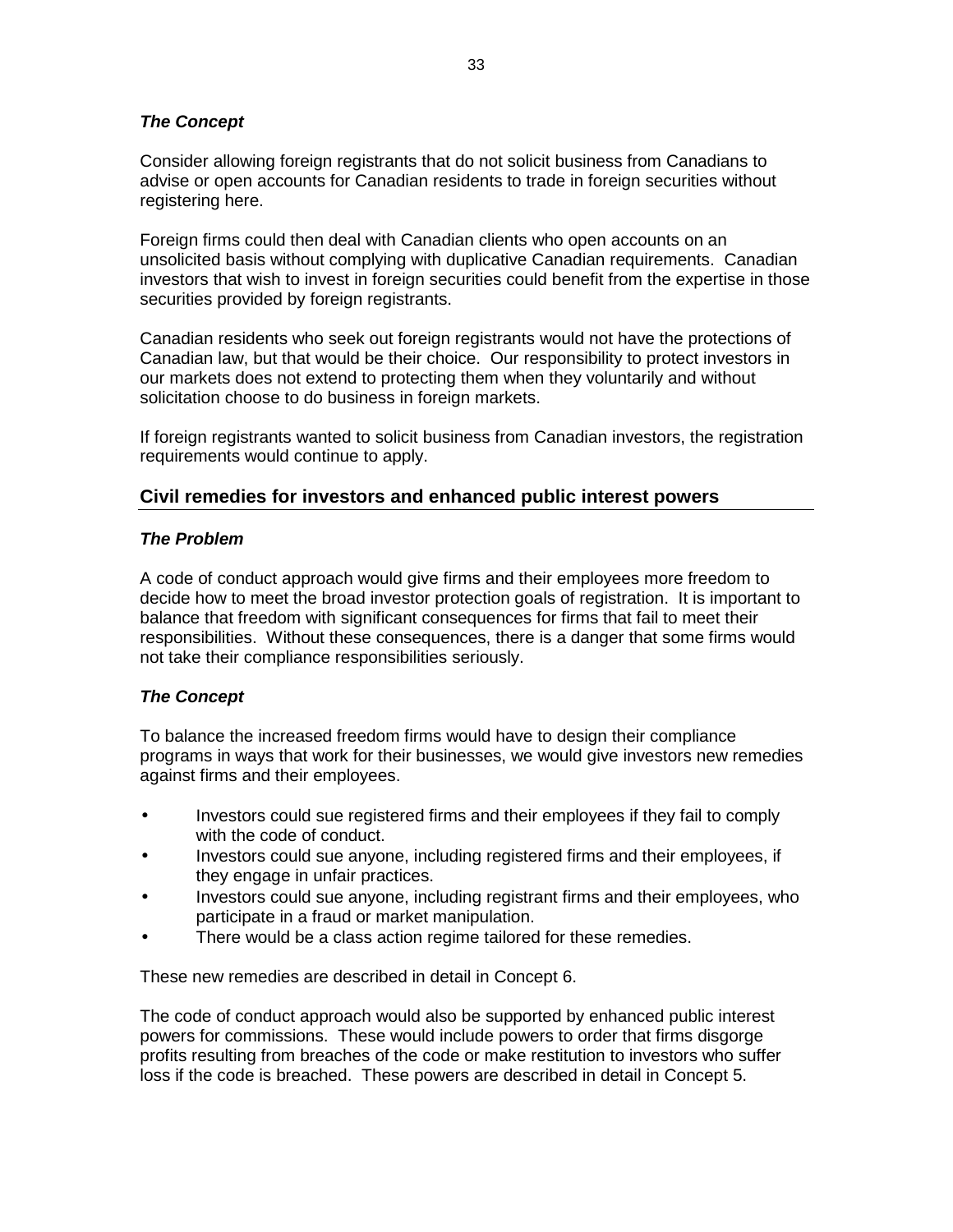***The Concept***

Consider allowing foreign registrants that do not solicit business from Canadians to advise or open accounts for Canadian residents to trade in foreign securities without registering here.

Foreign firms could then deal with Canadian clients who open accounts on an unsolicited basis without complying with duplicative Canadian requirements. Canadian investors that wish to invest in foreign securities could benefit from the expertise in those securities provided by foreign registrants.

Canadian residents who seek out foreign registrants would not have the protections of Canadian law, but that would be their choice. Our responsibility to protect investors in our markets does not extend to protecting them when they voluntarily and without solicitation choose to do business in foreign markets.

If foreign registrants wanted to solicit business from Canadian investors, the registration requirements would continue to apply.

## Civil remedies for investors and enhanced public interest powers

***The Problem***

A code of conduct approach would give firms and their employees more freedom to decide how to meet the broad investor protection goals of registration. It is important to balance that freedom with significant consequences for firms that fail to meet their responsibilities. Without these consequences, there is a danger that some firms would not take their compliance responsibilities seriously.

***The Concept***

To balance the increased freedom firms would have to design their compliance programs in ways that work for their businesses, we would give investors new remedies against firms and their employees.

- Investors could sue registered firms and their employees if they fail to comply with the code of conduct.
- Investors could sue anyone, including registered firms and their employees, if they engage in unfair practices.
- Investors could sue anyone, including registrant firms and their employees, who participate in a fraud or market manipulation.
- There would be a class action regime tailored for these remedies.

These new remedies are described in detail in Concept 6.

The code of conduct approach would also be supported by enhanced public interest powers for commissions. These would include powers to order that firms disgorge profits resulting from breaches of the code or make restitution to investors who suffer loss if the code is breached. These powers are described in detail in Concept 5.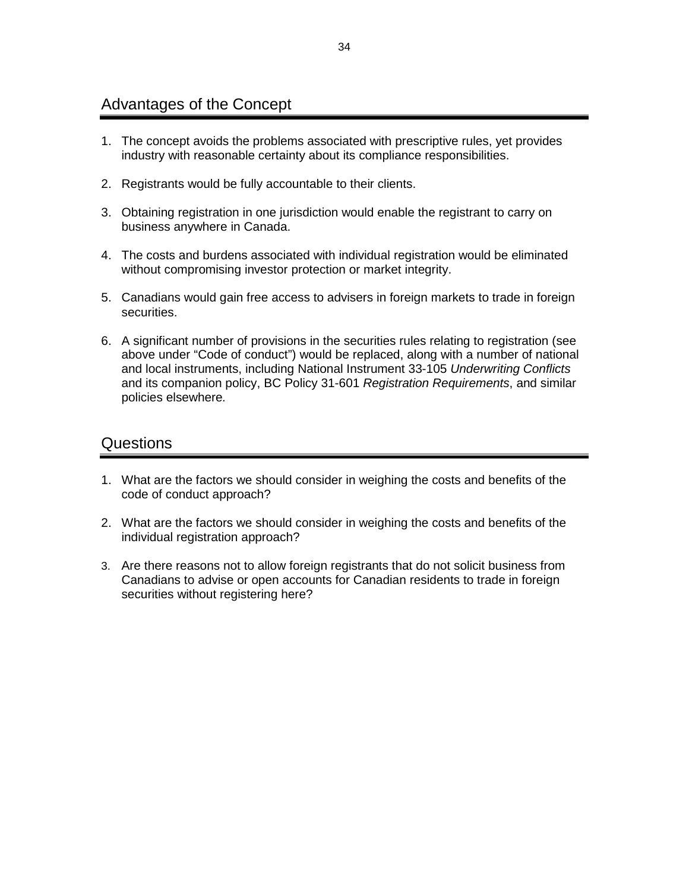## Advantages of the Concept

1. The concept avoids the problems associated with prescriptive rules, yet provides industry with reasonable certainty about its compliance responsibilities.

2. Registrants would be fully accountable to their clients.

3. Obtaining registration in one jurisdiction would enable the registrant to carry on business anywhere in Canada.

4. The costs and burdens associated with individual registration would be eliminated without compromising investor protection or market integrity.

5. Canadians would gain free access to advisers in foreign markets to trade in foreign securities.

6. A significant number of provisions in the securities rules relating to registration (see above under "Code of conduct") would be replaced, along with a number of national and local instruments, including National Instrument 33-105 *Underwriting Conflicts* and its companion policy, BC Policy 31-601 *Registration Requirements*, and similar policies elsewhere.

## Questions

1. What are the factors we should consider in weighing the costs and benefits of the code of conduct approach?

2. What are the factors we should consider in weighing the costs and benefits of the individual registration approach?

3. Are there reasons not to allow foreign registrants that do not solicit business from Canadians to advise or open accounts for Canadian residents to trade in foreign securities without registering here?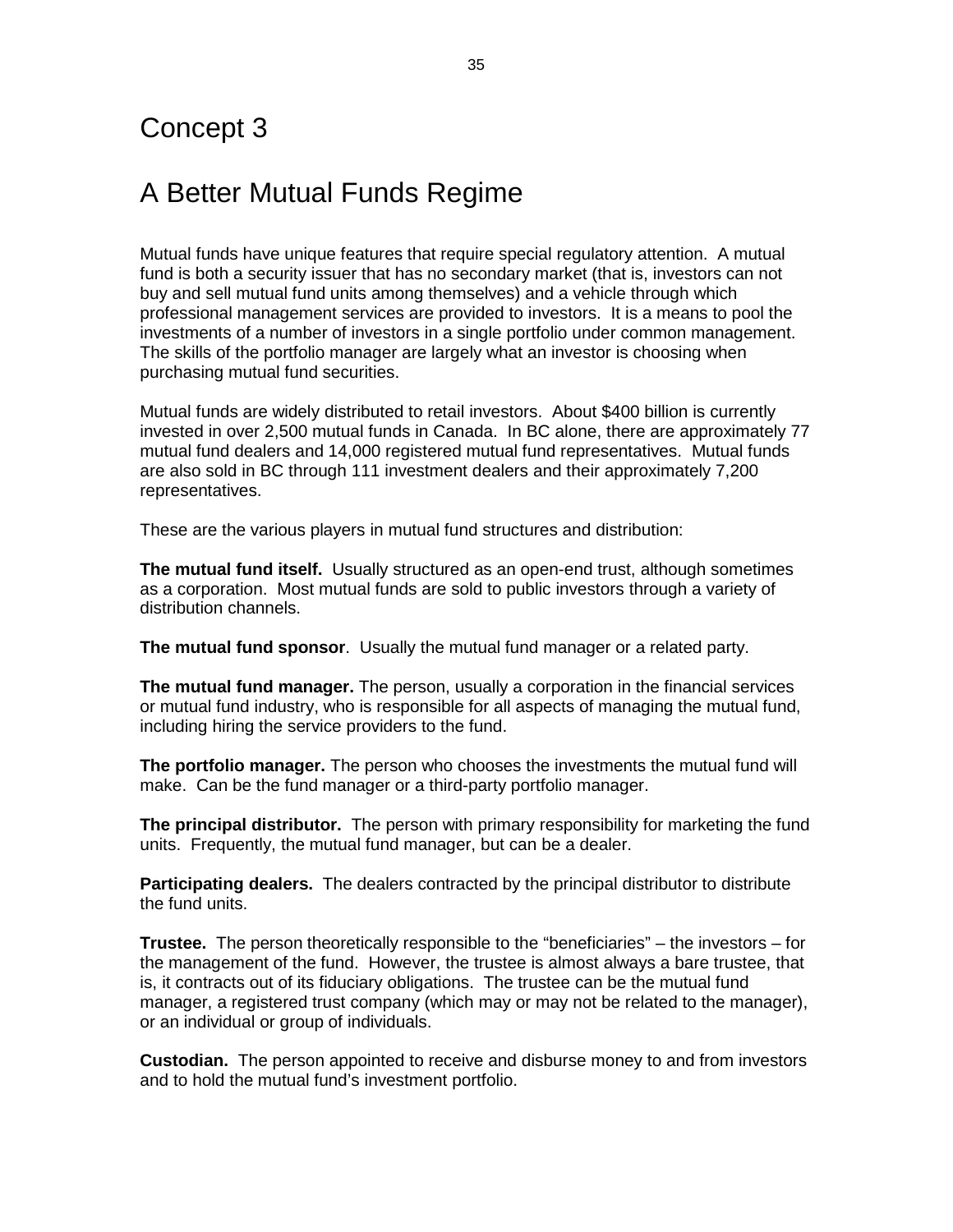# Concept 3

# A Better Mutual Funds Regime

Mutual funds have unique features that require special regulatory attention. A mutual fund is both a security issuer that has no secondary market (that is, investors can not buy and sell mutual fund units among themselves) and a vehicle through which professional management services are provided to investors. It is a means to pool the investments of a number of investors in a single portfolio under common management. The skills of the portfolio manager are largely what an investor is choosing when purchasing mutual fund securities.

Mutual funds are widely distributed to retail investors. About $400 billion is currently invested in over 2,500 mutual funds in Canada. In BC alone, there are approximately 77 mutual fund dealers and 14,000 registered mutual fund representatives. Mutual funds are also sold in BC through 111 investment dealers and their approximately 7,200 representatives.

These are the various players in mutual fund structures and distribution:

**The mutual fund itself.** Usually structured as an open-end trust, although sometimes as a corporation. Most mutual funds are sold to public investors through a variety of distribution channels.

**The mutual fund sponsor**. Usually the mutual fund manager or a related party.

**The mutual fund manager.** The person, usually a corporation in the financial services or mutual fund industry, who is responsible for all aspects of managing the mutual fund, including hiring the service providers to the fund.

**The portfolio manager.** The person who chooses the investments the mutual fund will make. Can be the fund manager or a third-party portfolio manager.

**The principal distributor.** The person with primary responsibility for marketing the fund units. Frequently, the mutual fund manager, but can be a dealer.

**Participating dealers.** The dealers contracted by the principal distributor to distribute the fund units.

**Trustee.** The person theoretically responsible to the "beneficiaries" – the investors – for the management of the fund. However, the trustee is almost always a bare trustee, that is, it contracts out of its fiduciary obligations. The trustee can be the mutual fund manager, a registered trust company (which may or may not be related to the manager), or an individual or group of individuals.

**Custodian.** The person appointed to receive and disburse money to and from investors and to hold the mutual fund's investment portfolio.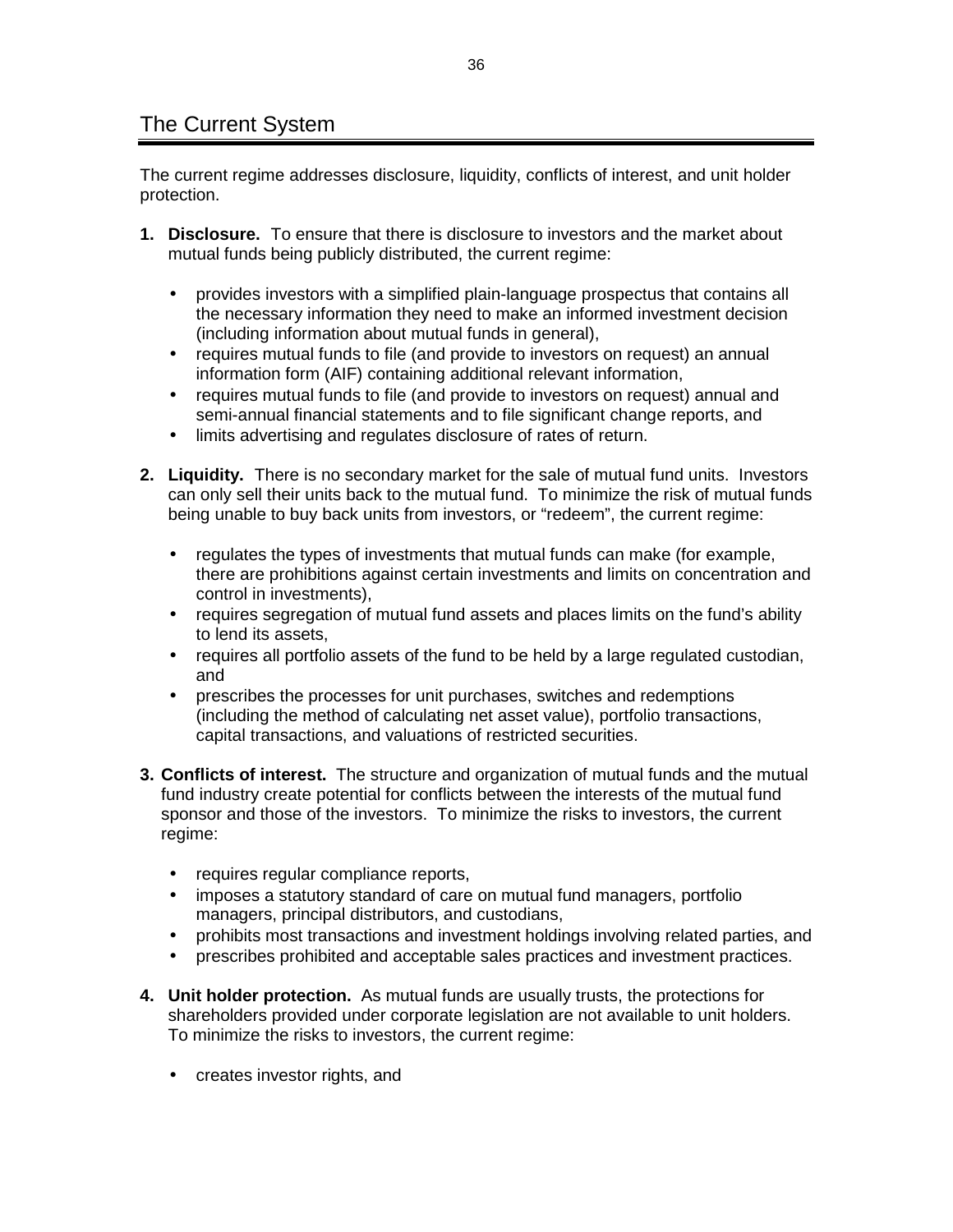## The Current System

The current regime addresses disclosure, liquidity, conflicts of interest, and unit holder protection.

1. **Disclosure.** To ensure that there is disclosure to investors and the market about mutual funds being publicly distributed, the current regime:

   - provides investors with a simplified plain-language prospectus that contains all the necessary information they need to make an informed investment decision (including information about mutual funds in general),
   - requires mutual funds to file (and provide to investors on request) an annual information form (AIF) containing additional relevant information,
   - requires mutual funds to file (and provide to investors on request) annual and semi-annual financial statements and to file significant change reports, and
   - limits advertising and regulates disclosure of rates of return.

2. **Liquidity.** There is no secondary market for the sale of mutual fund units. Investors can only sell their units back to the mutual fund. To minimize the risk of mutual funds being unable to buy back units from investors, or "redeem", the current regime:

   - regulates the types of investments that mutual funds can make (for example, there are prohibitions against certain investments and limits on concentration and control in investments),
   - requires segregation of mutual fund assets and places limits on the fund's ability to lend its assets,
   - requires all portfolio assets of the fund to be held by a large regulated custodian, and
   - prescribes the processes for unit purchases, switches and redemptions (including the method of calculating net asset value), portfolio transactions, capital transactions, and valuations of restricted securities.

3. **Conflicts of interest.** The structure and organization of mutual funds and the mutual fund industry create potential for conflicts between the interests of the mutual fund sponsor and those of the investors. To minimize the risks to investors, the current regime:

   - requires regular compliance reports,
   - imposes a statutory standard of care on mutual fund managers, portfolio managers, principal distributors, and custodians,
   - prohibits most transactions and investment holdings involving related parties, and
   - prescribes prohibited and acceptable sales practices and investment practices.

4. **Unit holder protection.** As mutual funds are usually trusts, the protections for shareholders provided under corporate legislation are not available to unit holders. To minimize the risks to investors, the current regime:

   - creates investor rights, and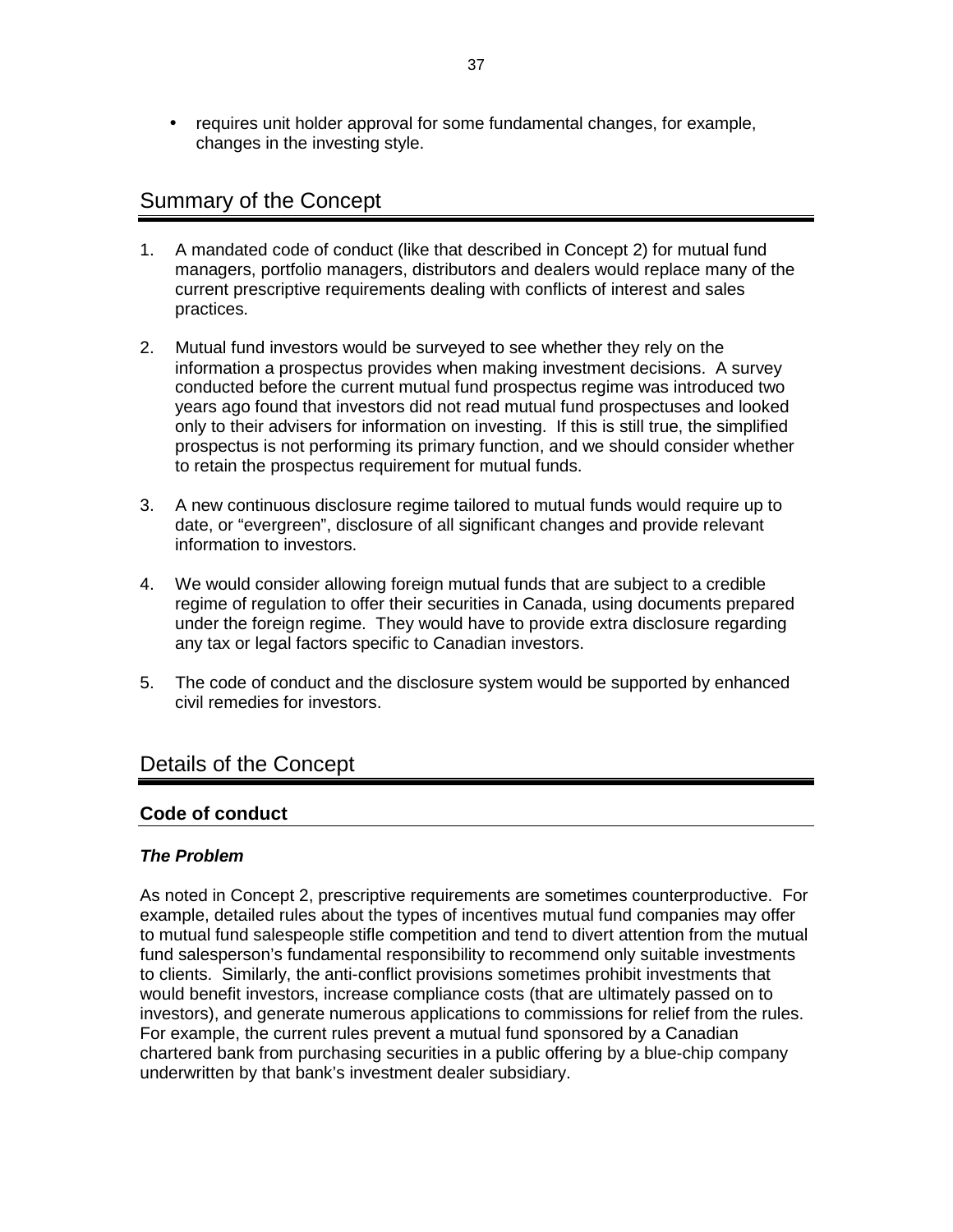- requires unit holder approval for some fundamental changes, for example, changes in the investing style.

## Summary of the Concept

1. A mandated code of conduct (like that described in Concept 2) for mutual fund managers, portfolio managers, distributors and dealers would replace many of the current prescriptive requirements dealing with conflicts of interest and sales practices.

2. Mutual fund investors would be surveyed to see whether they rely on the information a prospectus provides when making investment decisions. A survey conducted before the current mutual fund prospectus regime was introduced two years ago found that investors did not read mutual fund prospectuses and looked only to their advisers for information on investing. If this is still true, the simplified prospectus is not performing its primary function, and we should consider whether to retain the prospectus requirement for mutual funds.

3. A new continuous disclosure regime tailored to mutual funds would require up to date, or "evergreen", disclosure of all significant changes and provide relevant information to investors.

4. We would consider allowing foreign mutual funds that are subject to a credible regime of regulation to offer their securities in Canada, using documents prepared under the foreign regime. They would have to provide extra disclosure regarding any tax or legal factors specific to Canadian investors.

5. The code of conduct and the disclosure system would be supported by enhanced civil remedies for investors.

## Details of the Concept

### Code of conduct

#### *The Problem*

As noted in Concept 2, prescriptive requirements are sometimes counterproductive. For example, detailed rules about the types of incentives mutual fund companies may offer to mutual fund salespeople stifle competition and tend to divert attention from the mutual fund salesperson's fundamental responsibility to recommend only suitable investments to clients. Similarly, the anti-conflict provisions sometimes prohibit investments that would benefit investors, increase compliance costs (that are ultimately passed on to investors), and generate numerous applications to commissions for relief from the rules. For example, the current rules prevent a mutual fund sponsored by a Canadian chartered bank from purchasing securities in a public offering by a blue-chip company underwritten by that bank's investment dealer subsidiary.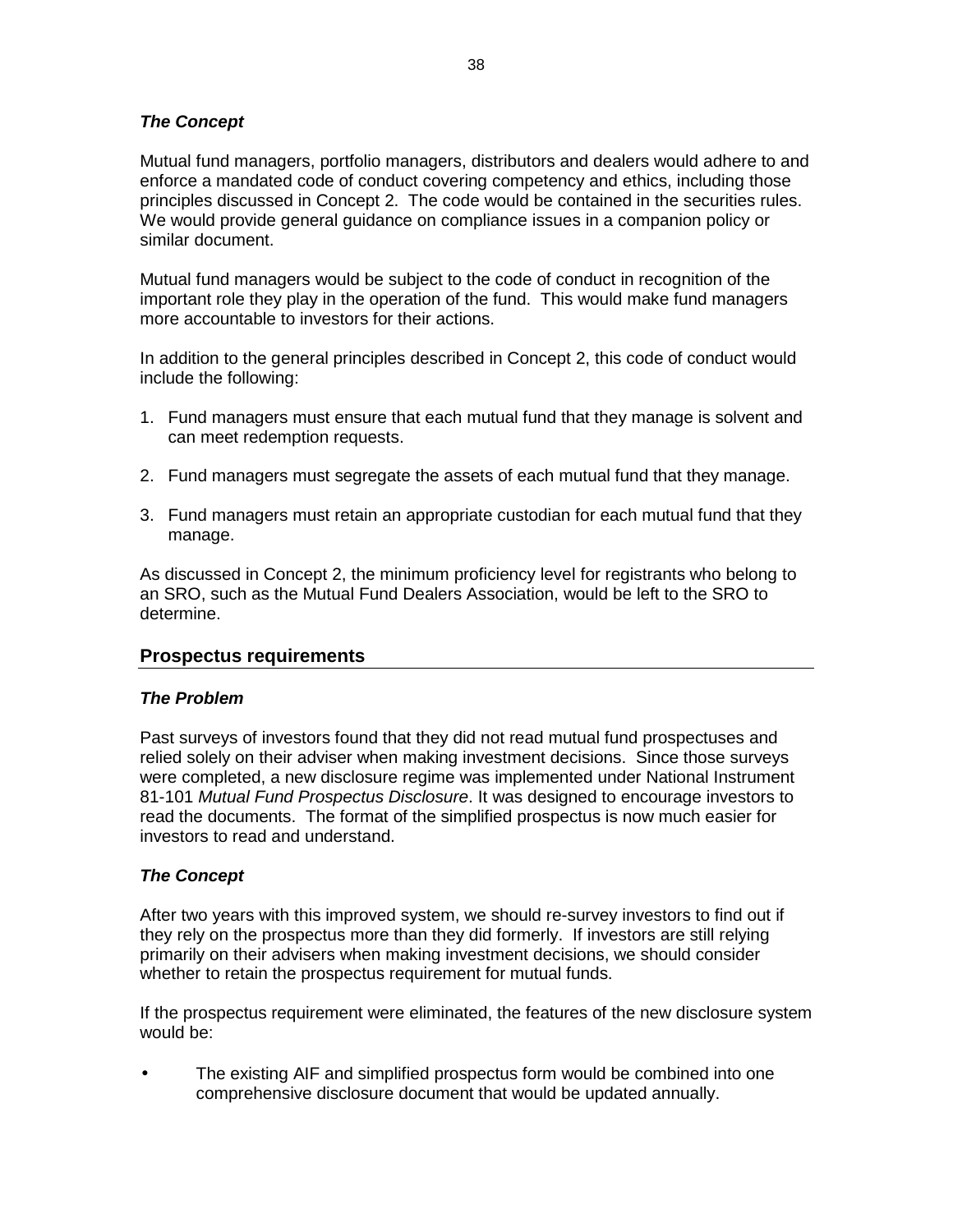***The Concept***

Mutual fund managers, portfolio managers, distributors and dealers would adhere to and enforce a mandated code of conduct covering competency and ethics, including those principles discussed in Concept 2. The code would be contained in the securities rules. We would provide general guidance on compliance issues in a companion policy or similar document.

Mutual fund managers would be subject to the code of conduct in recognition of the important role they play in the operation of the fund. This would make fund managers more accountable to investors for their actions.

In addition to the general principles described in Concept 2, this code of conduct would include the following:

1. Fund managers must ensure that each mutual fund that they manage is solvent and can meet redemption requests.
2. Fund managers must segregate the assets of each mutual fund that they manage.
3. Fund managers must retain an appropriate custodian for each mutual fund that they manage.

As discussed in Concept 2, the minimum proficiency level for registrants who belong to an SRO, such as the Mutual Fund Dealers Association, would be left to the SRO to determine.

## Prospectus requirements

***The Problem***

Past surveys of investors found that they did not read mutual fund prospectuses and relied solely on their adviser when making investment decisions. Since those surveys were completed, a new disclosure regime was implemented under National Instrument 81-101 *Mutual Fund Prospectus Disclosure*. It was designed to encourage investors to read the documents. The format of the simplified prospectus is now much easier for investors to read and understand.

***The Concept***

After two years with this improved system, we should re-survey investors to find out if they rely on the prospectus more than they did formerly. If investors are still relying primarily on their advisers when making investment decisions, we should consider whether to retain the prospectus requirement for mutual funds.

If the prospectus requirement were eliminated, the features of the new disclosure system would be:

- The existing AIF and simplified prospectus form would be combined into one comprehensive disclosure document that would be updated annually.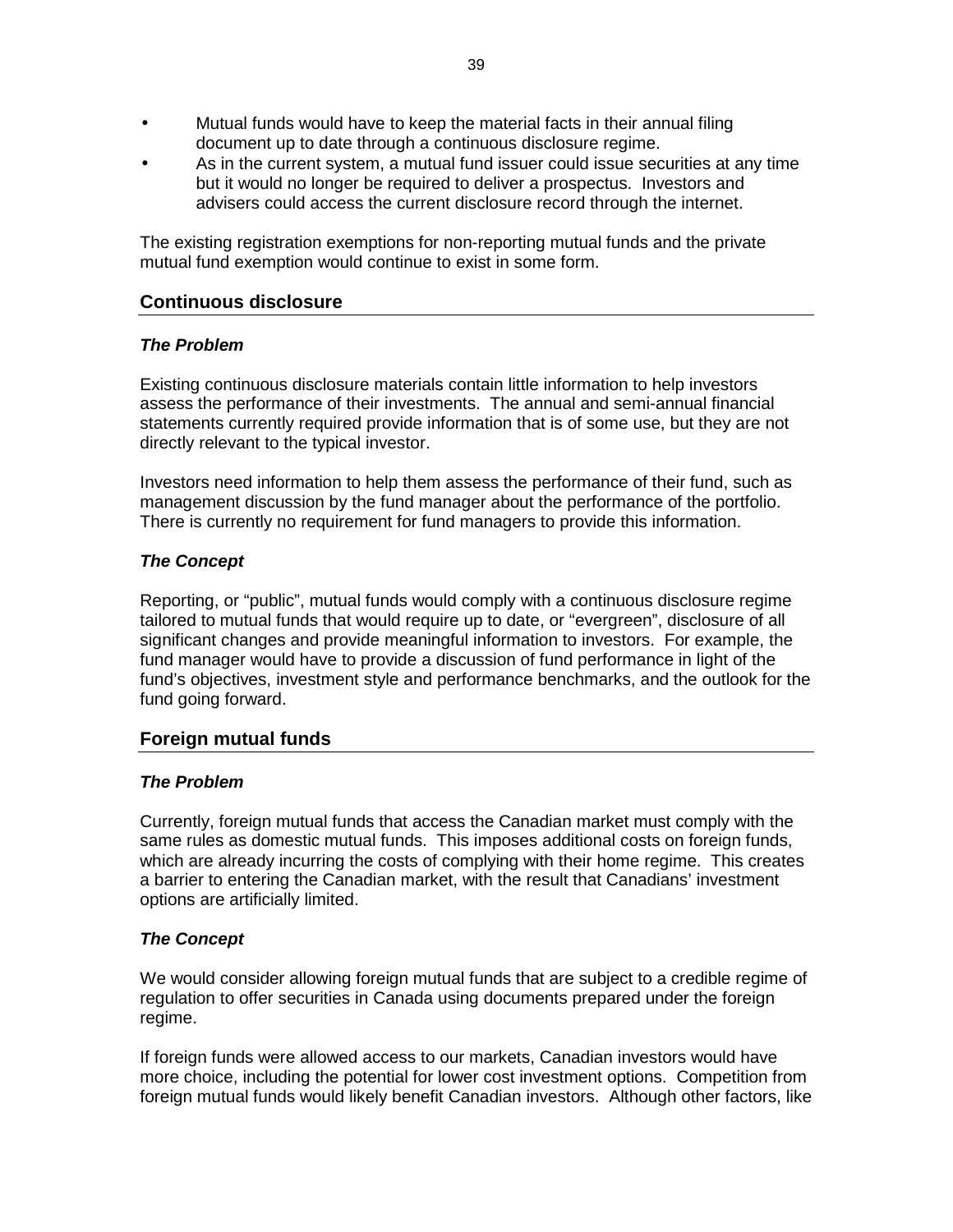- Mutual funds would have to keep the material facts in their annual filing document up to date through a continuous disclosure regime.
- As in the current system, a mutual fund issuer could issue securities at any time but it would no longer be required to deliver a prospectus. Investors and advisers could access the current disclosure record through the internet.

The existing registration exemptions for non-reporting mutual funds and the private mutual fund exemption would continue to exist in some form.

## Continuous disclosure

### *The Problem*

Existing continuous disclosure materials contain little information to help investors assess the performance of their investments. The annual and semi-annual financial statements currently required provide information that is of some use, but they are not directly relevant to the typical investor.

Investors need information to help them assess the performance of their fund, such as management discussion by the fund manager about the performance of the portfolio. There is currently no requirement for fund managers to provide this information.

### *The Concept*

Reporting, or "public", mutual funds would comply with a continuous disclosure regime tailored to mutual funds that would require up to date, or "evergreen", disclosure of all significant changes and provide meaningful information to investors. For example, the fund manager would have to provide a discussion of fund performance in light of the fund's objectives, investment style and performance benchmarks, and the outlook for the fund going forward.

## Foreign mutual funds

### *The Problem*

Currently, foreign mutual funds that access the Canadian market must comply with the same rules as domestic mutual funds. This imposes additional costs on foreign funds, which are already incurring the costs of complying with their home regime. This creates a barrier to entering the Canadian market, with the result that Canadians' investment options are artificially limited.

### *The Concept*

We would consider allowing foreign mutual funds that are subject to a credible regime of regulation to offer securities in Canada using documents prepared under the foreign regime.

If foreign funds were allowed access to our markets, Canadian investors would have more choice, including the potential for lower cost investment options. Competition from foreign mutual funds would likely benefit Canadian investors. Although other factors, like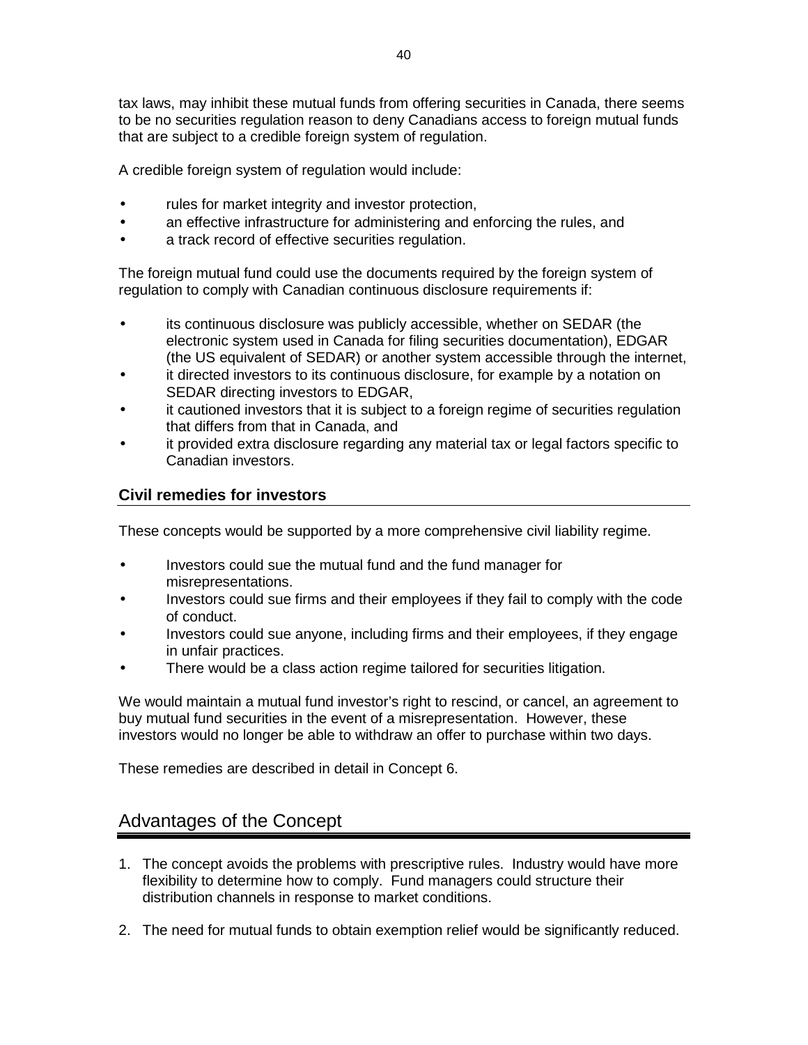tax laws, may inhibit these mutual funds from offering securities in Canada, there seems to be no securities regulation reason to deny Canadians access to foreign mutual funds that are subject to a credible foreign system of regulation.

A credible foreign system of regulation would include:

- rules for market integrity and investor protection,
- an effective infrastructure for administering and enforcing the rules, and
- a track record of effective securities regulation.

The foreign mutual fund could use the documents required by the foreign system of regulation to comply with Canadian continuous disclosure requirements if:

- its continuous disclosure was publicly accessible, whether on SEDAR (the electronic system used in Canada for filing securities documentation), EDGAR (the US equivalent of SEDAR) or another system accessible through the internet,
- it directed investors to its continuous disclosure, for example by a notation on SEDAR directing investors to EDGAR,
- it cautioned investors that it is subject to a foreign regime of securities regulation that differs from that in Canada, and
- it provided extra disclosure regarding any material tax or legal factors specific to Canadian investors.

### Civil remedies for investors

These concepts would be supported by a more comprehensive civil liability regime.

- Investors could sue the mutual fund and the fund manager for misrepresentations.
- Investors could sue firms and their employees if they fail to comply with the code of conduct.
- Investors could sue anyone, including firms and their employees, if they engage in unfair practices.
- There would be a class action regime tailored for securities litigation.

We would maintain a mutual fund investor's right to rescind, or cancel, an agreement to buy mutual fund securities in the event of a misrepresentation. However, these investors would no longer be able to withdraw an offer to purchase within two days.

These remedies are described in detail in Concept 6.

## Advantages of the Concept

1. The concept avoids the problems with prescriptive rules. Industry would have more flexibility to determine how to comply. Fund managers could structure their distribution channels in response to market conditions.

2. The need for mutual funds to obtain exemption relief would be significantly reduced.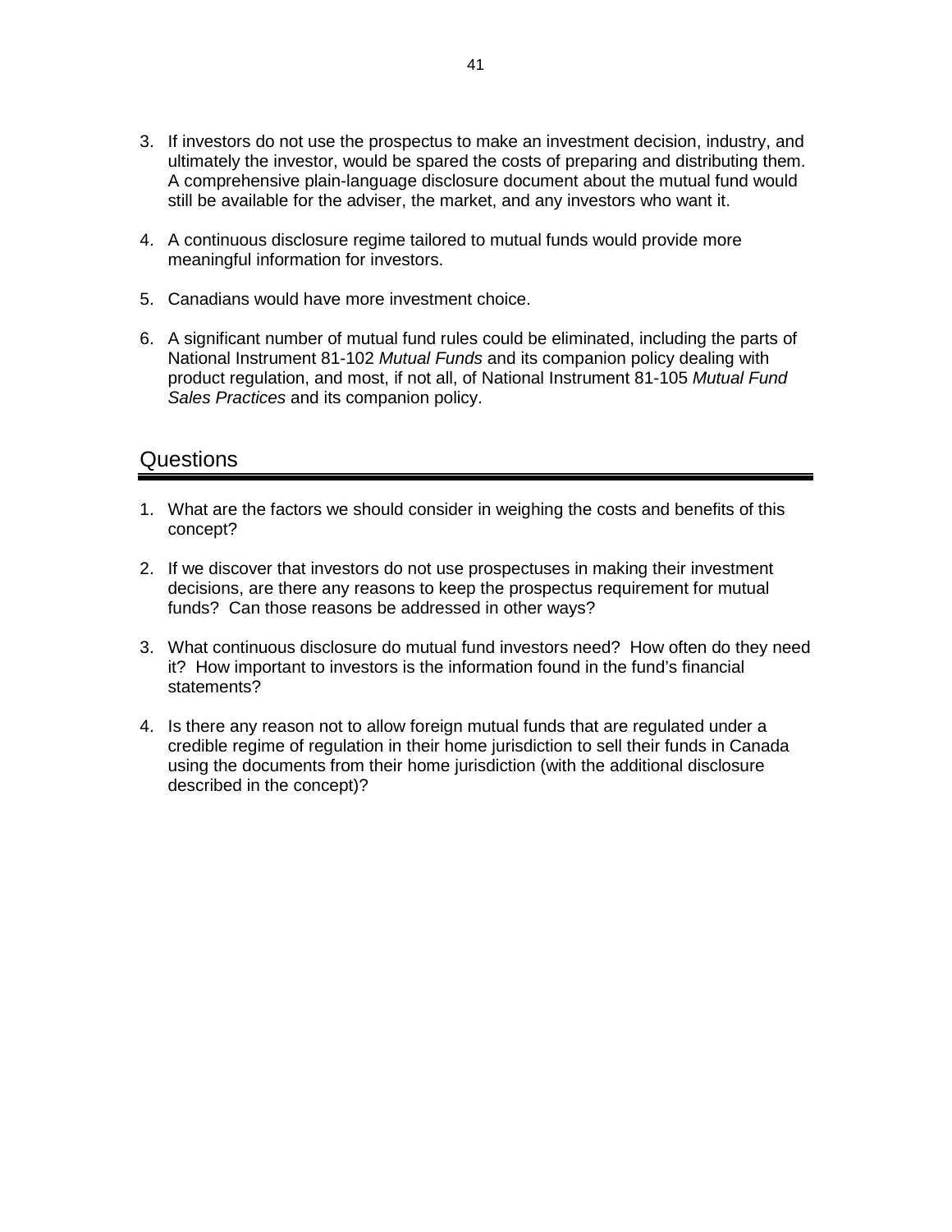3. If investors do not use the prospectus to make an investment decision, industry, and ultimately the investor, would be spared the costs of preparing and distributing them. A comprehensive plain-language disclosure document about the mutual fund would still be available for the adviser, the market, and any investors who want it.

4. A continuous disclosure regime tailored to mutual funds would provide more meaningful information for investors.

5. Canadians would have more investment choice.

6. A significant number of mutual fund rules could be eliminated, including the parts of National Instrument 81-102 *Mutual Funds* and its companion policy dealing with product regulation, and most, if not all, of National Instrument 81-105 *Mutual Fund Sales Practices* and its companion policy.

## Questions

1. What are the factors we should consider in weighing the costs and benefits of this concept?

2. If we discover that investors do not use prospectuses in making their investment decisions, are there any reasons to keep the prospectus requirement for mutual funds? Can those reasons be addressed in other ways?

3. What continuous disclosure do mutual fund investors need? How often do they need it? How important to investors is the information found in the fund's financial statements?

4. Is there any reason not to allow foreign mutual funds that are regulated under a credible regime of regulation in their home jurisdiction to sell their funds in Canada using the documents from their home jurisdiction (with the additional disclosure described in the concept)?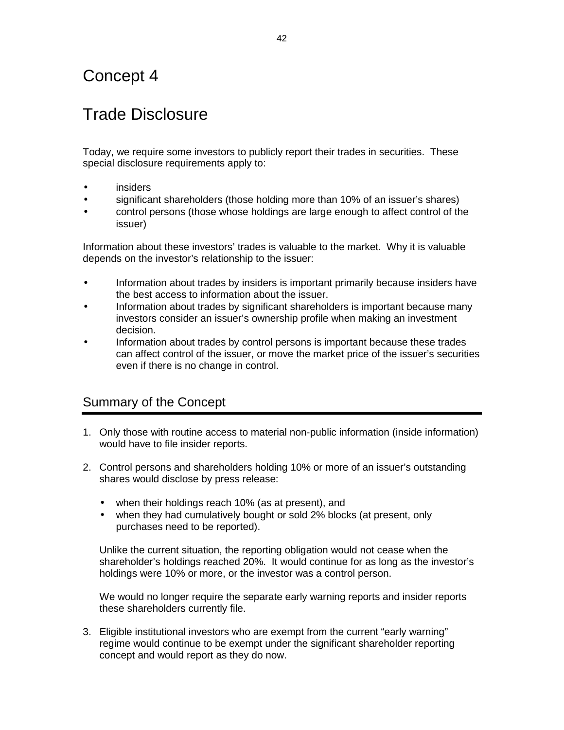# Concept 4

# Trade Disclosure

Today, we require some investors to publicly report their trades in securities. These special disclosure requirements apply to:

- insiders
- significant shareholders (those holding more than 10% of an issuer's shares)
- control persons (those whose holdings are large enough to affect control of the issuer)

Information about these investors' trades is valuable to the market. Why it is valuable depends on the investor's relationship to the issuer:

- Information about trades by insiders is important primarily because insiders have the best access to information about the issuer.
- Information about trades by significant shareholders is important because many investors consider an issuer's ownership profile when making an investment decision.
- Information about trades by control persons is important because these trades can affect control of the issuer, or move the market price of the issuer's securities even if there is no change in control.

## Summary of the Concept

1. Only those with routine access to material non-public information (inside information) would have to file insider reports.

2. Control persons and shareholders holding 10% or more of an issuer's outstanding shares would disclose by press release:

   - when their holdings reach 10% (as at present), and
   - when they had cumulatively bought or sold 2% blocks (at present, only purchases need to be reported).

   Unlike the current situation, the reporting obligation would not cease when the shareholder's holdings reached 20%. It would continue for as long as the investor's holdings were 10% or more, or the investor was a control person.

   We would no longer require the separate early warning reports and insider reports these shareholders currently file.

3. Eligible institutional investors who are exempt from the current "early warning" regime would continue to be exempt under the significant shareholder reporting concept and would report as they do now.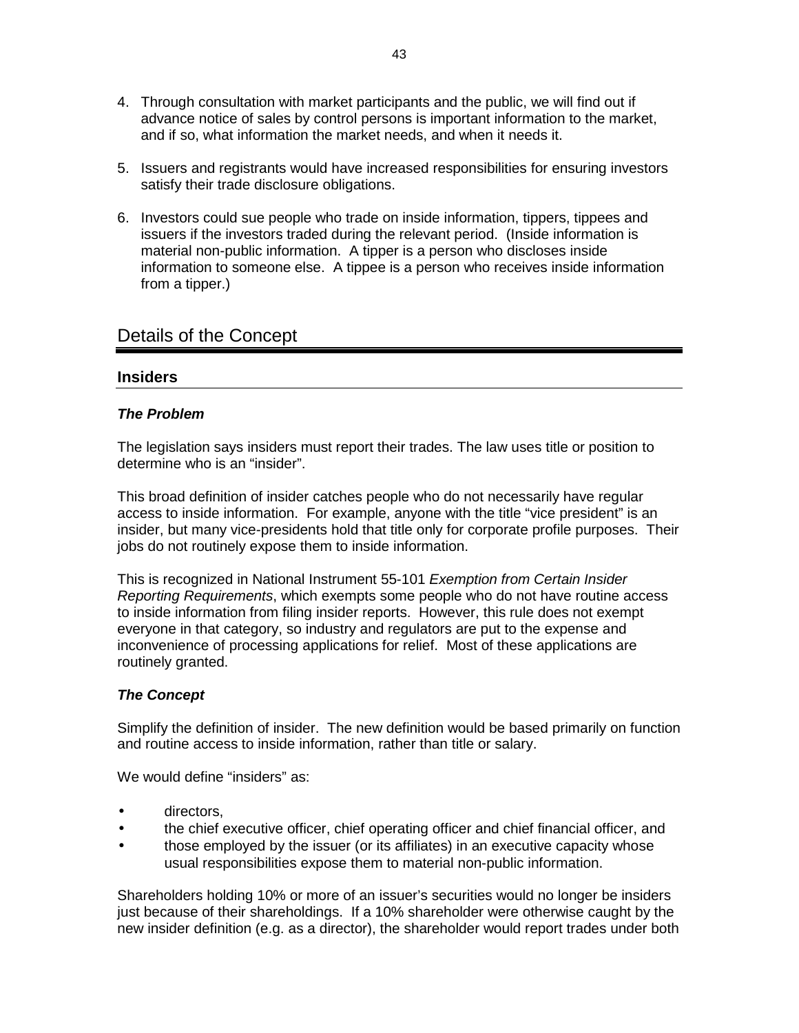4. Through consultation with market participants and the public, we will find out if advance notice of sales by control persons is important information to the market, and if so, what information the market needs, and when it needs it.

5. Issuers and registrants would have increased responsibilities for ensuring investors satisfy their trade disclosure obligations.

6. Investors could sue people who trade on inside information, tippers, tippees and issuers if the investors traded during the relevant period. (Inside information is material non-public information. A tipper is a person who discloses inside information to someone else. A tippee is a person who receives inside information from a tipper.)

# Details of the Concept

## Insiders

### *The Problem*

The legislation says insiders must report their trades. The law uses title or position to determine who is an "insider".

This broad definition of insider catches people who do not necessarily have regular access to inside information. For example, anyone with the title "vice president" is an insider, but many vice-presidents hold that title only for corporate profile purposes. Their jobs do not routinely expose them to inside information.

This is recognized in National Instrument 55-101 *Exemption from Certain Insider Reporting Requirements*, which exempts some people who do not have routine access to inside information from filing insider reports. However, this rule does not exempt everyone in that category, so industry and regulators are put to the expense and inconvenience of processing applications for relief. Most of these applications are routinely granted.

### *The Concept*

Simplify the definition of insider. The new definition would be based primarily on function and routine access to inside information, rather than title or salary.

We would define "insiders" as:

- directors,
- the chief executive officer, chief operating officer and chief financial officer, and
- those employed by the issuer (or its affiliates) in an executive capacity whose usual responsibilities expose them to material non-public information.

Shareholders holding 10% or more of an issuer's securities would no longer be insiders just because of their shareholdings. If a 10% shareholder were otherwise caught by the new insider definition (e.g. as a director), the shareholder would report trades under both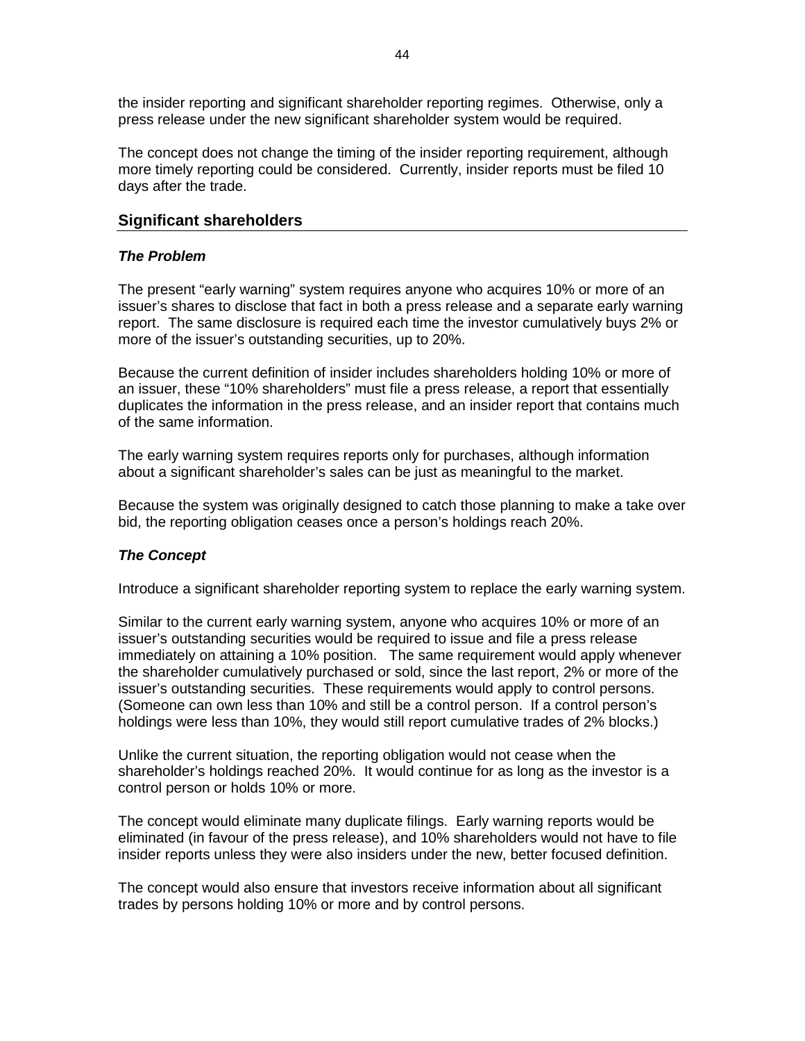the insider reporting and significant shareholder reporting regimes. Otherwise, only a press release under the new significant shareholder system would be required.

The concept does not change the timing of the insider reporting requirement, although more timely reporting could be considered. Currently, insider reports must be filed 10 days after the trade.

## Significant shareholders

### *The Problem*

The present "early warning" system requires anyone who acquires 10% or more of an issuer's shares to disclose that fact in both a press release and a separate early warning report. The same disclosure is required each time the investor cumulatively buys 2% or more of the issuer's outstanding securities, up to 20%.

Because the current definition of insider includes shareholders holding 10% or more of an issuer, these "10% shareholders" must file a press release, a report that essentially duplicates the information in the press release, and an insider report that contains much of the same information.

The early warning system requires reports only for purchases, although information about a significant shareholder's sales can be just as meaningful to the market.

Because the system was originally designed to catch those planning to make a take over bid, the reporting obligation ceases once a person's holdings reach 20%.

### *The Concept*

Introduce a significant shareholder reporting system to replace the early warning system.

Similar to the current early warning system, anyone who acquires 10% or more of an issuer's outstanding securities would be required to issue and file a press release immediately on attaining a 10% position. The same requirement would apply whenever the shareholder cumulatively purchased or sold, since the last report, 2% or more of the issuer's outstanding securities. These requirements would apply to control persons. (Someone can own less than 10% and still be a control person. If a control person's holdings were less than 10%, they would still report cumulative trades of 2% blocks.)

Unlike the current situation, the reporting obligation would not cease when the shareholder's holdings reached 20%. It would continue for as long as the investor is a control person or holds 10% or more.

The concept would eliminate many duplicate filings. Early warning reports would be eliminated (in favour of the press release), and 10% shareholders would not have to file insider reports unless they were also insiders under the new, better focused definition.

The concept would also ensure that investors receive information about all significant trades by persons holding 10% or more and by control persons.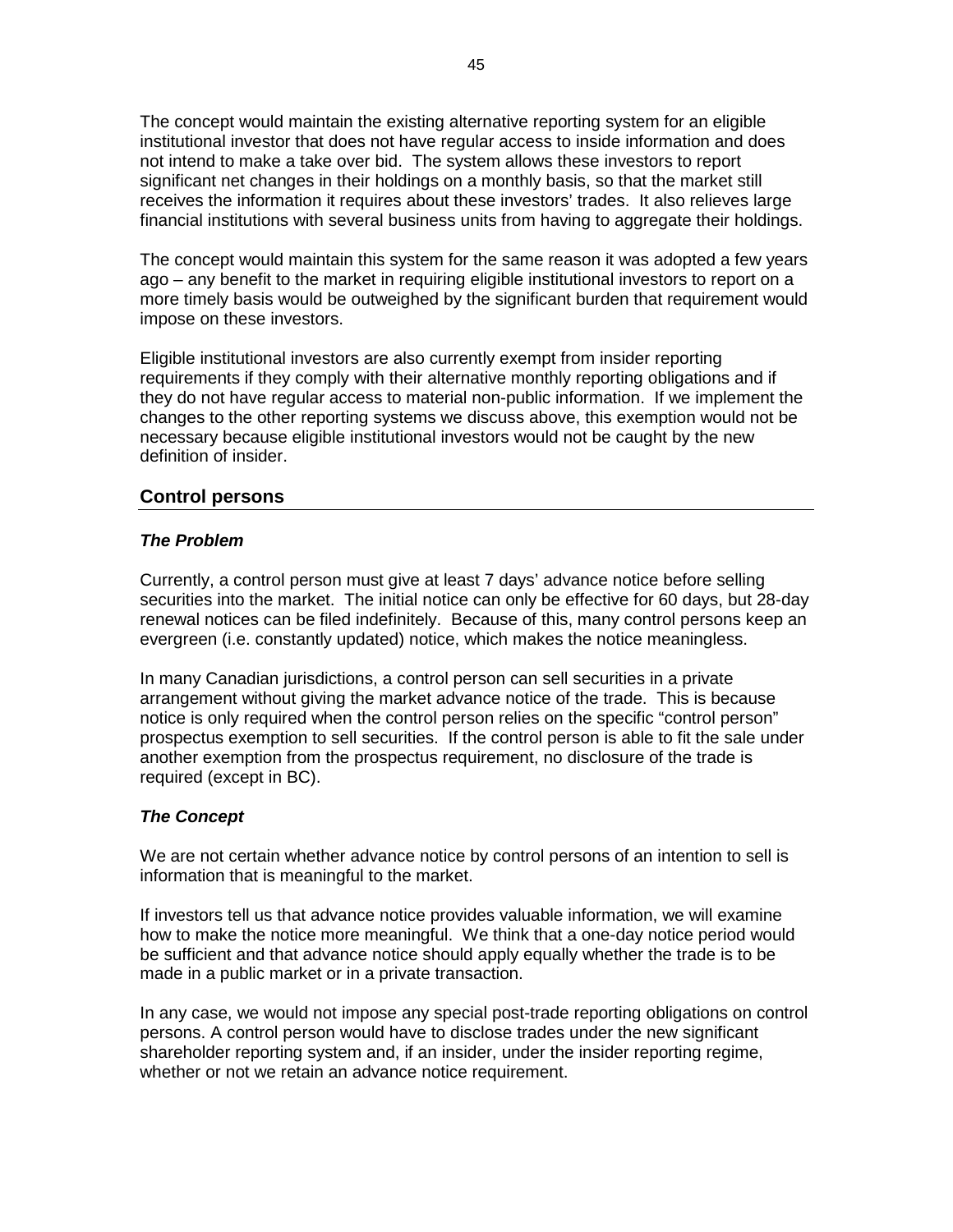The concept would maintain the existing alternative reporting system for an eligible institutional investor that does not have regular access to inside information and does not intend to make a take over bid. The system allows these investors to report significant net changes in their holdings on a monthly basis, so that the market still receives the information it requires about these investors' trades. It also relieves large financial institutions with several business units from having to aggregate their holdings.

The concept would maintain this system for the same reason it was adopted a few years ago – any benefit to the market in requiring eligible institutional investors to report on a more timely basis would be outweighed by the significant burden that requirement would impose on these investors.

Eligible institutional investors are also currently exempt from insider reporting requirements if they comply with their alternative monthly reporting obligations and if they do not have regular access to material non-public information. If we implement the changes to the other reporting systems we discuss above, this exemption would not be necessary because eligible institutional investors would not be caught by the new definition of insider.

## Control persons

### *The Problem*

Currently, a control person must give at least 7 days' advance notice before selling securities into the market. The initial notice can only be effective for 60 days, but 28-day renewal notices can be filed indefinitely. Because of this, many control persons keep an evergreen (i.e. constantly updated) notice, which makes the notice meaningless.

In many Canadian jurisdictions, a control person can sell securities in a private arrangement without giving the market advance notice of the trade. This is because notice is only required when the control person relies on the specific "control person" prospectus exemption to sell securities. If the control person is able to fit the sale under another exemption from the prospectus requirement, no disclosure of the trade is required (except in BC).

### *The Concept*

We are not certain whether advance notice by control persons of an intention to sell is information that is meaningful to the market.

If investors tell us that advance notice provides valuable information, we will examine how to make the notice more meaningful. We think that a one-day notice period would be sufficient and that advance notice should apply equally whether the trade is to be made in a public market or in a private transaction.

In any case, we would not impose any special post-trade reporting obligations on control persons. A control person would have to disclose trades under the new significant shareholder reporting system and, if an insider, under the insider reporting regime, whether or not we retain an advance notice requirement.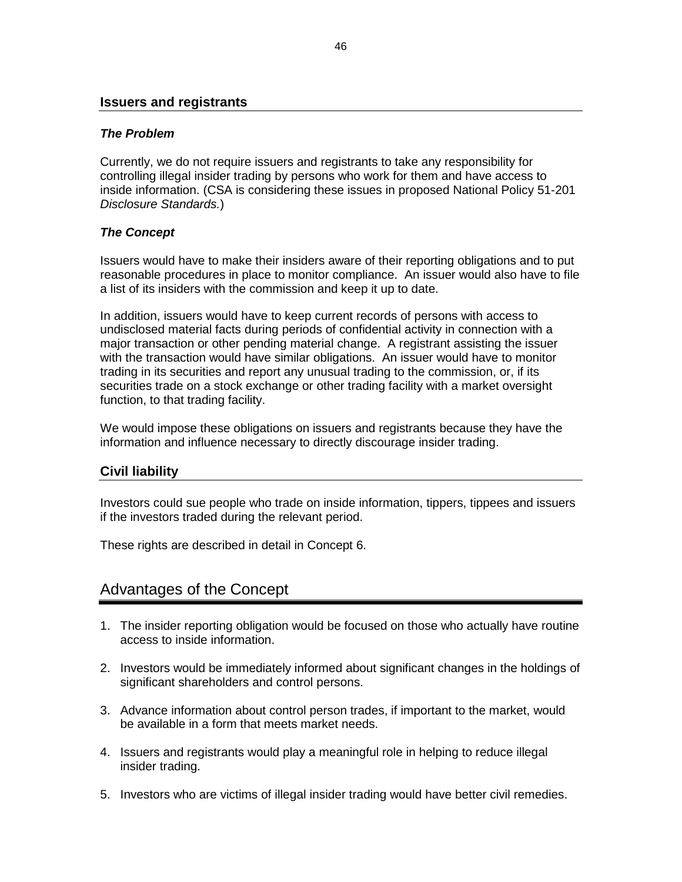### Issuers and registrants

#### *The Problem*

Currently, we do not require issuers and registrants to take any responsibility for controlling illegal insider trading by persons who work for them and have access to inside information. (CSA is considering these issues in proposed National Policy 51-201 *Disclosure Standards.*)

#### *The Concept*

Issuers would have to make their insiders aware of their reporting obligations and to put reasonable procedures in place to monitor compliance. An issuer would also have to file a list of its insiders with the commission and keep it up to date.

In addition, issuers would have to keep current records of persons with access to undisclosed material facts during periods of confidential activity in connection with a major transaction or other pending material change. A registrant assisting the issuer with the transaction would have similar obligations. An issuer would have to monitor trading in its securities and report any unusual trading to the commission, or, if its securities trade on a stock exchange or other trading facility with a market oversight function, to that trading facility.

We would impose these obligations on issuers and registrants because they have the information and influence necessary to directly discourage insider trading.

### Civil liability

Investors could sue people who trade on inside information, tippers, tippees and issuers if the investors traded during the relevant period.

These rights are described in detail in Concept 6.

## Advantages of the Concept

1. The insider reporting obligation would be focused on those who actually have routine access to inside information.
2. Investors would be immediately informed about significant changes in the holdings of significant shareholders and control persons.
3. Advance information about control person trades, if important to the market, would be available in a form that meets market needs.
4. Issuers and registrants would play a meaningful role in helping to reduce illegal insider trading.
5. Investors who are victims of illegal insider trading would have better civil remedies.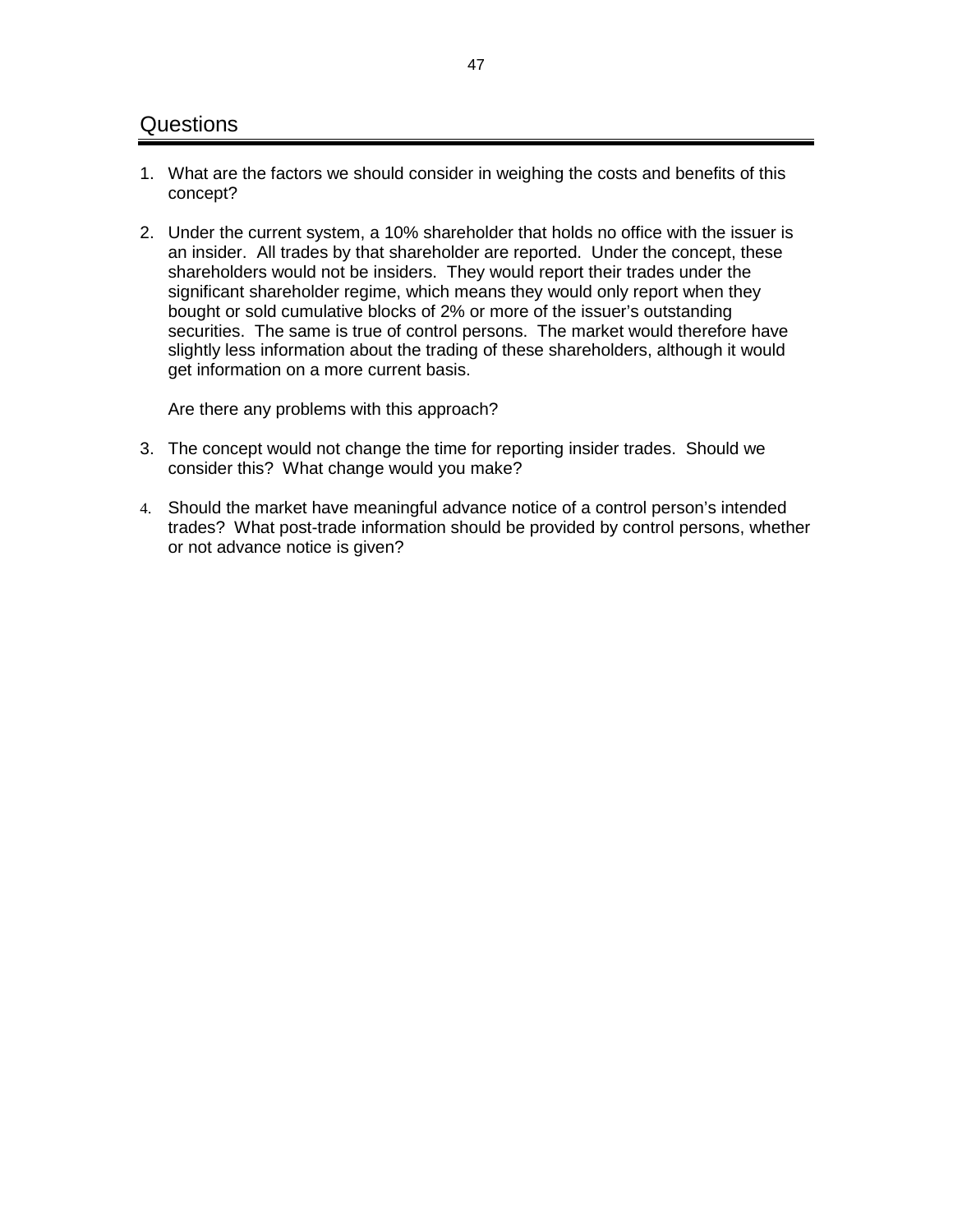## Questions

1. What are the factors we should consider in weighing the costs and benefits of this concept?

2. Under the current system, a 10% shareholder that holds no office with the issuer is an insider. All trades by that shareholder are reported. Under the concept, these shareholders would not be insiders. They would report their trades under the significant shareholder regime, which means they would only report when they bought or sold cumulative blocks of 2% or more of the issuer's outstanding securities. The same is true of control persons. The market would therefore have slightly less information about the trading of these shareholders, although it would get information on a more current basis.

   Are there any problems with this approach?

3. The concept would not change the time for reporting insider trades. Should we consider this? What change would you make?

4. Should the market have meaningful advance notice of a control person's intended trades? What post-trade information should be provided by control persons, whether or not advance notice is given?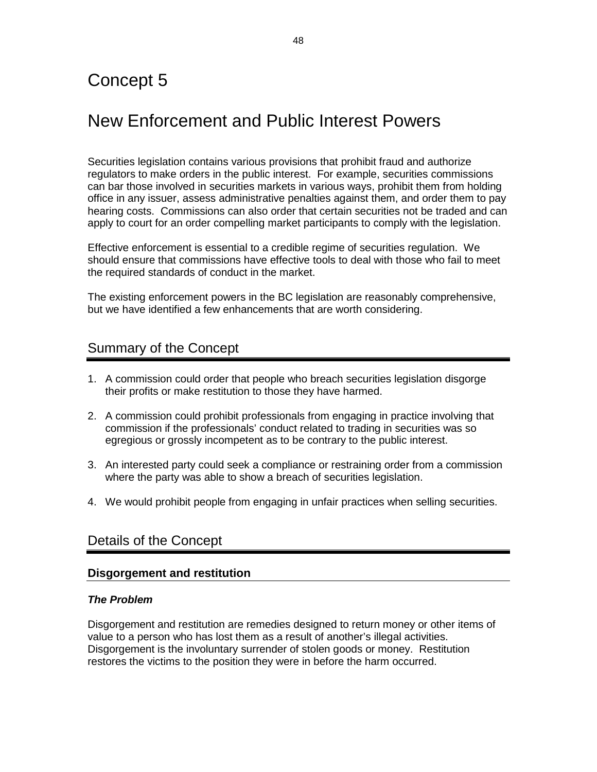# Concept 5

# New Enforcement and Public Interest Powers

Securities legislation contains various provisions that prohibit fraud and authorize regulators to make orders in the public interest. For example, securities commissions can bar those involved in securities markets in various ways, prohibit them from holding office in any issuer, assess administrative penalties against them, and order them to pay hearing costs. Commissions can also order that certain securities not be traded and can apply to court for an order compelling market participants to comply with the legislation.

Effective enforcement is essential to a credible regime of securities regulation. We should ensure that commissions have effective tools to deal with those who fail to meet the required standards of conduct in the market.

The existing enforcement powers in the BC legislation are reasonably comprehensive, but we have identified a few enhancements that are worth considering.

## Summary of the Concept

1. A commission could order that people who breach securities legislation disgorge their profits or make restitution to those they have harmed.

2. A commission could prohibit professionals from engaging in practice involving that commission if the professionals' conduct related to trading in securities was so egregious or grossly incompetent as to be contrary to the public interest.

3. An interested party could seek a compliance or restraining order from a commission where the party was able to show a breach of securities legislation.

4. We would prohibit people from engaging in unfair practices when selling securities.

## Details of the Concept

### Disgorgement and restitution

#### *The Problem*

Disgorgement and restitution are remedies designed to return money or other items of value to a person who has lost them as a result of another's illegal activities. Disgorgement is the involuntary surrender of stolen goods or money. Restitution restores the victims to the position they were in before the harm occurred.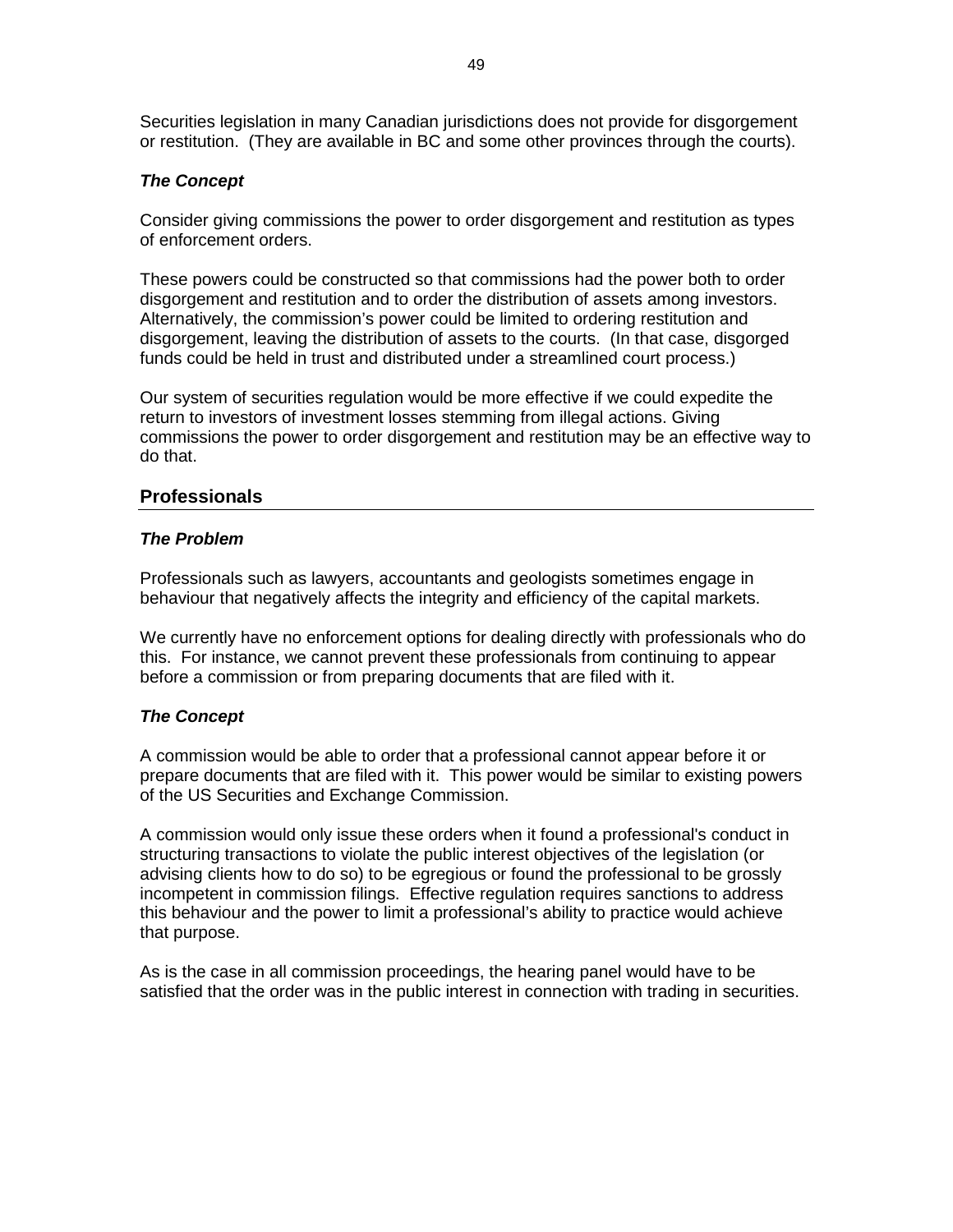Securities legislation in many Canadian jurisdictions does not provide for disgorgement or restitution. (They are available in BC and some other provinces through the courts).

### *The Concept*

Consider giving commissions the power to order disgorgement and restitution as types of enforcement orders.

These powers could be constructed so that commissions had the power both to order disgorgement and restitution and to order the distribution of assets among investors. Alternatively, the commission's power could be limited to ordering restitution and disgorgement, leaving the distribution of assets to the courts. (In that case, disgorged funds could be held in trust and distributed under a streamlined court process.)

Our system of securities regulation would be more effective if we could expedite the return to investors of investment losses stemming from illegal actions. Giving commissions the power to order disgorgement and restitution may be an effective way to do that.

## Professionals

### *The Problem*

Professionals such as lawyers, accountants and geologists sometimes engage in behaviour that negatively affects the integrity and efficiency of the capital markets.

We currently have no enforcement options for dealing directly with professionals who do this. For instance, we cannot prevent these professionals from continuing to appear before a commission or from preparing documents that are filed with it.

### *The Concept*

A commission would be able to order that a professional cannot appear before it or prepare documents that are filed with it. This power would be similar to existing powers of the US Securities and Exchange Commission.

A commission would only issue these orders when it found a professional's conduct in structuring transactions to violate the public interest objectives of the legislation (or advising clients how to do so) to be egregious or found the professional to be grossly incompetent in commission filings. Effective regulation requires sanctions to address this behaviour and the power to limit a professional's ability to practice would achieve that purpose.

As is the case in all commission proceedings, the hearing panel would have to be satisfied that the order was in the public interest in connection with trading in securities.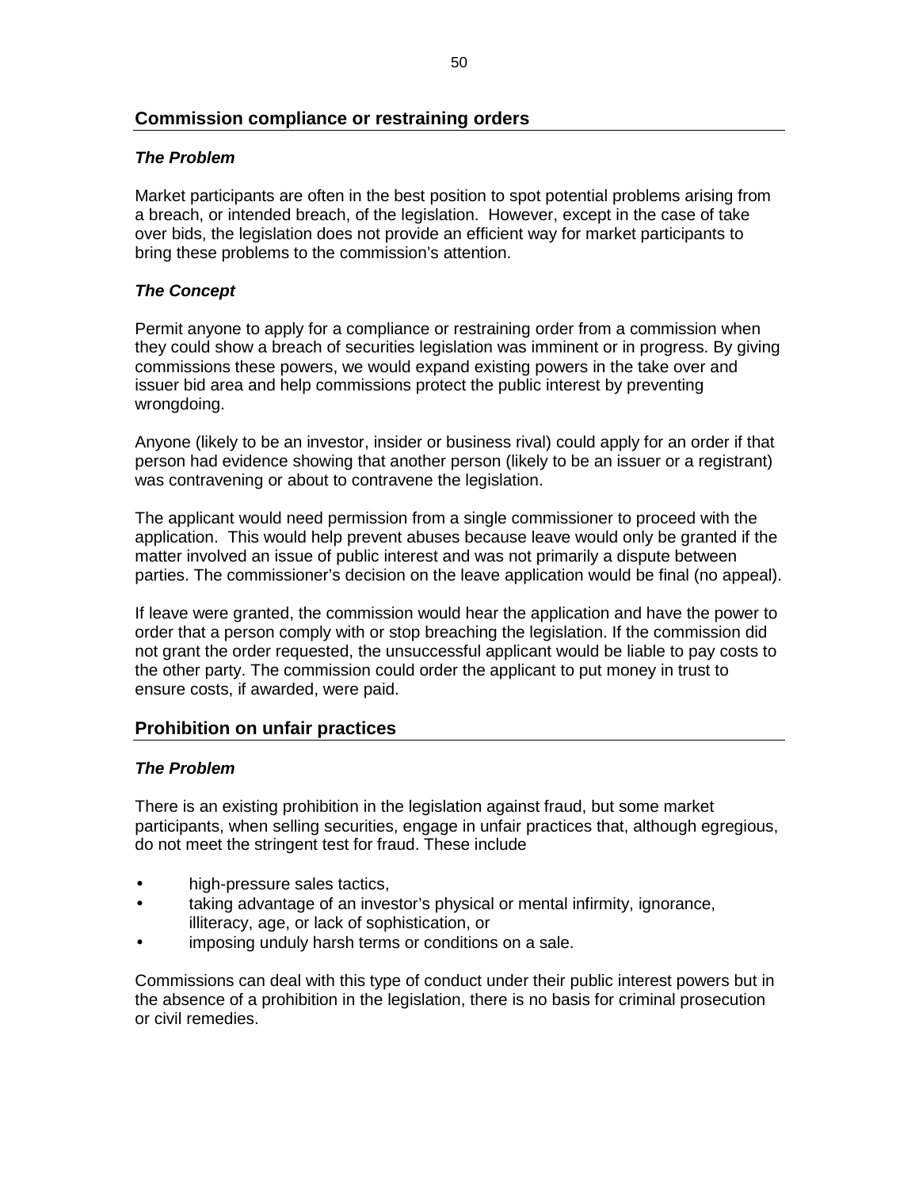## Commission compliance or restraining orders

### *The Problem*

Market participants are often in the best position to spot potential problems arising from a breach, or intended breach, of the legislation. However, except in the case of take over bids, the legislation does not provide an efficient way for market participants to bring these problems to the commission's attention.

### *The Concept*

Permit anyone to apply for a compliance or restraining order from a commission when they could show a breach of securities legislation was imminent or in progress. By giving commissions these powers, we would expand existing powers in the take over and issuer bid area and help commissions protect the public interest by preventing wrongdoing.

Anyone (likely to be an investor, insider or business rival) could apply for an order if that person had evidence showing that another person (likely to be an issuer or a registrant) was contravening or about to contravene the legislation.

The applicant would need permission from a single commissioner to proceed with the application. This would help prevent abuses because leave would only be granted if the matter involved an issue of public interest and was not primarily a dispute between parties. The commissioner's decision on the leave application would be final (no appeal).

If leave were granted, the commission would hear the application and have the power to order that a person comply with or stop breaching the legislation. If the commission did not grant the order requested, the unsuccessful applicant would be liable to pay costs to the other party. The commission could order the applicant to put money in trust to ensure costs, if awarded, were paid.

## Prohibition on unfair practices

### *The Problem*

There is an existing prohibition in the legislation against fraud, but some market participants, when selling securities, engage in unfair practices that, although egregious, do not meet the stringent test for fraud. These include

- high-pressure sales tactics,
- taking advantage of an investor's physical or mental infirmity, ignorance, illiteracy, age, or lack of sophistication, or
- imposing unduly harsh terms or conditions on a sale.

Commissions can deal with this type of conduct under their public interest powers but in the absence of a prohibition in the legislation, there is no basis for criminal prosecution or civil remedies.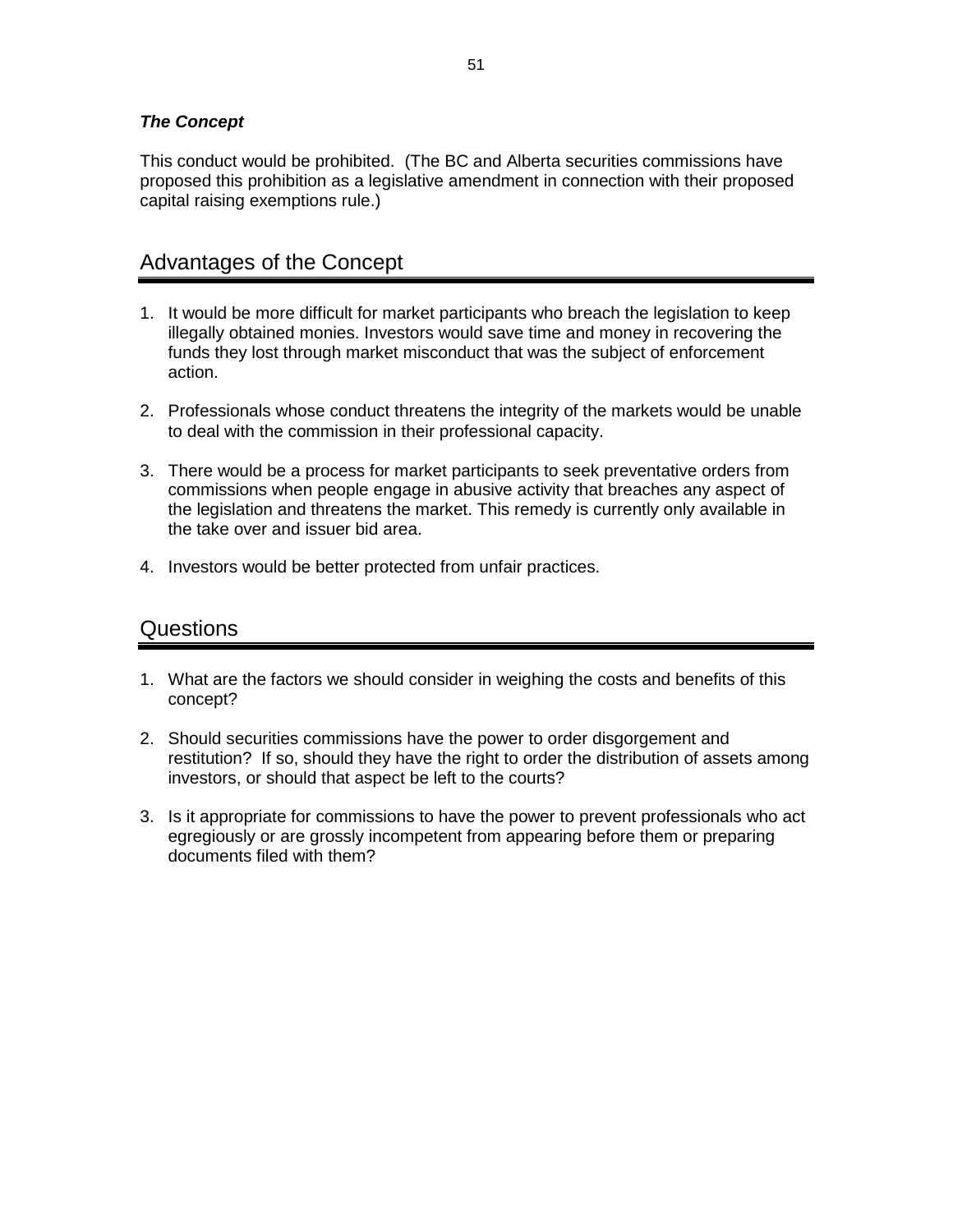***The Concept***

This conduct would be prohibited. (The BC and Alberta securities commissions have proposed this prohibition as a legislative amendment in connection with their proposed capital raising exemptions rule.)

## Advantages of the Concept

1. It would be more difficult for market participants who breach the legislation to keep illegally obtained monies. Investors would save time and money in recovering the funds they lost through market misconduct that was the subject of enforcement action.

2. Professionals whose conduct threatens the integrity of the markets would be unable to deal with the commission in their professional capacity.

3. There would be a process for market participants to seek preventative orders from commissions when people engage in abusive activity that breaches any aspect of the legislation and threatens the market. This remedy is currently only available in the take over and issuer bid area.

4. Investors would be better protected from unfair practices.

## Questions

1. What are the factors we should consider in weighing the costs and benefits of this concept?

2. Should securities commissions have the power to order disgorgement and restitution? If so, should they have the right to order the distribution of assets among investors, or should that aspect be left to the courts?

3. Is it appropriate for commissions to have the power to prevent professionals who act egregiously or are grossly incompetent from appearing before them or preparing documents filed with them?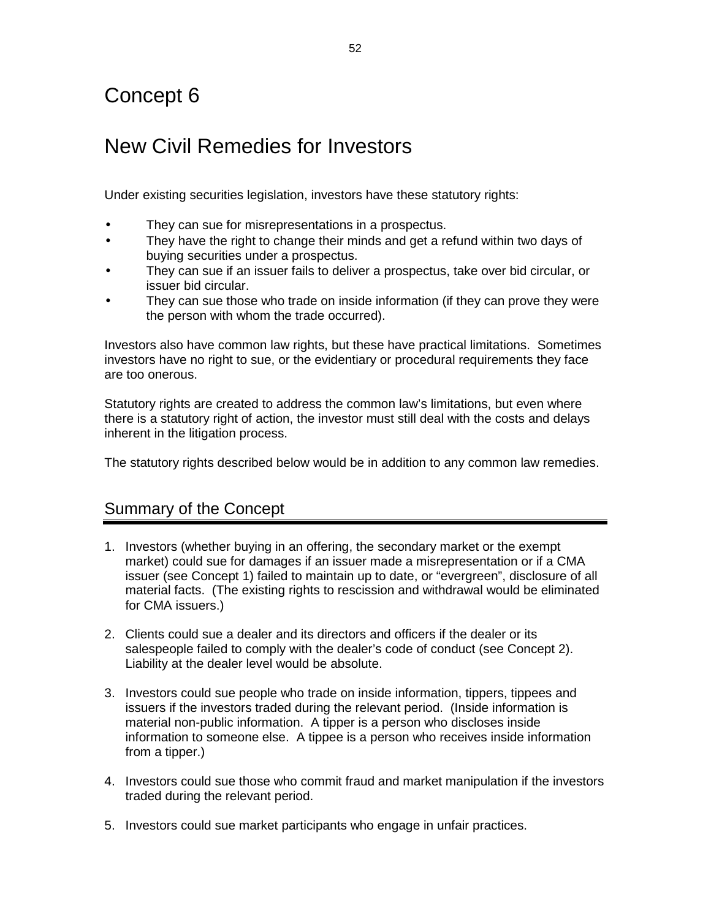# Concept 6

# New Civil Remedies for Investors

Under existing securities legislation, investors have these statutory rights:

- They can sue for misrepresentations in a prospectus.
- They have the right to change their minds and get a refund within two days of buying securities under a prospectus.
- They can sue if an issuer fails to deliver a prospectus, take over bid circular, or issuer bid circular.
- They can sue those who trade on inside information (if they can prove they were the person with whom the trade occurred).

Investors also have common law rights, but these have practical limitations. Sometimes investors have no right to sue, or the evidentiary or procedural requirements they face are too onerous.

Statutory rights are created to address the common law's limitations, but even where there is a statutory right of action, the investor must still deal with the costs and delays inherent in the litigation process.

The statutory rights described below would be in addition to any common law remedies.

## Summary of the Concept

1. Investors (whether buying in an offering, the secondary market or the exempt market) could sue for damages if an issuer made a misrepresentation or if a CMA issuer (see Concept 1) failed to maintain up to date, or "evergreen", disclosure of all material facts. (The existing rights to rescission and withdrawal would be eliminated for CMA issuers.)

2. Clients could sue a dealer and its directors and officers if the dealer or its salespeople failed to comply with the dealer's code of conduct (see Concept 2). Liability at the dealer level would be absolute.

3. Investors could sue people who trade on inside information, tippers, tippees and issuers if the investors traded during the relevant period. (Inside information is material non-public information. A tipper is a person who discloses inside information to someone else. A tippee is a person who receives inside information from a tipper.)

4. Investors could sue those who commit fraud and market manipulation if the investors traded during the relevant period.

5. Investors could sue market participants who engage in unfair practices.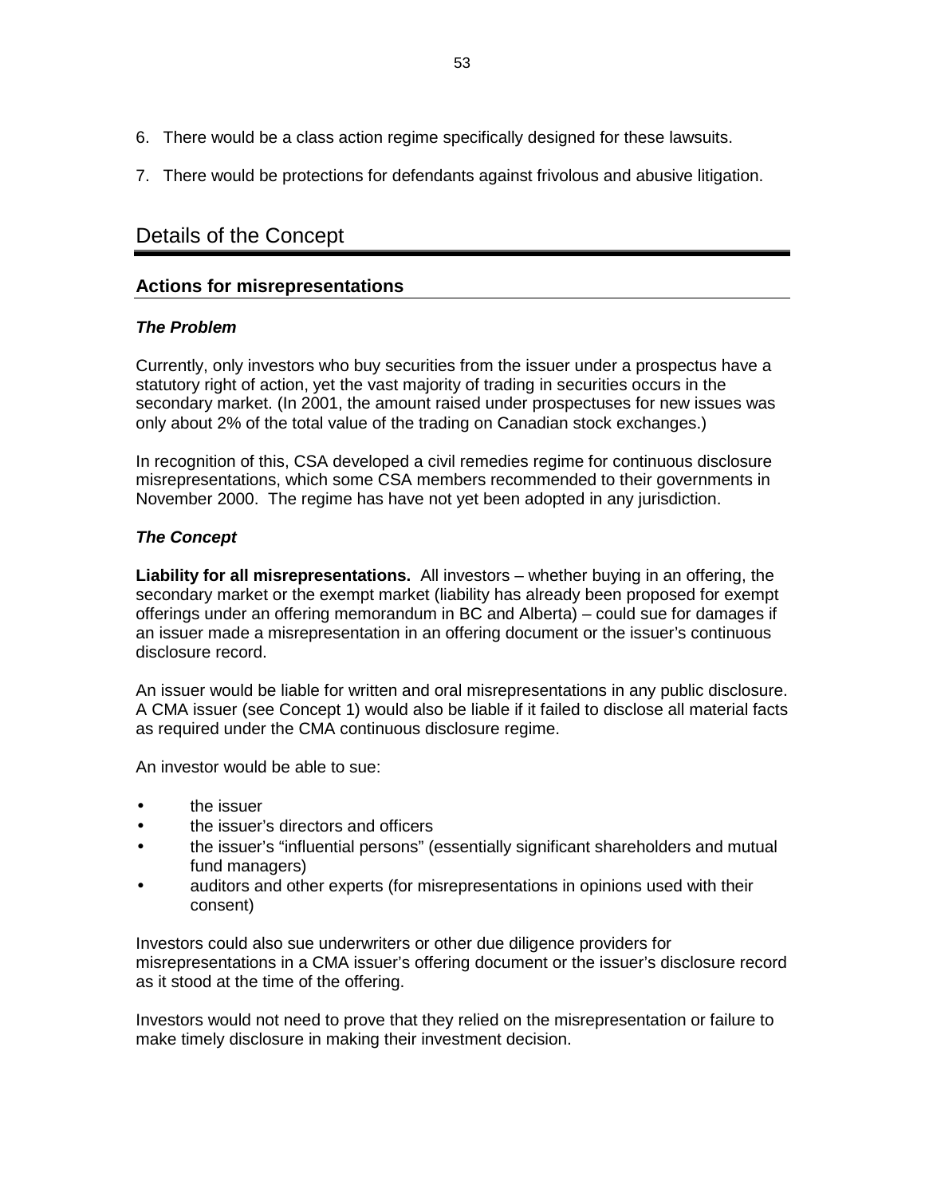6. There would be a class action regime specifically designed for these lawsuits.

7. There would be protections for defendants against frivolous and abusive litigation.

# Details of the Concept

## Actions for misrepresentations

### *The Problem*

Currently, only investors who buy securities from the issuer under a prospectus have a statutory right of action, yet the vast majority of trading in securities occurs in the secondary market. (In 2001, the amount raised under prospectuses for new issues was only about 2% of the total value of the trading on Canadian stock exchanges.)

In recognition of this, CSA developed a civil remedies regime for continuous disclosure misrepresentations, which some CSA members recommended to their governments in November 2000. The regime has have not yet been adopted in any jurisdiction.

### *The Concept*

**Liability for all misrepresentations.** All investors – whether buying in an offering, the secondary market or the exempt market (liability has already been proposed for exempt offerings under an offering memorandum in BC and Alberta) – could sue for damages if an issuer made a misrepresentation in an offering document or the issuer's continuous disclosure record.

An issuer would be liable for written and oral misrepresentations in any public disclosure. A CMA issuer (see Concept 1) would also be liable if it failed to disclose all material facts as required under the CMA continuous disclosure regime.

An investor would be able to sue:

- the issuer
- the issuer's directors and officers
- the issuer's "influential persons" (essentially significant shareholders and mutual fund managers)
- auditors and other experts (for misrepresentations in opinions used with their consent)

Investors could also sue underwriters or other due diligence providers for misrepresentations in a CMA issuer's offering document or the issuer's disclosure record as it stood at the time of the offering.

Investors would not need to prove that they relied on the misrepresentation or failure to make timely disclosure in making their investment decision.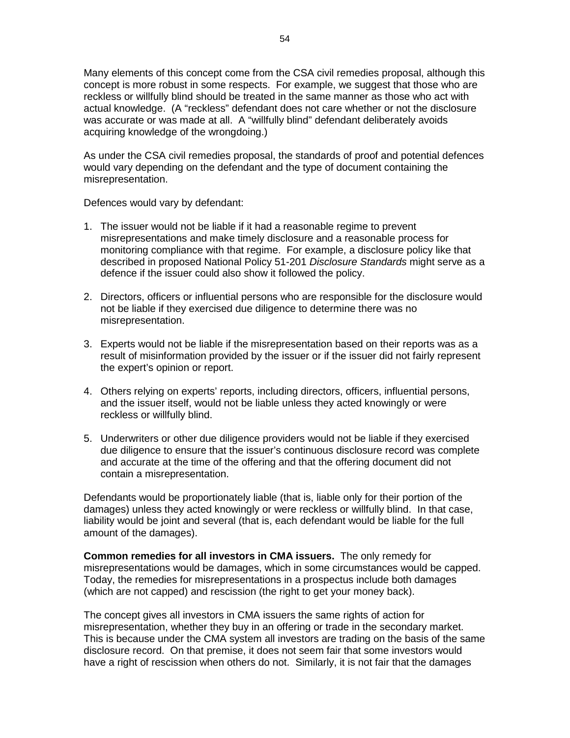Many elements of this concept come from the CSA civil remedies proposal, although this concept is more robust in some respects. For example, we suggest that those who are reckless or willfully blind should be treated in the same manner as those who act with actual knowledge. (A "reckless" defendant does not care whether or not the disclosure was accurate or was made at all. A "willfully blind" defendant deliberately avoids acquiring knowledge of the wrongdoing.)

As under the CSA civil remedies proposal, the standards of proof and potential defences would vary depending on the defendant and the type of document containing the misrepresentation.

Defences would vary by defendant:

1. The issuer would not be liable if it had a reasonable regime to prevent misrepresentations and make timely disclosure and a reasonable process for monitoring compliance with that regime. For example, a disclosure policy like that described in proposed National Policy 51-201 *Disclosure Standards* might serve as a defence if the issuer could also show it followed the policy.

2. Directors, officers or influential persons who are responsible for the disclosure would not be liable if they exercised due diligence to determine there was no misrepresentation.

3. Experts would not be liable if the misrepresentation based on their reports was as a result of misinformation provided by the issuer or if the issuer did not fairly represent the expert's opinion or report.

4. Others relying on experts' reports, including directors, officers, influential persons, and the issuer itself, would not be liable unless they acted knowingly or were reckless or willfully blind.

5. Underwriters or other due diligence providers would not be liable if they exercised due diligence to ensure that the issuer's continuous disclosure record was complete and accurate at the time of the offering and that the offering document did not contain a misrepresentation.

Defendants would be proportionately liable (that is, liable only for their portion of the damages) unless they acted knowingly or were reckless or willfully blind. In that case, liability would be joint and several (that is, each defendant would be liable for the full amount of the damages).

**Common remedies for all investors in CMA issuers.** The only remedy for misrepresentations would be damages, which in some circumstances would be capped. Today, the remedies for misrepresentations in a prospectus include both damages (which are not capped) and rescission (the right to get your money back).

The concept gives all investors in CMA issuers the same rights of action for misrepresentation, whether they buy in an offering or trade in the secondary market. This is because under the CMA system all investors are trading on the basis of the same disclosure record. On that premise, it does not seem fair that some investors would have a right of rescission when others do not. Similarly, it is not fair that the damages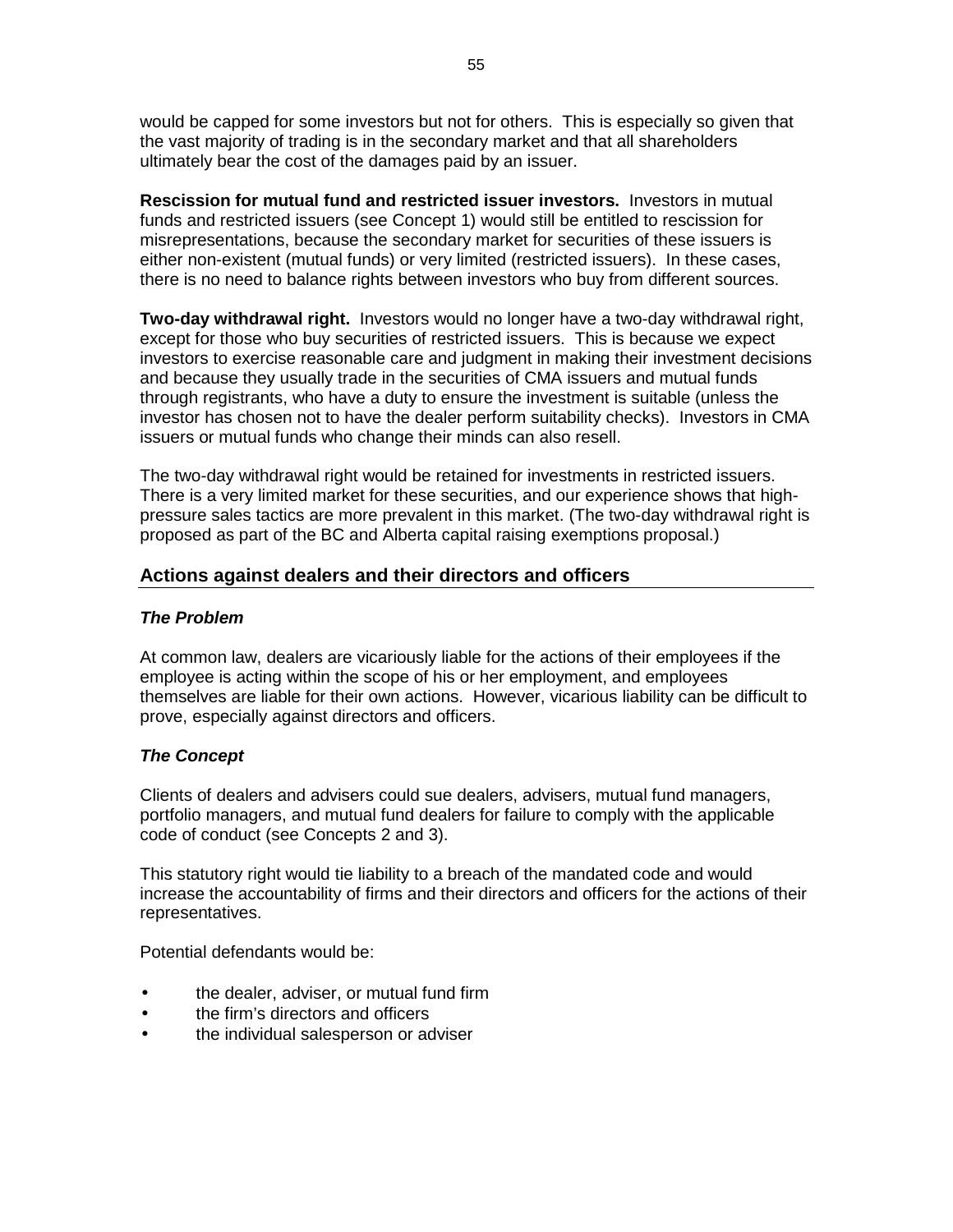would be capped for some investors but not for others. This is especially so given that the vast majority of trading is in the secondary market and that all shareholders ultimately bear the cost of the damages paid by an issuer.

**Rescission for mutual fund and restricted issuer investors.** Investors in mutual funds and restricted issuers (see Concept 1) would still be entitled to rescission for misrepresentations, because the secondary market for securities of these issuers is either non-existent (mutual funds) or very limited (restricted issuers). In these cases, there is no need to balance rights between investors who buy from different sources.

**Two-day withdrawal right.** Investors would no longer have a two-day withdrawal right, except for those who buy securities of restricted issuers. This is because we expect investors to exercise reasonable care and judgment in making their investment decisions and because they usually trade in the securities of CMA issuers and mutual funds through registrants, who have a duty to ensure the investment is suitable (unless the investor has chosen not to have the dealer perform suitability checks). Investors in CMA issuers or mutual funds who change their minds can also resell.

The two-day withdrawal right would be retained for investments in restricted issuers. There is a very limited market for these securities, and our experience shows that high-pressure sales tactics are more prevalent in this market. (The two-day withdrawal right is proposed as part of the BC and Alberta capital raising exemptions proposal.)

## Actions against dealers and their directors and officers

### *The Problem*

At common law, dealers are vicariously liable for the actions of their employees if the employee is acting within the scope of his or her employment, and employees themselves are liable for their own actions. However, vicarious liability can be difficult to prove, especially against directors and officers.

### *The Concept*

Clients of dealers and advisers could sue dealers, advisers, mutual fund managers, portfolio managers, and mutual fund dealers for failure to comply with the applicable code of conduct (see Concepts 2 and 3).

This statutory right would tie liability to a breach of the mandated code and would increase the accountability of firms and their directors and officers for the actions of their representatives.

Potential defendants would be:

- the dealer, adviser, or mutual fund firm
- the firm's directors and officers
- the individual salesperson or adviser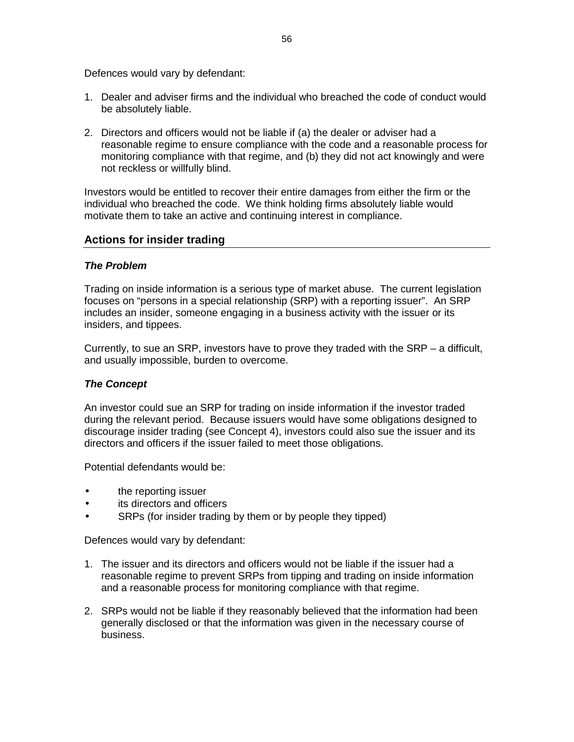Defences would vary by defendant:

1. Dealer and adviser firms and the individual who breached the code of conduct would be absolutely liable.

2. Directors and officers would not be liable if (a) the dealer or adviser had a reasonable regime to ensure compliance with the code and a reasonable process for monitoring compliance with that regime, and (b) they did not act knowingly and were not reckless or willfully blind.

Investors would be entitled to recover their entire damages from either the firm or the individual who breached the code. We think holding firms absolutely liable would motivate them to take an active and continuing interest in compliance.

## Actions for insider trading

### *The Problem*

Trading on inside information is a serious type of market abuse. The current legislation focuses on "persons in a special relationship (SRP) with a reporting issuer". An SRP includes an insider, someone engaging in a business activity with the issuer or its insiders, and tippees.

Currently, to sue an SRP, investors have to prove they traded with the SRP – a difficult, and usually impossible, burden to overcome.

### *The Concept*

An investor could sue an SRP for trading on inside information if the investor traded during the relevant period. Because issuers would have some obligations designed to discourage insider trading (see Concept 4), investors could also sue the issuer and its directors and officers if the issuer failed to meet those obligations.

Potential defendants would be:

- the reporting issuer
- its directors and officers
- SRPs (for insider trading by them or by people they tipped)

Defences would vary by defendant:

1. The issuer and its directors and officers would not be liable if the issuer had a reasonable regime to prevent SRPs from tipping and trading on inside information and a reasonable process for monitoring compliance with that regime.

2. SRPs would not be liable if they reasonably believed that the information had been generally disclosed or that the information was given in the necessary course of business.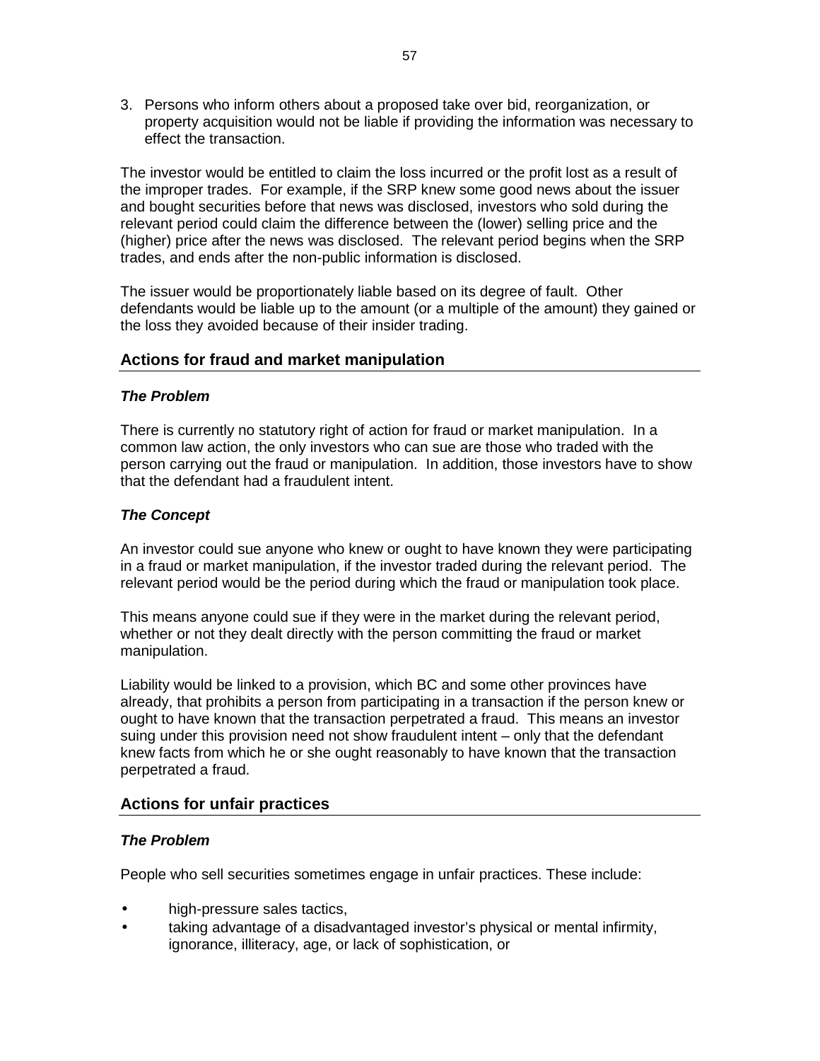3. Persons who inform others about a proposed take over bid, reorganization, or property acquisition would not be liable if providing the information was necessary to effect the transaction.

The investor would be entitled to claim the loss incurred or the profit lost as a result of the improper trades. For example, if the SRP knew some good news about the issuer and bought securities before that news was disclosed, investors who sold during the relevant period could claim the difference between the (lower) selling price and the (higher) price after the news was disclosed. The relevant period begins when the SRP trades, and ends after the non-public information is disclosed.

The issuer would be proportionately liable based on its degree of fault. Other defendants would be liable up to the amount (or a multiple of the amount) they gained or the loss they avoided because of their insider trading.

## Actions for fraud and market manipulation

### *The Problem*

There is currently no statutory right of action for fraud or market manipulation. In a common law action, the only investors who can sue are those who traded with the person carrying out the fraud or manipulation. In addition, those investors have to show that the defendant had a fraudulent intent.

### *The Concept*

An investor could sue anyone who knew or ought to have known they were participating in a fraud or market manipulation, if the investor traded during the relevant period. The relevant period would be the period during which the fraud or manipulation took place.

This means anyone could sue if they were in the market during the relevant period, whether or not they dealt directly with the person committing the fraud or market manipulation.

Liability would be linked to a provision, which BC and some other provinces have already, that prohibits a person from participating in a transaction if the person knew or ought to have known that the transaction perpetrated a fraud. This means an investor suing under this provision need not show fraudulent intent – only that the defendant knew facts from which he or she ought reasonably to have known that the transaction perpetrated a fraud.

## Actions for unfair practices

### *The Problem*

People who sell securities sometimes engage in unfair practices. These include:

- high-pressure sales tactics,
- taking advantage of a disadvantaged investor's physical or mental infirmity, ignorance, illiteracy, age, or lack of sophistication, or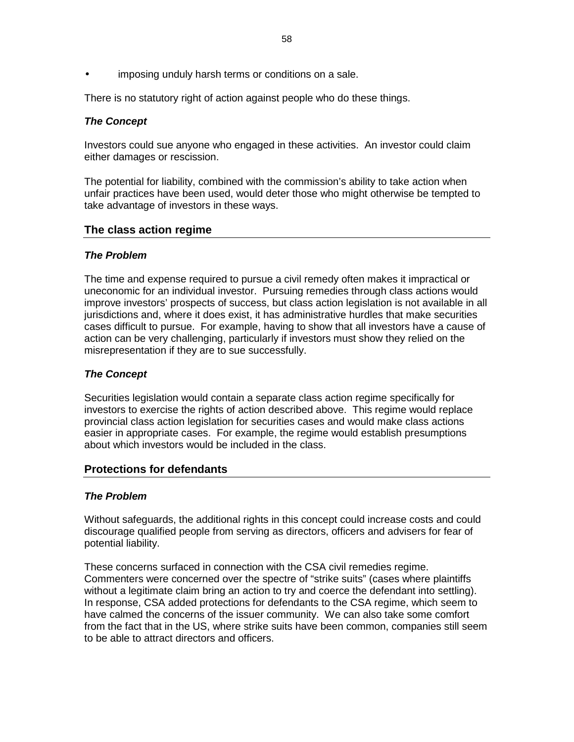- imposing unduly harsh terms or conditions on a sale.

There is no statutory right of action against people who do these things.

### *The Concept*

Investors could sue anyone who engaged in these activities. An investor could claim either damages or rescission.

The potential for liability, combined with the commission's ability to take action when unfair practices have been used, would deter those who might otherwise be tempted to take advantage of investors in these ways.

## The class action regime

### *The Problem*

The time and expense required to pursue a civil remedy often makes it impractical or uneconomic for an individual investor. Pursuing remedies through class actions would improve investors' prospects of success, but class action legislation is not available in all jurisdictions and, where it does exist, it has administrative hurdles that make securities cases difficult to pursue. For example, having to show that all investors have a cause of action can be very challenging, particularly if investors must show they relied on the misrepresentation if they are to sue successfully.

### *The Concept*

Securities legislation would contain a separate class action regime specifically for investors to exercise the rights of action described above. This regime would replace provincial class action legislation for securities cases and would make class actions easier in appropriate cases. For example, the regime would establish presumptions about which investors would be included in the class.

## Protections for defendants

### *The Problem*

Without safeguards, the additional rights in this concept could increase costs and could discourage qualified people from serving as directors, officers and advisers for fear of potential liability.

These concerns surfaced in connection with the CSA civil remedies regime. Commenters were concerned over the spectre of "strike suits" (cases where plaintiffs without a legitimate claim bring an action to try and coerce the defendant into settling). In response, CSA added protections for defendants to the CSA regime, which seem to have calmed the concerns of the issuer community. We can also take some comfort from the fact that in the US, where strike suits have been common, companies still seem to be able to attract directors and officers.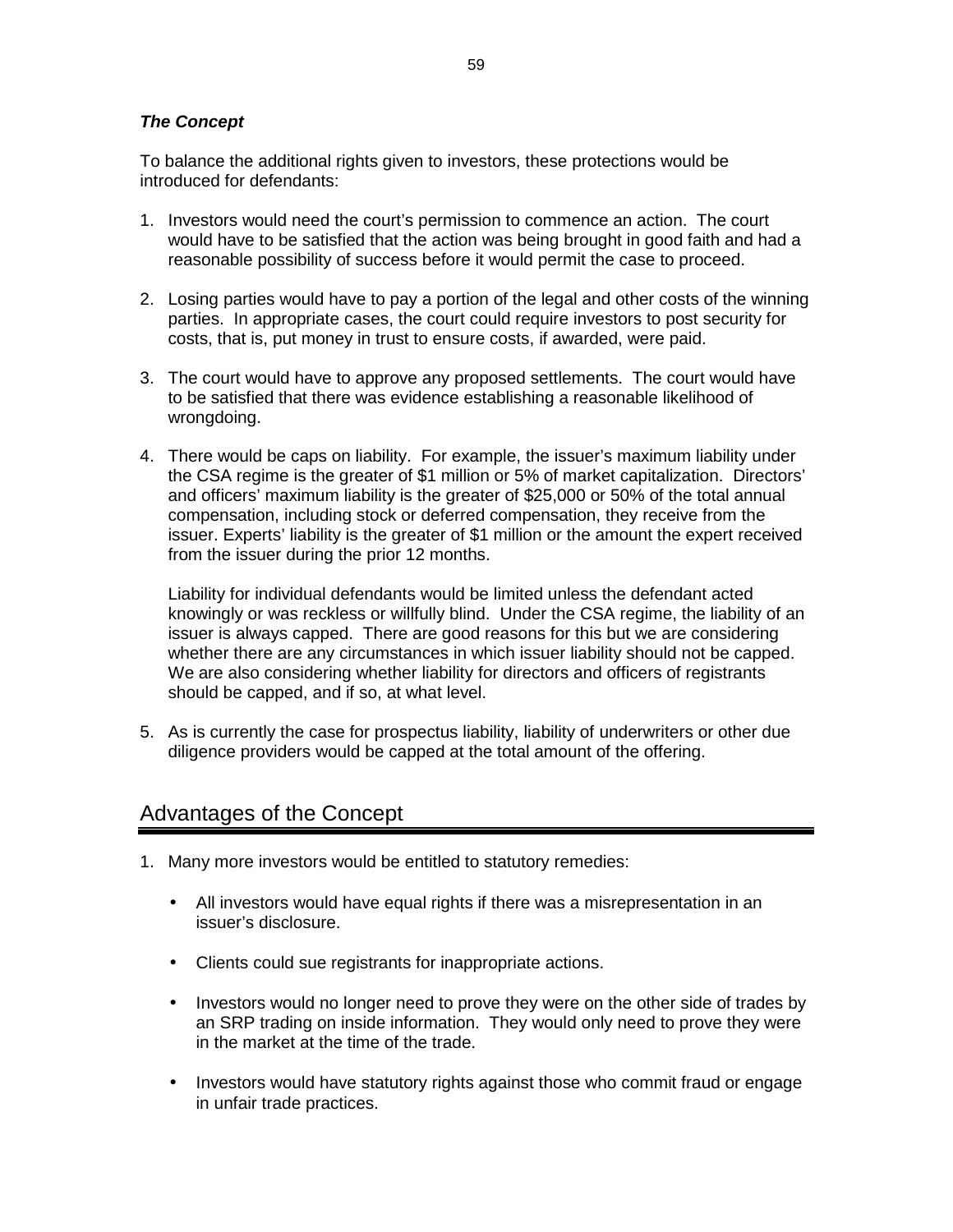***The Concept***

To balance the additional rights given to investors, these protections would be introduced for defendants:

1. Investors would need the court's permission to commence an action. The court would have to be satisfied that the action was being brought in good faith and had a reasonable possibility of success before it would permit the case to proceed.

2. Losing parties would have to pay a portion of the legal and other costs of the winning parties. In appropriate cases, the court could require investors to post security for costs, that is, put money in trust to ensure costs, if awarded, were paid.

3. The court would have to approve any proposed settlements. The court would have to be satisfied that there was evidence establishing a reasonable likelihood of wrongdoing.

4. There would be caps on liability. For example, the issuer's maximum liability under the CSA regime is the greater of $1 million or 5% of market capitalization. Directors' and officers' maximum liability is the greater of $25,000 or 50% of the total annual compensation, including stock or deferred compensation, they receive from the issuer. Experts' liability is the greater of $1 million or the amount the expert received from the issuer during the prior 12 months.

   Liability for individual defendants would be limited unless the defendant acted knowingly or was reckless or willfully blind. Under the CSA regime, the liability of an issuer is always capped. There are good reasons for this but we are considering whether there are any circumstances in which issuer liability should not be capped. We are also considering whether liability for directors and officers of registrants should be capped, and if so, at what level.

5. As is currently the case for prospectus liability, liability of underwriters or other due diligence providers would be capped at the total amount of the offering.

## Advantages of the Concept

1. Many more investors would be entitled to statutory remedies:

   - All investors would have equal rights if there was a misrepresentation in an issuer's disclosure.

   - Clients could sue registrants for inappropriate actions.

   - Investors would no longer need to prove they were on the other side of trades by an SRP trading on inside information. They would only need to prove they were in the market at the time of the trade.

   - Investors would have statutory rights against those who commit fraud or engage in unfair trade practices.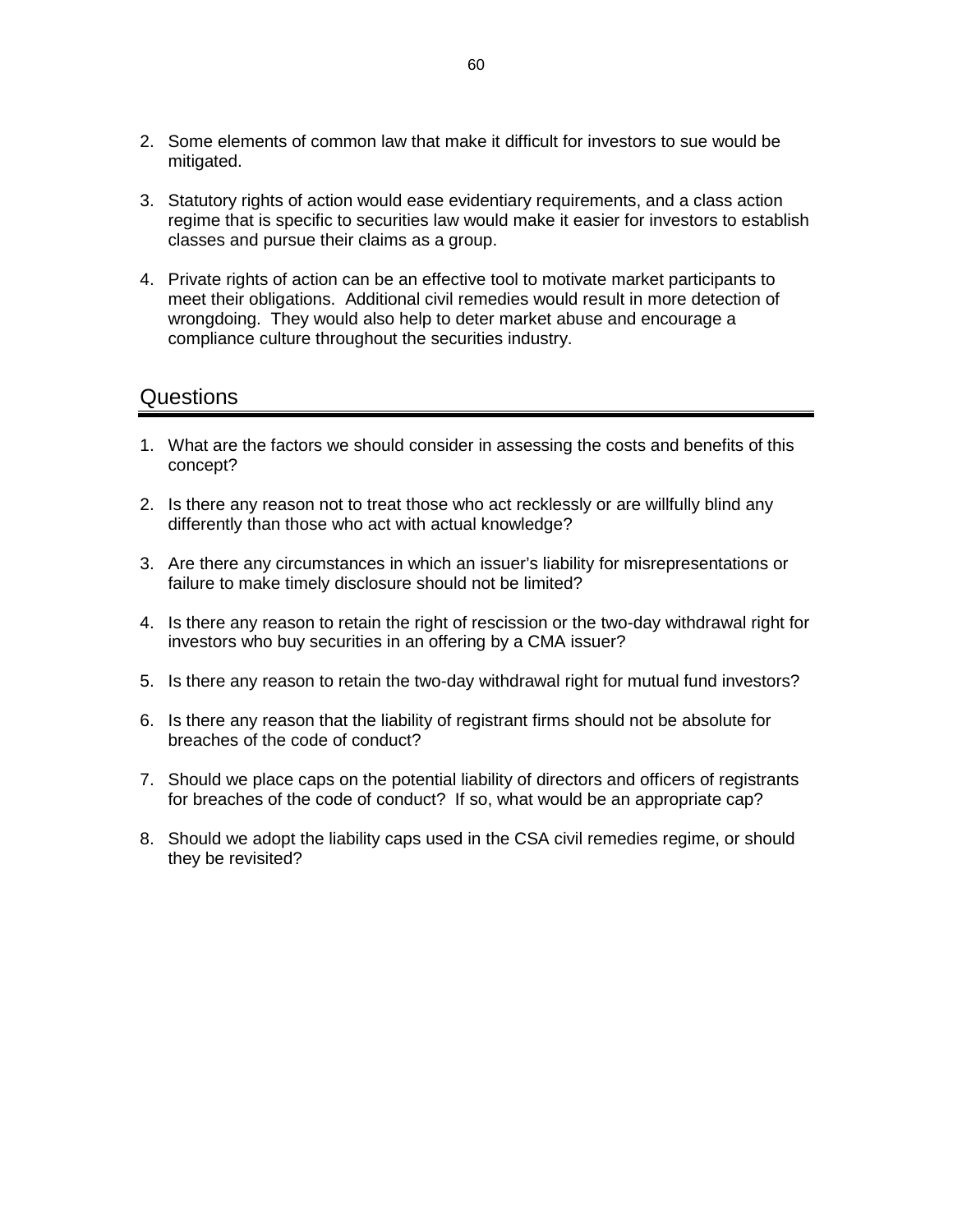2. Some elements of common law that make it difficult for investors to sue would be mitigated.

3. Statutory rights of action would ease evidentiary requirements, and a class action regime that is specific to securities law would make it easier for investors to establish classes and pursue their claims as a group.

4. Private rights of action can be an effective tool to motivate market participants to meet their obligations. Additional civil remedies would result in more detection of wrongdoing. They would also help to deter market abuse and encourage a compliance culture throughout the securities industry.

## Questions

1. What are the factors we should consider in assessing the costs and benefits of this concept?

2. Is there any reason not to treat those who act recklessly or are willfully blind any differently than those who act with actual knowledge?

3. Are there any circumstances in which an issuer's liability for misrepresentations or failure to make timely disclosure should not be limited?

4. Is there any reason to retain the right of rescission or the two-day withdrawal right for investors who buy securities in an offering by a CMA issuer?

5. Is there any reason to retain the two-day withdrawal right for mutual fund investors?

6. Is there any reason that the liability of registrant firms should not be absolute for breaches of the code of conduct?

7. Should we place caps on the potential liability of directors and officers of registrants for breaches of the code of conduct? If so, what would be an appropriate cap?

8. Should we adopt the liability caps used in the CSA civil remedies regime, or should they be revisited?